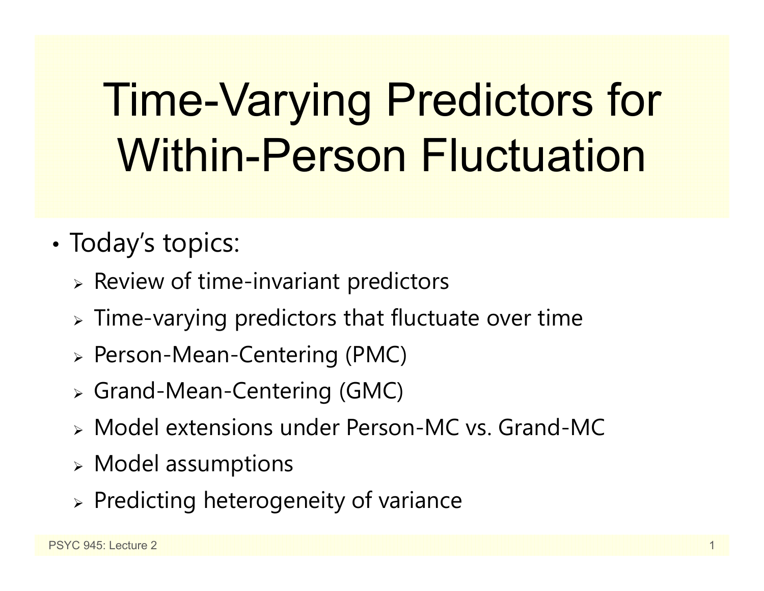# Time-Varying Predictors for Within-Person Fluctuation

- Today's topics:
  - Review of time-invariant predictors
  - Time-varying predictors that fluctuate over time
  - Person-Mean-Centering (PMC)
  - Grand-Mean-Centering (GMC)
  - Model extensions under Person-MC vs. Grand-MC
  - Model assumptions
  - Predicting heterogeneity of variance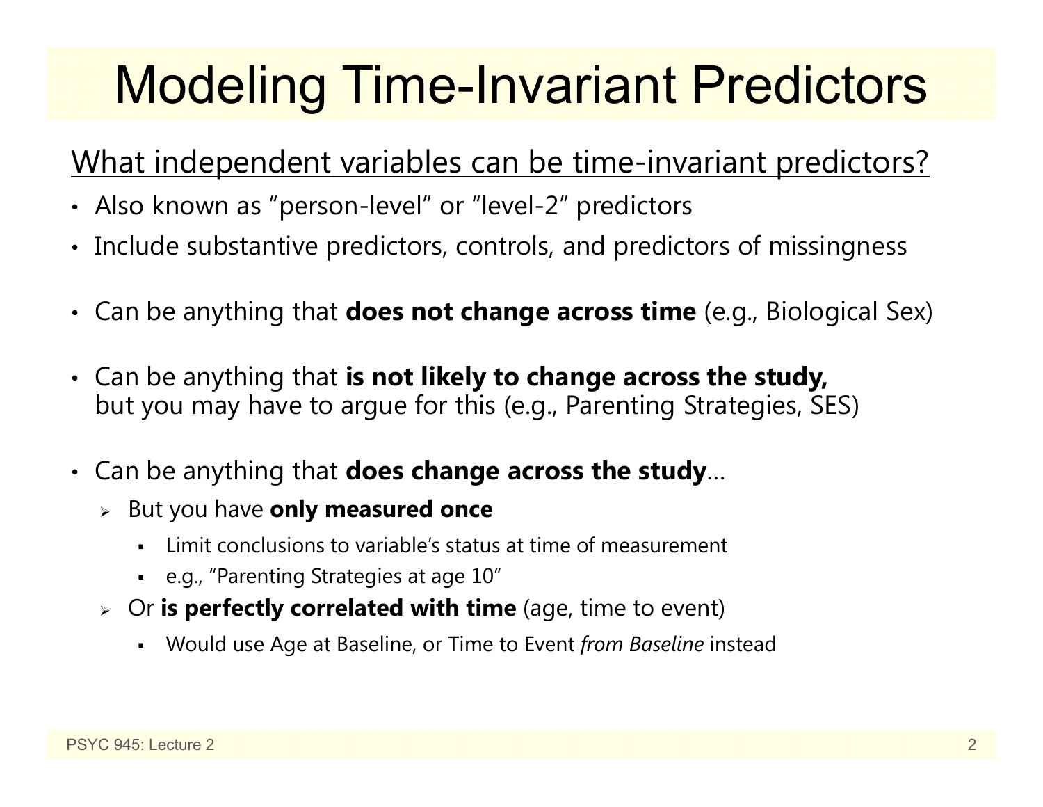# Modeling Time-Invariant Predictors

What independent variables can be time-invariant predictors?

- Also known as "person-level" or "level-2" predictors
- Include substantive predictors, controls, and predictors of missingness
- Can be anything that **does not change across time** (e.g., Biological Sex)
- Can be anything that **is not likely to change across the study,** but you may have to argue for this (e.g., Parenting Strategies, SES)
- Can be anything that **does change across the study**…
  - But you have **only measured once**
    - Limit conclusions to variable's status at time of measurement
    - e.g., "Parenting Strategies at age 10"
  - Or **is perfectly correlated with time** (age, time to event)
    - Would use Age at Baseline, or Time to Event *from Baseline* instead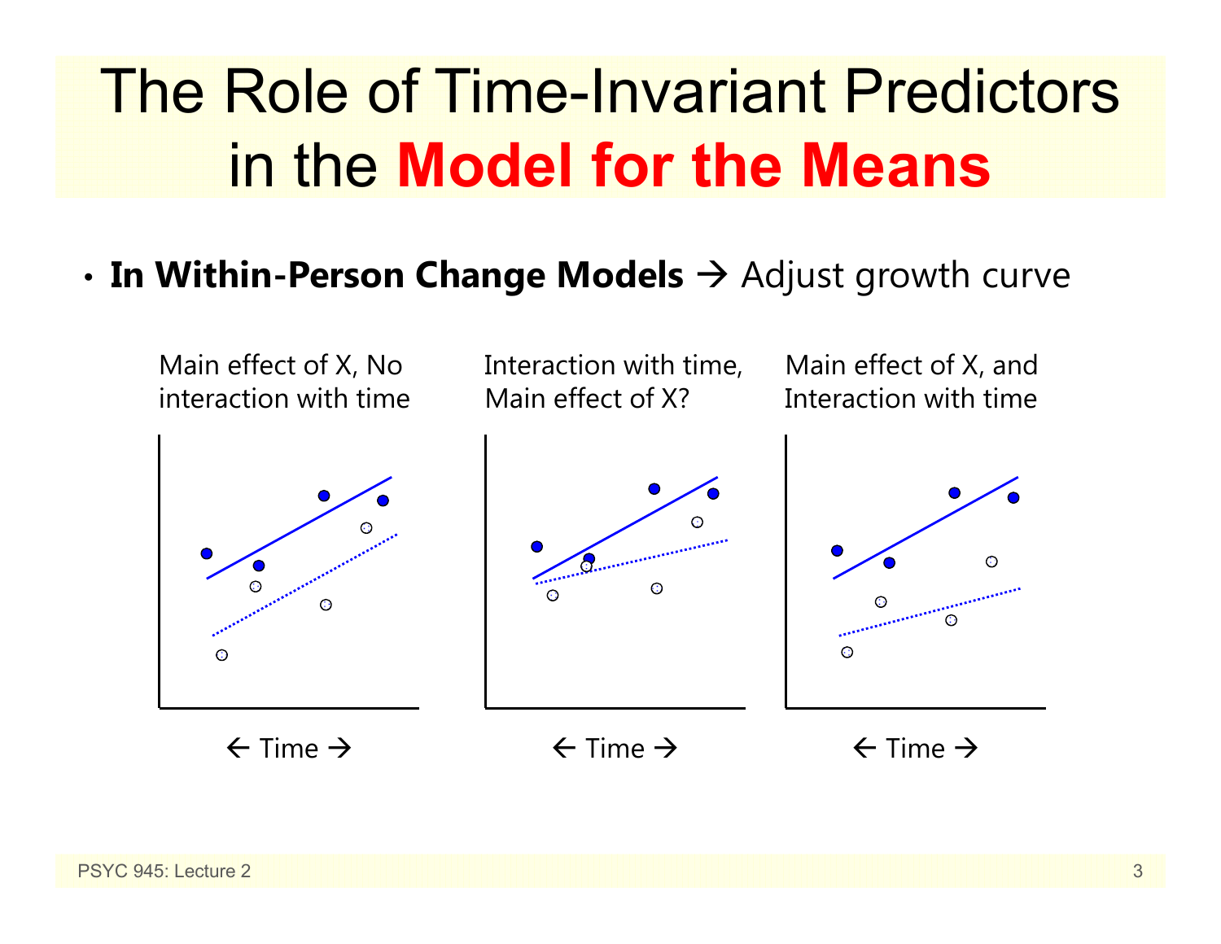# The Role of Time-Invariant Predictors in the **Model for the Means**

- **In Within-Person Change Models** → Adjust growth curve

Main effect of X, No interaction with time

← Time →

Interaction with time, Main effect of X?

← Time →

Main effect of X, and Interaction with time

← Time →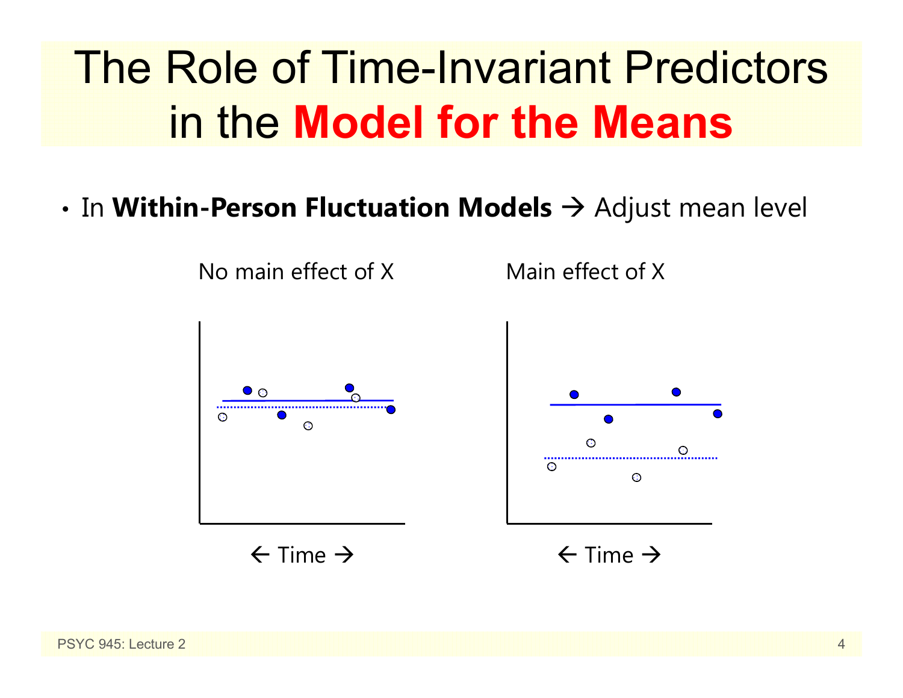# The Role of Time-Invariant Predictors in the **Model for the Means**

- In **Within-Person Fluctuation Models** → Adjust mean level

No main effect of X

← Time →

Main effect of X

← Time →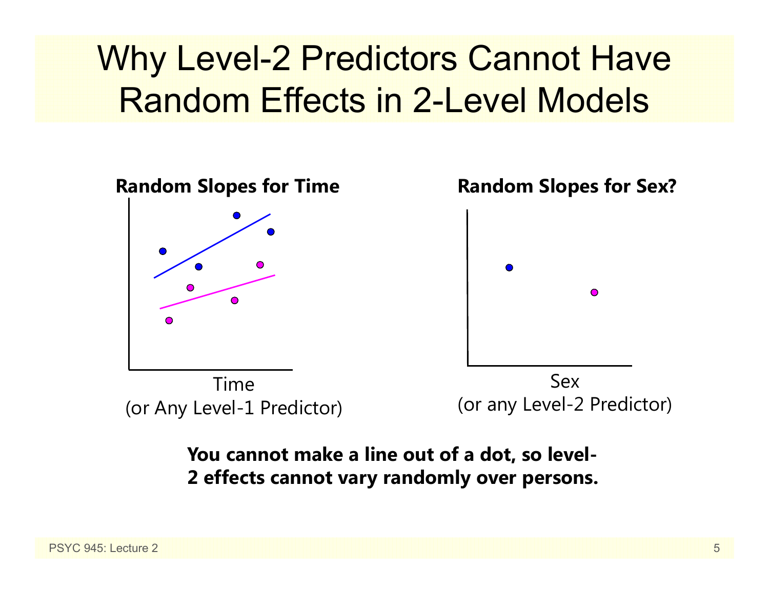# Why Level-2 Predictors Cannot Have Random Effects in 2-Level Models

**Random Slopes for Time**

Time
(or Any Level-1 Predictor)

**Random Slopes for Sex?**

Sex
(or any Level-2 Predictor)

**You cannot make a line out of a dot, so level-2 effects cannot vary randomly over persons.**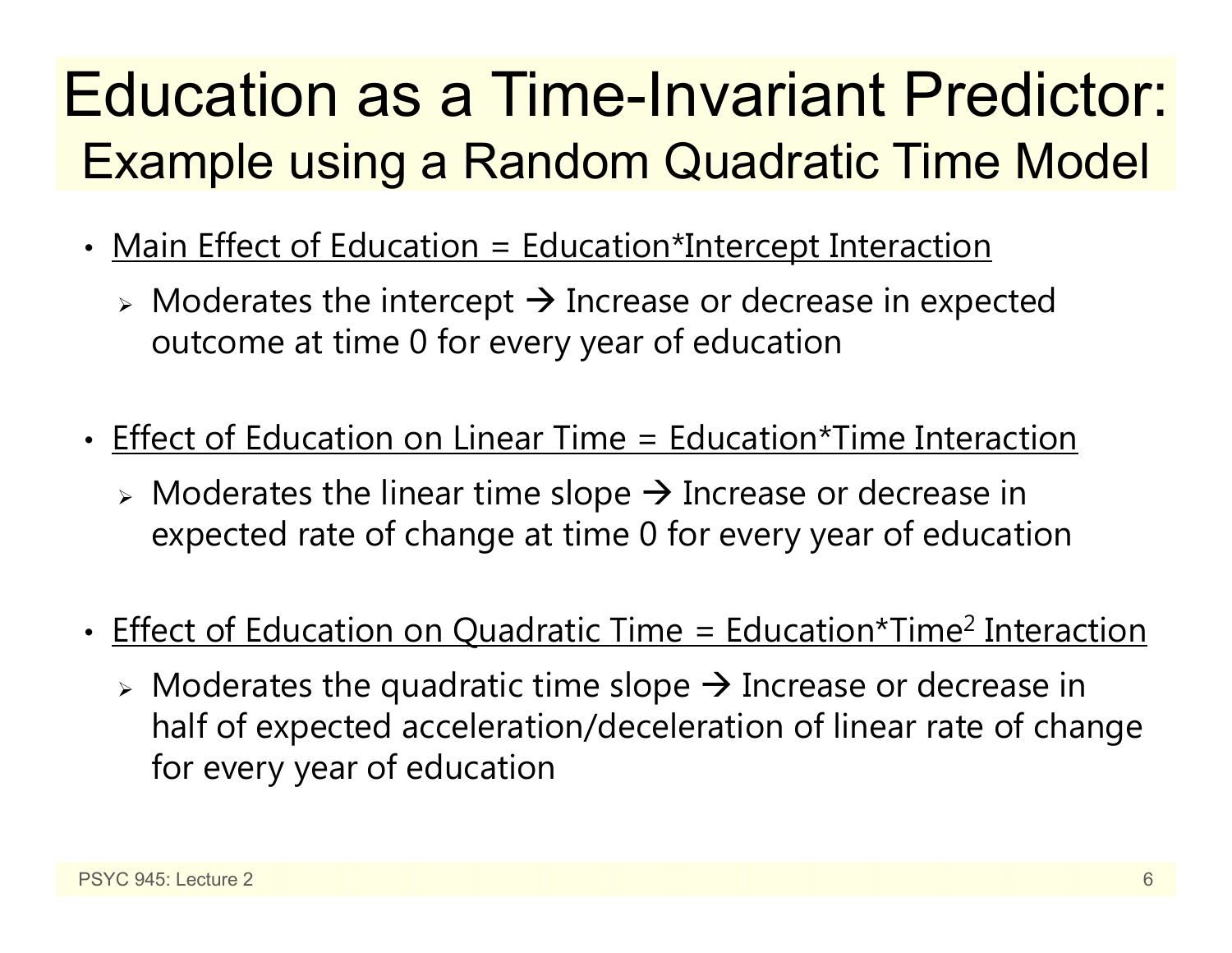# Education as a Time-Invariant Predictor:
## Example using a Random Quadratic Time Model

- Main Effect of Education = Education*Intercept Interaction
  - Moderates the intercept → Increase or decrease in expected outcome at time 0 for every year of education

- Effect of Education on Linear Time = Education*Time Interaction
  - Moderates the linear time slope → Increase or decrease in expected rate of change at time 0 for every year of education

- Effect of Education on Quadratic Time = Education*$\text{Time}^2$ Interaction
  - Moderates the quadratic time slope → Increase or decrease in half of expected acceleration/deceleration of linear rate of change for every year of education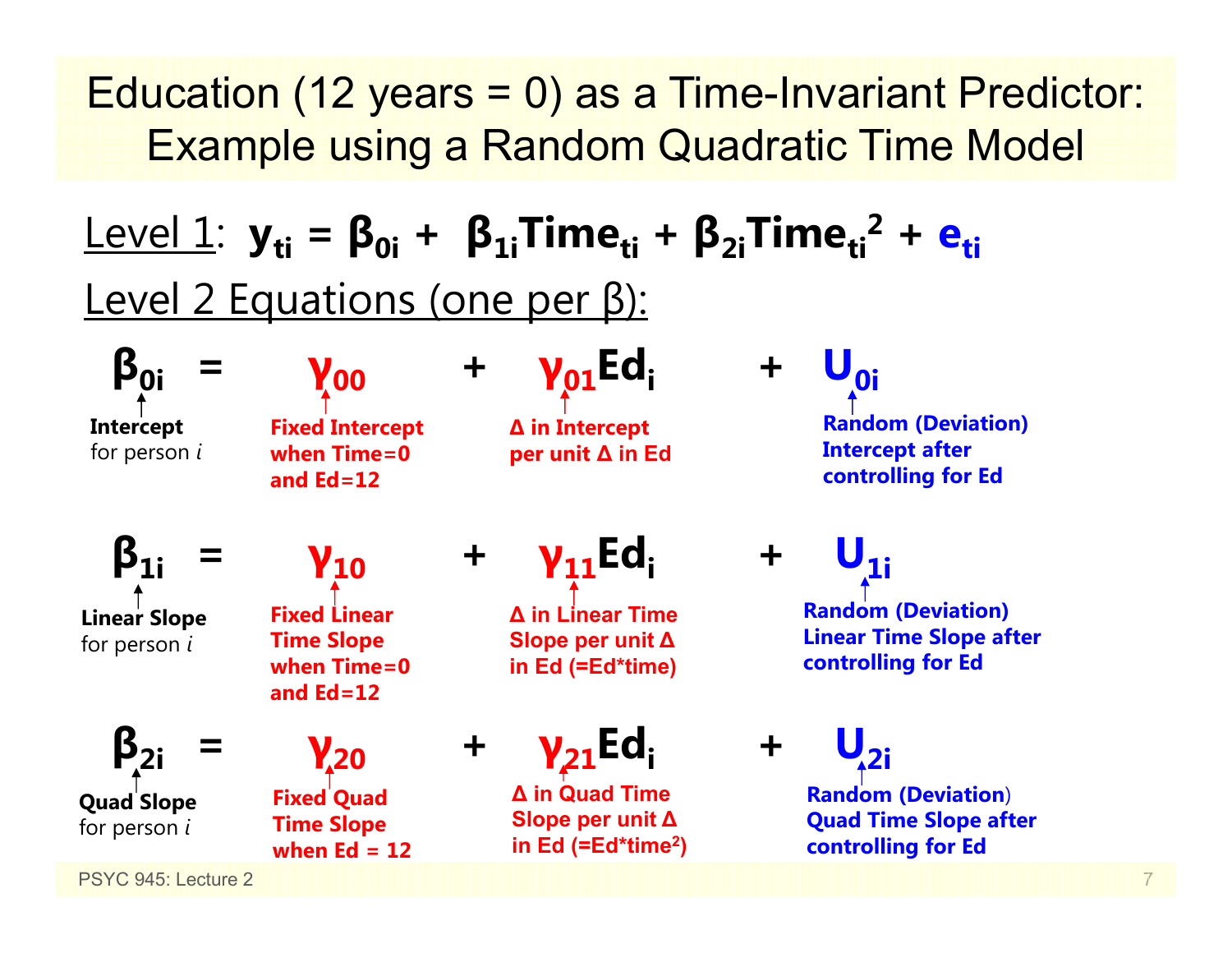# Education (12 years = 0) as a Time-Invariant Predictor: Example using a Random Quadratic Time Model

Level 1: $y_{ti} = \beta_{0i} + \beta_{1i}Time_{ti} + \beta_{2i}Time_{ti}^2 + e_{ti}$

Level 2 Equations (one per β):

$$\beta_{0i} = \gamma_{00} + \gamma_{01}Ed_i + U_{0i}$$

- $\beta_{0i}$: **Intercept** for person *i*
- $\gamma_{00}$: **Fixed Intercept when Time=0 and Ed=12**
- $\gamma_{01}$: **Δ in Intercept per unit Δ in Ed**
- $U_{0i}$: **Random (Deviation) Intercept after controlling for Ed**

$$\beta_{1i} = \gamma_{10} + \gamma_{11}Ed_i + U_{1i}$$

- $\beta_{1i}$: **Linear Slope** for person *i*
- $\gamma_{10}$: **Fixed Linear Time Slope when Time=0 and Ed=12**
- $\gamma_{11}$: **Δ in Linear Time Slope per unit Δ in Ed (=Ed*time)**
- $U_{1i}$: **Random (Deviation) Linear Time Slope after controlling for Ed**

$$\beta_{2i} = \gamma_{20} + \gamma_{21}Ed_i + U_{2i}$$

- $\beta_{2i}$: **Quad Slope** for person *i*
- $\gamma_{20}$: **Fixed Quad Time Slope when Ed = 12**
- $\gamma_{21}$: **Δ in Quad Time Slope per unit Δ in Ed (=Ed*time$^2$)**
- $U_{2i}$: **Random (Deviation) Quad Time Slope after controlling for Ed**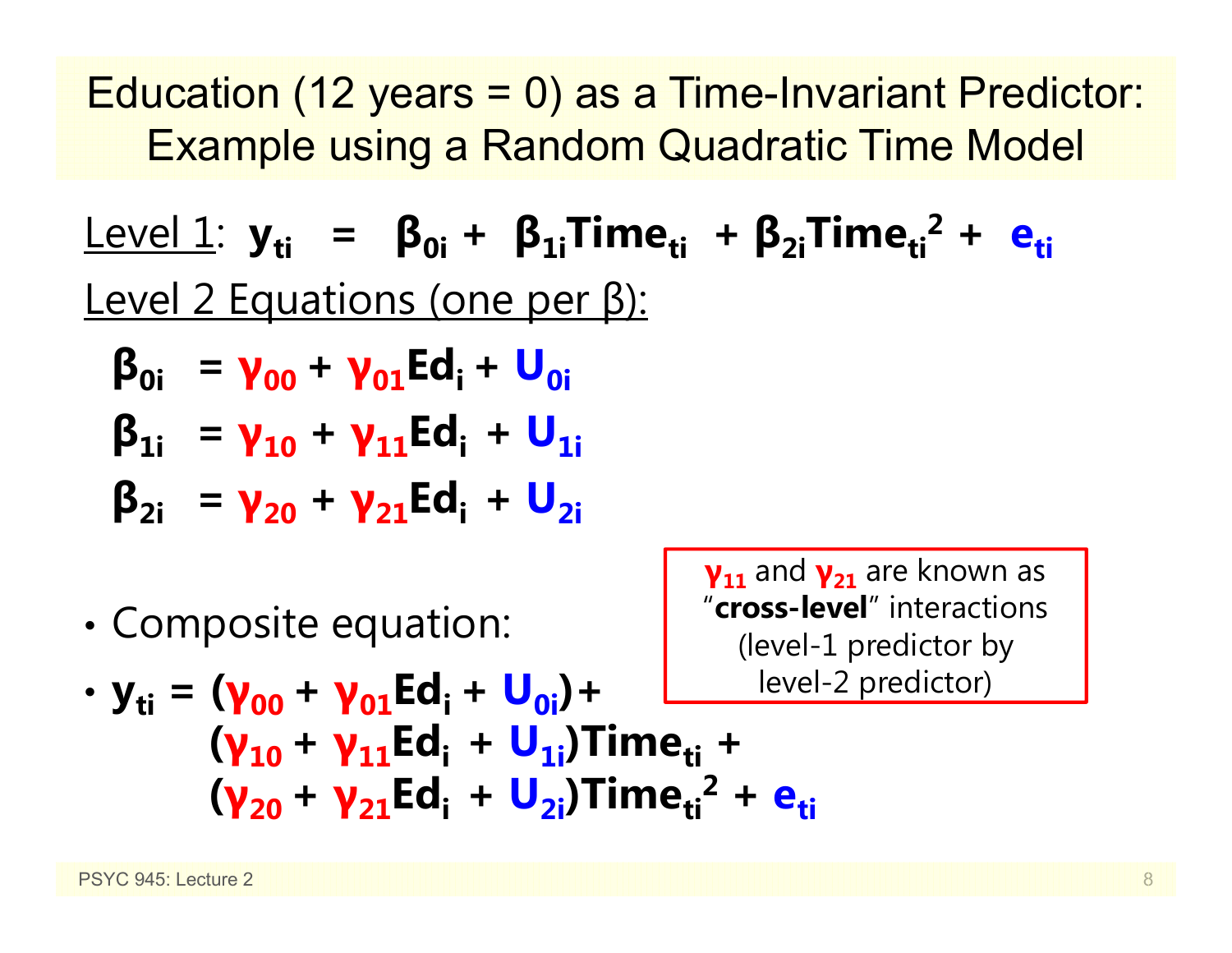# Education (12 years = 0) as a Time-Invariant Predictor: Example using a Random Quadratic Time Model

Level 1: $y_{ti} = \beta_{0i} + \beta_{1i}Time_{ti} + \beta_{2i}Time_{ti}^2 + e_{ti}$

Level 2 Equations (one per β):

$$\beta_{0i} = \gamma_{00} + \gamma_{01}Ed_i + U_{0i}$$

$$\beta_{1i} = \gamma_{10} + \gamma_{11}Ed_i + U_{1i}$$

$$\beta_{2i} = \gamma_{20} + \gamma_{21}Ed_i + U_{2i}$$

$\gamma_{11}$ and $\gamma_{21}$ are known as "**cross-level**" interactions (level-1 predictor by level-2 predictor)

- Composite equation:
- $$y_{ti} = (\gamma_{00} + \gamma_{01}Ed_i + U_{0i}) + (\gamma_{10} + \gamma_{11}Ed_i + U_{1i})Time_{ti} + (\gamma_{20} + \gamma_{21}Ed_i + U_{2i})Time_{ti}^2 + e_{ti}$$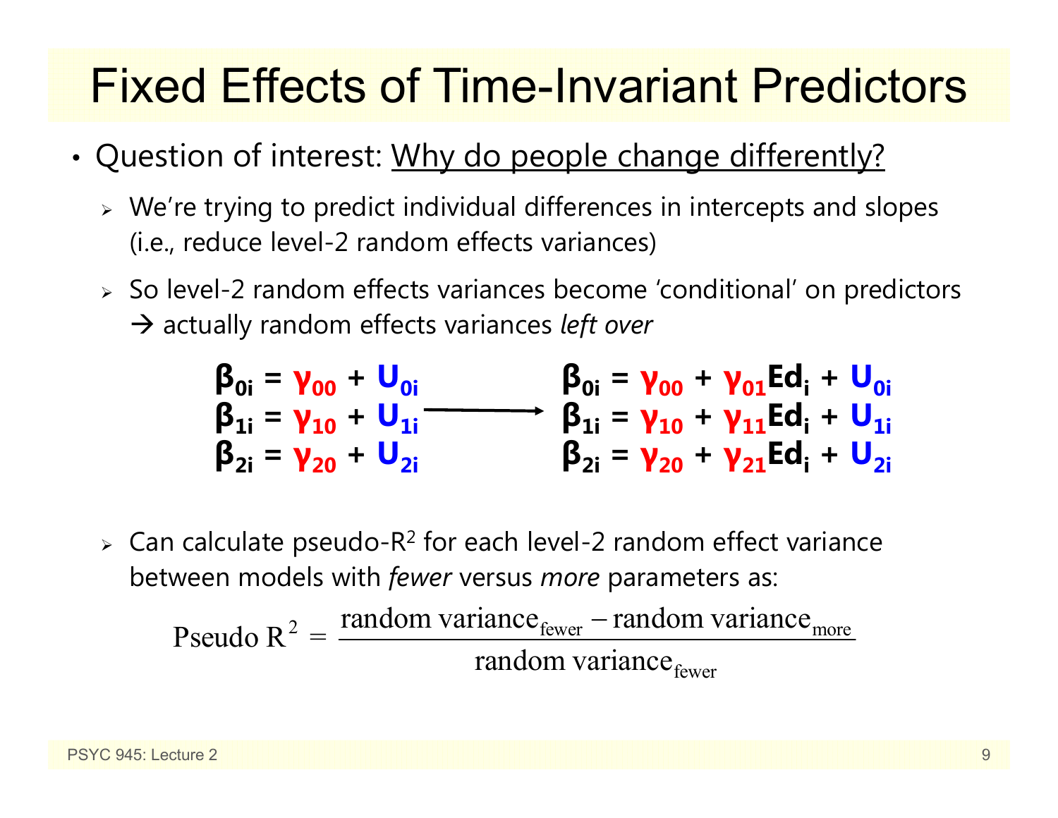# Fixed Effects of Time-Invariant Predictors

- Question of interest: Why do people change differently?
  - We're trying to predict individual differences in intercepts and slopes (i.e., reduce level-2 random effects variances)
  - So level-2 random effects variances become 'conditional' on predictors → actually random effects variances *left over*

$$
\begin{aligned}
\beta_{0i} &= \gamma_{00} + U_{0i} \\
\beta_{1i} &= \gamma_{10} + U_{1i} \\
\beta_{2i} &= \gamma_{20} + U_{2i}
\end{aligned}
\quad \longrightarrow \quad
\begin{aligned}
\beta_{0i} &= \gamma_{00} + \gamma_{01}Ed_i + U_{0i} \\
\beta_{1i} &= \gamma_{10} + \gamma_{11}Ed_i + U_{1i} \\
\beta_{2i} &= \gamma_{20} + \gamma_{21}Ed_i + U_{2i}
\end{aligned}
$$

  - Can calculate pseudo-$R^2$ for each level-2 random effect variance between models with *fewer* versus *more* parameters as:

$$\text{Pseudo } R^2 = \frac{\text{random variance}_{\text{fewer}} - \text{random variance}_{\text{more}}}{\text{random variance}_{\text{fewer}}}$$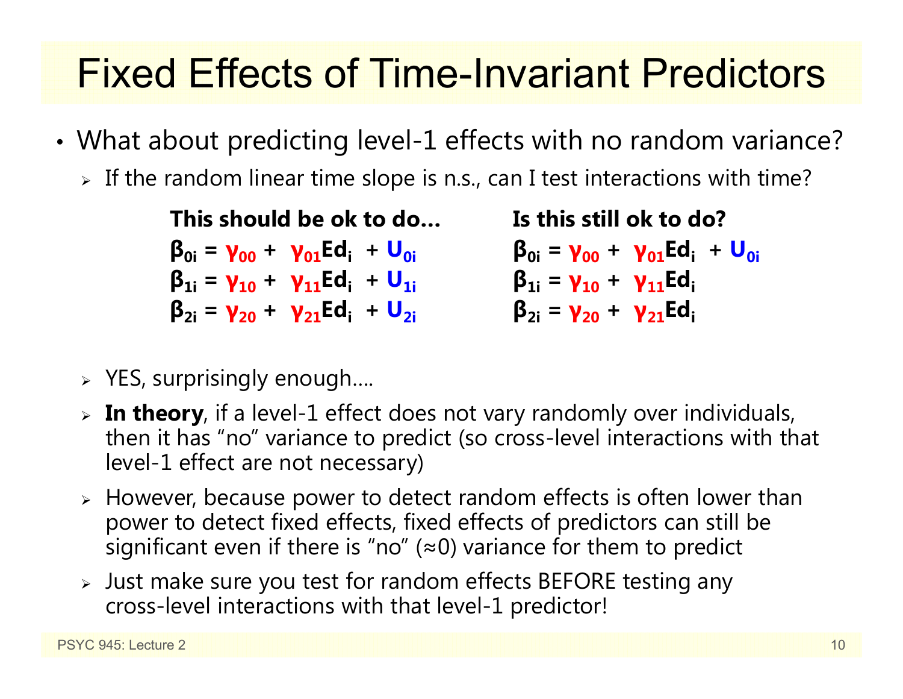# Fixed Effects of Time-Invariant Predictors

- What about predicting level-1 effects with no random variance?
  - If the random linear time slope is n.s., can I test interactions with time?

**This should be ok to do...**

$$\beta_{0i} = \gamma_{00} + \gamma_{01}Ed_i + U_{0i}$$
$$\beta_{1i} = \gamma_{10} + \gamma_{11}Ed_i + U_{1i}$$
$$\beta_{2i} = \gamma_{20} + \gamma_{21}Ed_i + U_{2i}$$

**Is this still ok to do?**

$$\beta_{0i} = \gamma_{00} + \gamma_{01}Ed_i + U_{0i}$$
$$\beta_{1i} = \gamma_{10} + \gamma_{11}Ed_i$$
$$\beta_{2i} = \gamma_{20} + \gamma_{21}Ed_i$$

  - YES, surprisingly enough….
  - **In theory**, if a level-1 effect does not vary randomly over individuals, then it has "no" variance to predict (so cross-level interactions with that level-1 effect are not necessary)
  - However, because power to detect random effects is often lower than power to detect fixed effects, fixed effects of predictors can still be significant even if there is "no" (≈0) variance for them to predict
  - Just make sure you test for random effects BEFORE testing any cross-level interactions with that level-1 predictor!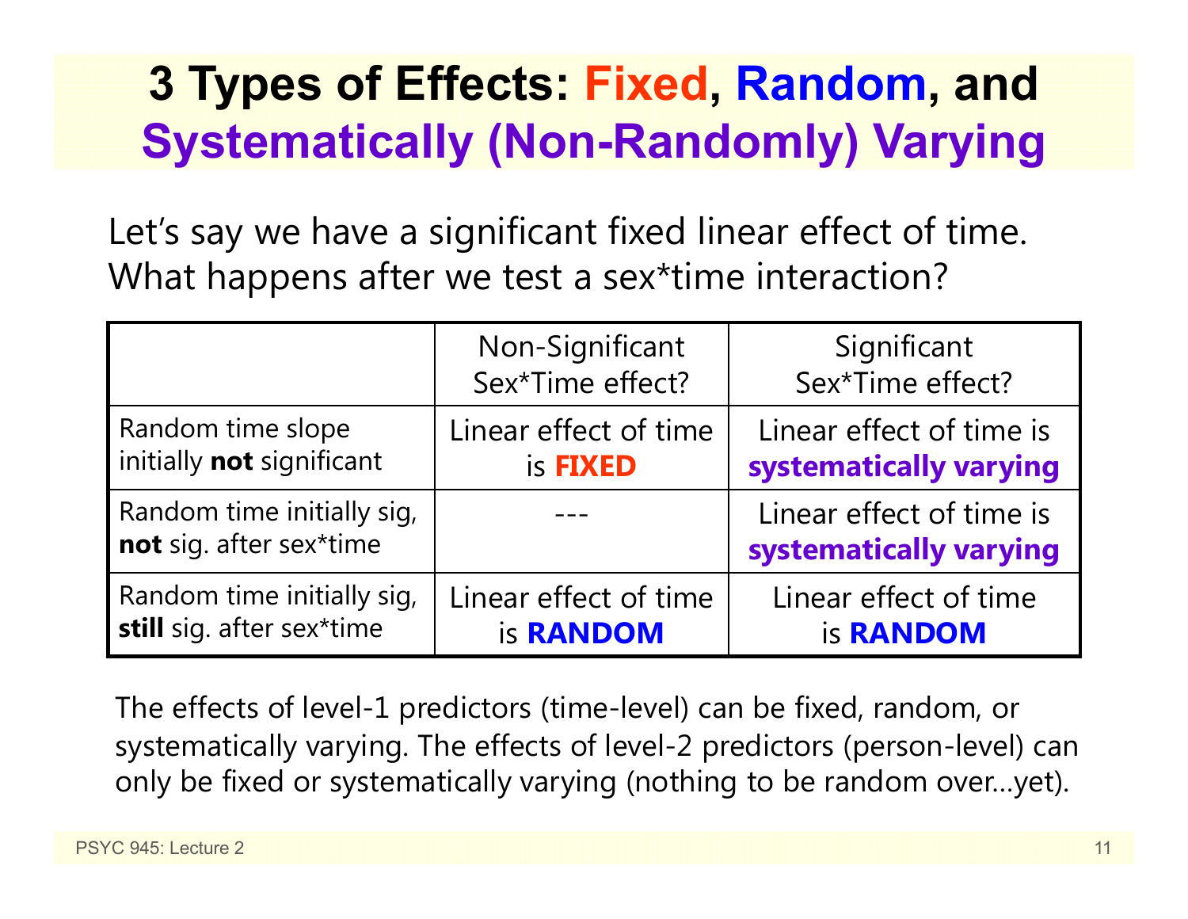# 3 Types of Effects: Fixed, Random, and Systematically (Non-Randomly) Varying

Let's say we have a significant fixed linear effect of time. What happens after we test a sex*time interaction?

| | Non-Significant Sex*Time effect? | Significant Sex*Time effect? |
|---|---|---|
| Random time slope initially **not** significant | Linear effect of time is **FIXED** | Linear effect of time is **systematically varying** |
| Random time initially sig, **not** sig. after sex*time | --- | Linear effect of time is **systematically varying** |
| Random time initially sig, **still** sig. after sex*time | Linear effect of time is **RANDOM** | Linear effect of time is **RANDOM** |

The effects of level-1 predictors (time-level) can be fixed, random, or systematically varying. The effects of level-2 predictors (person-level) can only be fixed or systematically varying (nothing to be random over…yet).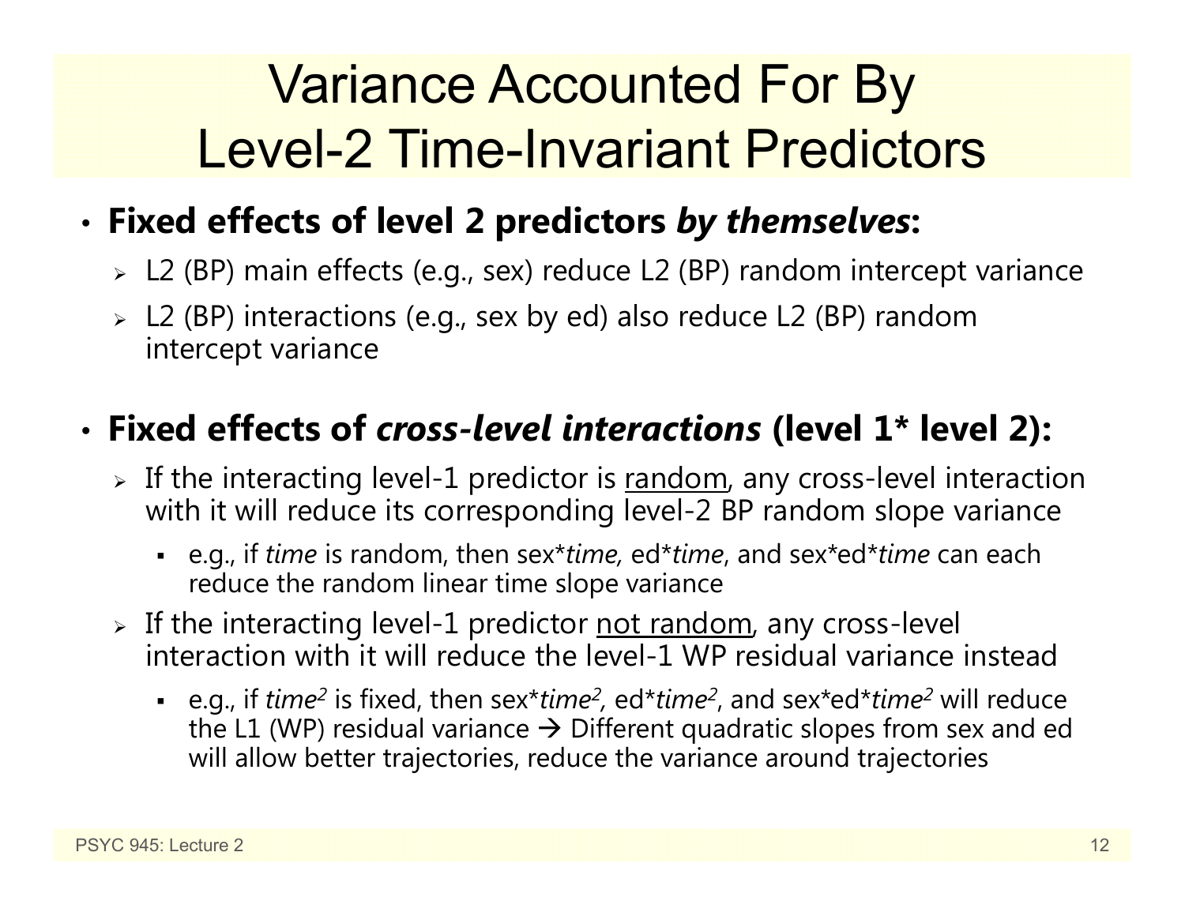# Variance Accounted For By Level-2 Time-Invariant Predictors

- **Fixed effects of level 2 predictors *by themselves*:**
  - L2 (BP) main effects (e.g., sex) reduce L2 (BP) random intercept variance
  - L2 (BP) interactions (e.g., sex by ed) also reduce L2 (BP) random intercept variance

- **Fixed effects of *cross-level interactions* (level 1* level 2):**
  - If the interacting level-1 predictor is <u>random</u>, any cross-level interaction with it will reduce its corresponding level-2 BP random slope variance
    - e.g., if *time* is random, then sex*\*time*, ed*\*time*, and sex*ed*\*time* can each reduce the random linear time slope variance
  - If the interacting level-1 predictor <u>not random</u>, any cross-level interaction with it will reduce the level-1 WP residual variance instead
    - e.g., if $time^2$ is fixed, then sex\*$time^2$, ed\*$time^2$, and sex\*ed\*$time^2$ will reduce the L1 (WP) residual variance → Different quadratic slopes from sex and ed will allow better trajectories, reduce the variance around trajectories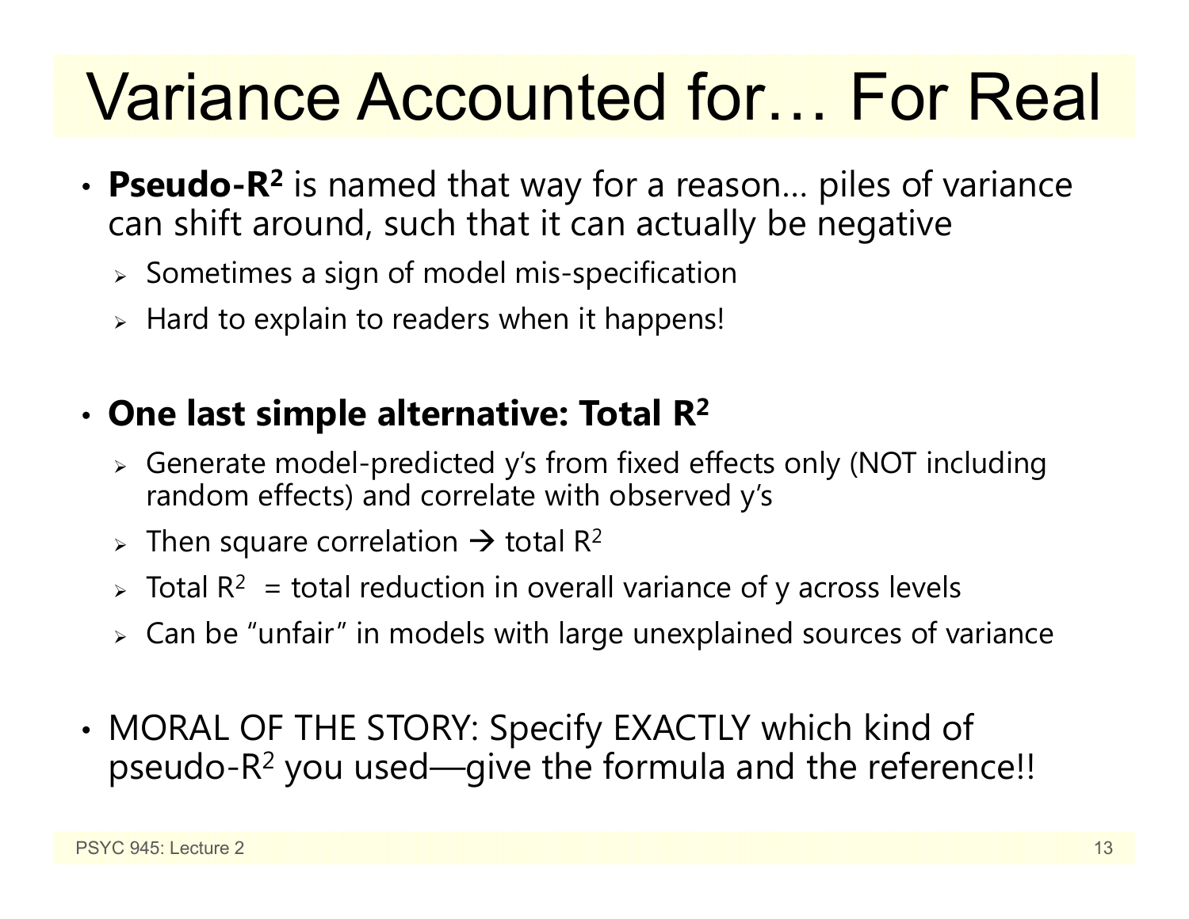# Variance Accounted for… For Real

- **Pseudo-$R^2$** is named that way for a reason… piles of variance can shift around, such that it can actually be negative
  - Sometimes a sign of model mis-specification
  - Hard to explain to readers when it happens!

- **One last simple alternative: Total $R^2$**
  - Generate model-predicted y's from fixed effects only (NOT including random effects) and correlate with observed y's
  - Then square correlation → total $R^2$
  - Total $R^2$ = total reduction in overall variance of y across levels
  - Can be "unfair" in models with large unexplained sources of variance

- MORAL OF THE STORY: Specify EXACTLY which kind of pseudo-$R^2$ you used—give the formula and the reference!!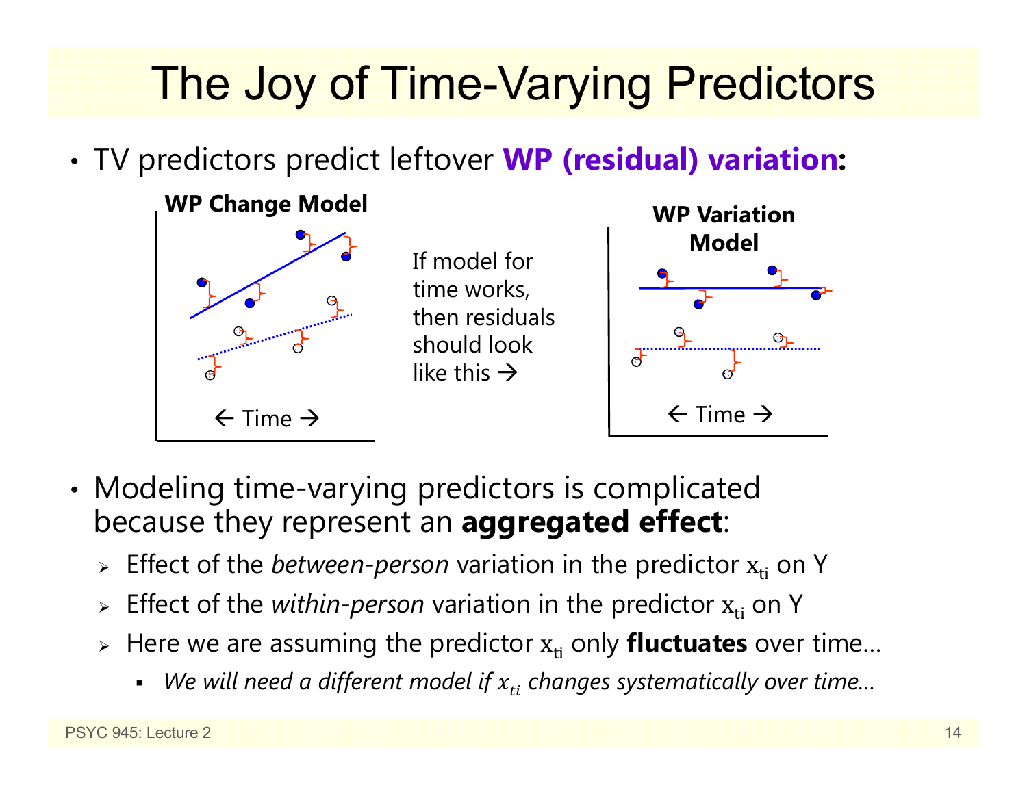# The Joy of Time-Varying Predictors

- TV predictors predict leftover **WP (residual) variation:**

**WP Change Model**

← Time →

If model for time works, then residuals should look like this →

**WP Variation Model**

← Time →

- Modeling time-varying predictors is complicated because they represent an **aggregated effect**:
  - Effect of the *between-person* variation in the predictor $x_{ti}$ on Y
  - Effect of the *within-person* variation in the predictor $x_{ti}$ on Y
  - Here we are assuming the predictor $x_{ti}$ only **fluctuates** over time…
    - *We will need a different model if $x_{ti}$ changes systematically over time…*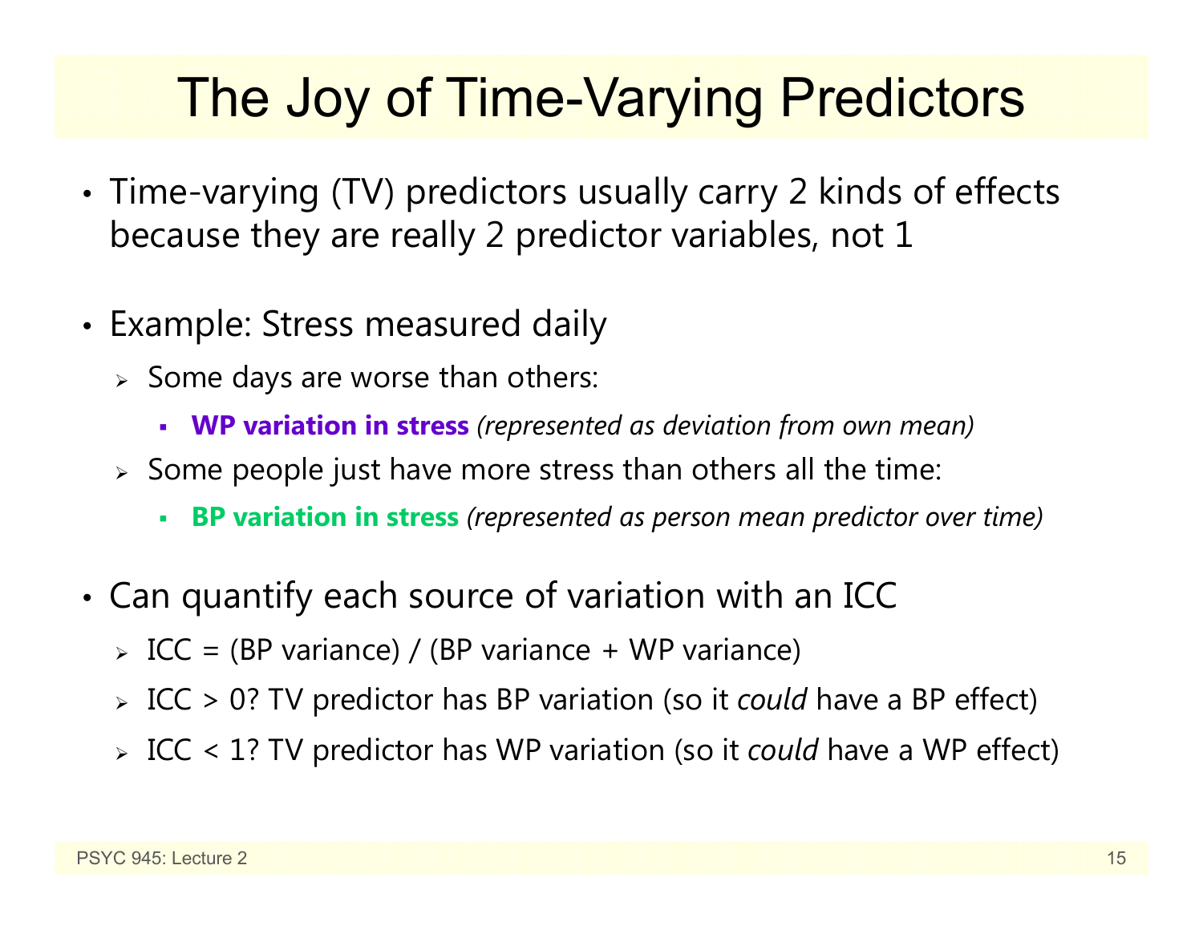# The Joy of Time-Varying Predictors

- Time-varying (TV) predictors usually carry 2 kinds of effects because they are really 2 predictor variables, not 1
- Example: Stress measured daily
  - Some days are worse than others:
    - **WP variation in stress** *(represented as deviation from own mean)*
  - Some people just have more stress than others all the time:
    - **BP variation in stress** *(represented as person mean predictor over time)*
- Can quantify each source of variation with an ICC
  - ICC = (BP variance) / (BP variance + WP variance)
  - ICC > 0? TV predictor has BP variation (so it *could* have a BP effect)
  - ICC < 1? TV predictor has WP variation (so it *could* have a WP effect)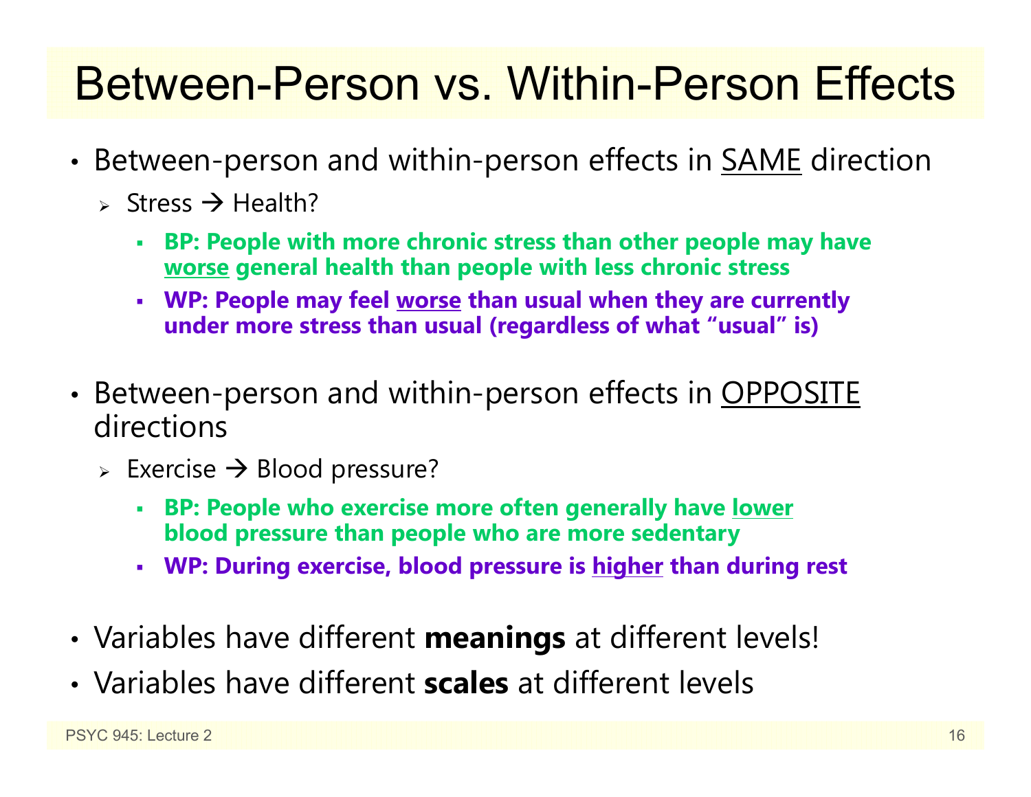# Between-Person vs. Within-Person Effects

- Between-person and within-person effects in <u>SAME</u> direction
  - Stress → Health?
    - **BP: People with more chronic stress than other people may have <u>worse</u> general health than people with less chronic stress**
    - **WP: People may feel <u>worse</u> than usual when they are currently under more stress than usual (regardless of what "usual" is)**
- Between-person and within-person effects in <u>OPPOSITE</u> directions
  - Exercise → Blood pressure?
    - **BP: People who exercise more often generally have <u>lower</u> blood pressure than people who are more sedentary**
    - **WP: During exercise, blood pressure is <u>higher</u> than during rest**
- Variables have different **meanings** at different levels!
- Variables have different **scales** at different levels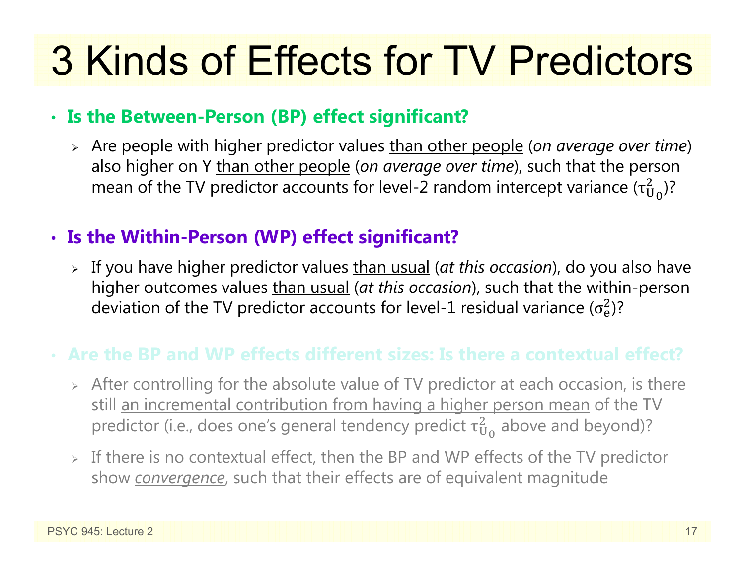# 3 Kinds of Effects for TV Predictors

- **Is the Between-Person (BP) effect significant?**
  - Are people with higher predictor values than other people (*on average over time*) also higher on Y than other people (*on average over time*), such that the person mean of the TV predictor accounts for level-2 random intercept variance ($\tau^2_{U_0}$)?

- **Is the Within-Person (WP) effect significant?**
  - If you have higher predictor values than usual (*at this occasion*), do you also have higher outcomes values than usual (*at this occasion*), such that the within-person deviation of the TV predictor accounts for level-1 residual variance ($\sigma^2_e$)?

- **Are the BP and WP effects different sizes: Is there a contextual effect?**
  - After controlling for the absolute value of TV predictor at each occasion, is there still an incremental contribution from having a higher person mean of the TV predictor (i.e., does one's general tendency predict $\tau^2_{U_0}$ above and beyond)?
  - If there is no contextual effect, then the BP and WP effects of the TV predictor show *convergence*, such that their effects are of equivalent magnitude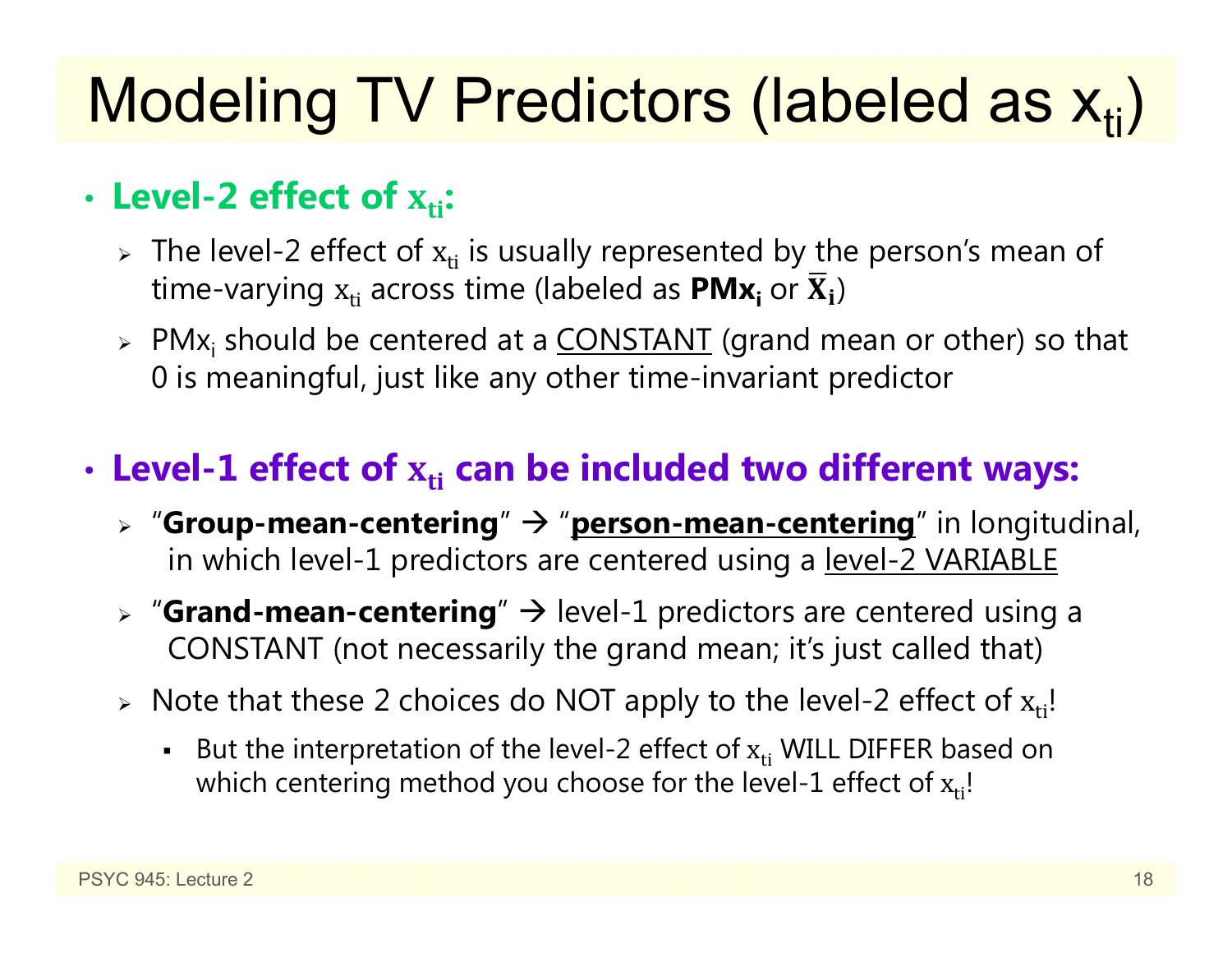# Modeling TV Predictors (labeled as $x_{ti}$)

- **Level-2 effect of $x_{ti}$:**
  - The level-2 effect of $x_{ti}$ is usually represented by the person's mean of time-varying $x_{ti}$ across time (labeled as **$PMx_i$** or $\bar{X}_i$)
  - $PMx_i$ should be centered at a CONSTANT (grand mean or other) so that 0 is meaningful, just like any other time-invariant predictor

- **Level-1 effect of $x_{ti}$ can be included two different ways:**
  - "**Group-mean-centering**" → "**person-mean-centering**" in longitudinal, in which level-1 predictors are centered using a level-2 VARIABLE
  - "**Grand-mean-centering**" → level-1 predictors are centered using a CONSTANT (not necessarily the grand mean; it's just called that)
  - Note that these 2 choices do NOT apply to the level-2 effect of $x_{ti}$!
    - But the interpretation of the level-2 effect of $x_{ti}$ WILL DIFFER based on which centering method you choose for the level-1 effect of $x_{ti}$!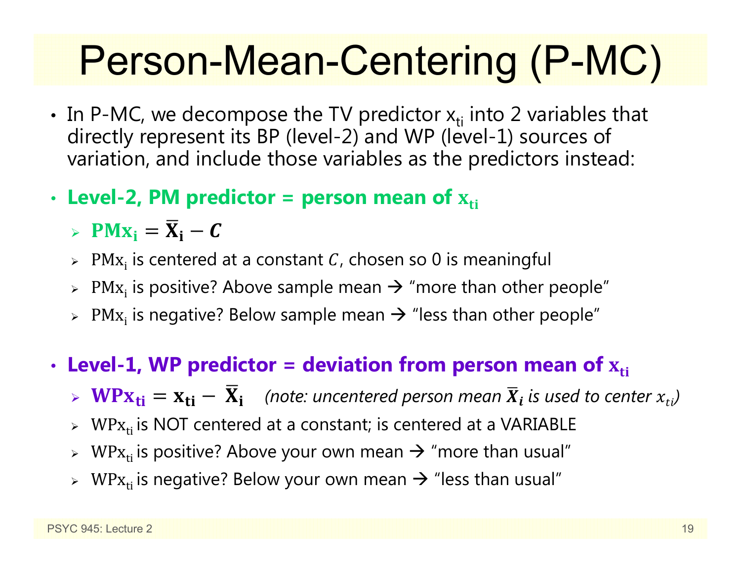# Person-Mean-Centering (P-MC)

- In P-MC, we decompose the TV predictor $x_{ti}$ into 2 variables that directly represent its BP (level-2) and WP (level-1) sources of variation, and include those variables as the predictors instead:

- **Level-2, PM predictor = person mean of $\mathbf{x_{ti}}$**
  - $\mathbf{PMx_i = \overline{X}_i - \boldsymbol{C}}$
  - $\mathrm{PMx_i}$ is centered at a constant $C$, chosen so 0 is meaningful
  - $\mathrm{PMx_i}$ is positive? Above sample mean → "more than other people"
  - $\mathrm{PMx_i}$ is negative? Below sample mean → "less than other people"

- **Level-1, WP predictor = deviation from person mean of $\mathbf{x_{ti}}$**
  - $\mathbf{WPx_{ti} = x_{ti} - \overline{X}_i}$ *(note: uncentered person mean $\overline{\boldsymbol{X}}_{\boldsymbol{i}}$ is used to center $x_{ti}$)*
  - $\mathrm{WPx_{ti}}$ is NOT centered at a constant; is centered at a VARIABLE
  - $\mathrm{WPx_{ti}}$ is positive? Above your own mean → "more than usual"
  - $\mathrm{WPx_{ti}}$ is negative? Below your own mean → "less than usual"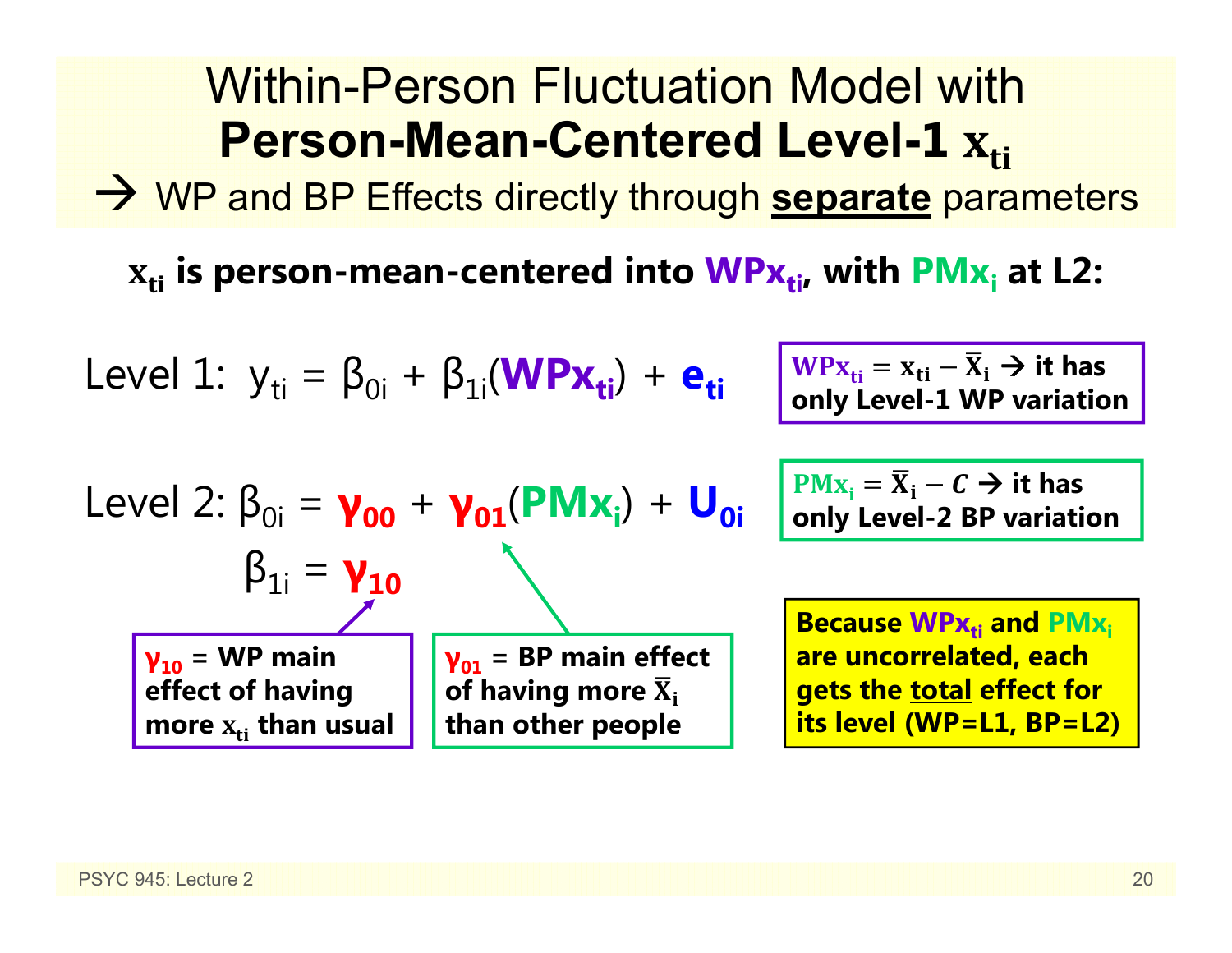# Within-Person Fluctuation Model with **Person-Mean-Centered Level-1 $x_{ti}$**

→ WP and BP Effects directly through **separate** parameters

**$x_{ti}$ is person-mean-centered into $WPx_{ti}$, with $PMx_i$ at L2:**

Level 1: $y_{ti} = \beta_{0i} + \beta_{1i}(WPx_{ti}) + e_{ti}$

Level 2: $\beta_{0i} = \gamma_{00} + \gamma_{01}(PMx_i) + U_{0i}$

$\beta_{1i} = \gamma_{10}$

**$WPx_{ti} = x_{ti} - \bar{X}_i$ → it has only Level-1 WP variation**

**$PMx_i = \bar{X}_i - C$ → it has only Level-2 BP variation**

**$\gamma_{10}$ = WP main effect of having more $x_{ti}$ than usual**

**$\gamma_{01}$ = BP main effect of having more $\bar{X}_i$ than other people**

**Because $WPx_{ti}$ and $PMx_i$ are uncorrelated, each gets the total effect for its level (WP=L1, BP=L2)**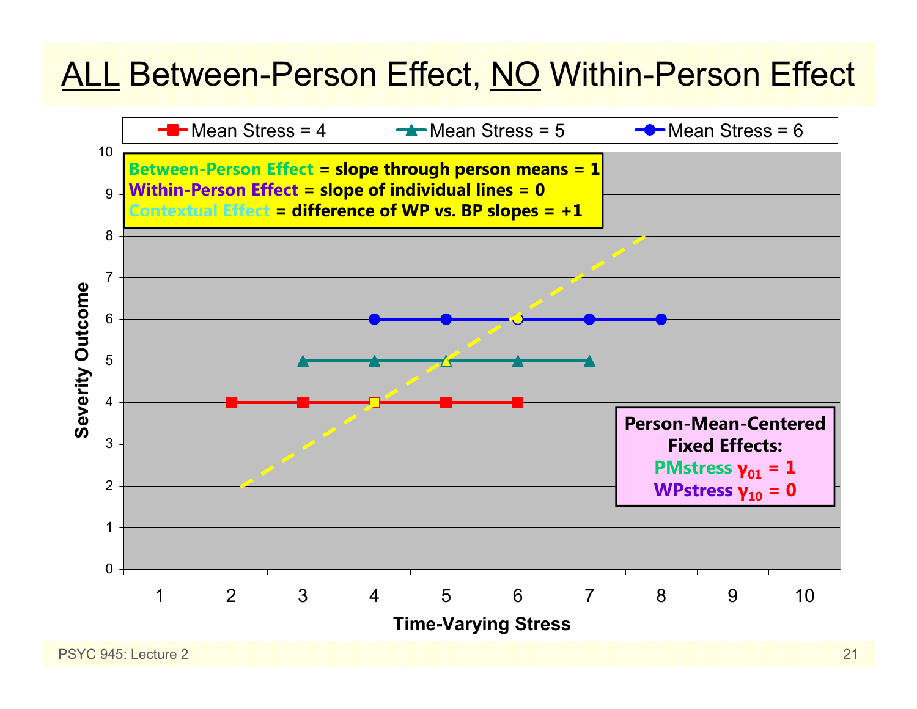# ALL Between-Person Effect, NO Within-Person Effect

Mean Stress = 4 | Mean Stress = 5 | Mean Stress = 6

**Between-Person Effect = slope through person means = 1**
**Within-Person Effect = slope of individual lines = 0**
**Contextual Effect = difference of WP vs. BP slopes = +1**

**Person-Mean-Centered Fixed Effects:**
**PMstress $\gamma_{01}$ = 1**
**WPstress $\gamma_{10}$ = 0**

Severity Outcome (y-axis: 0–10)

Time-Varying Stress (x-axis: 1–10)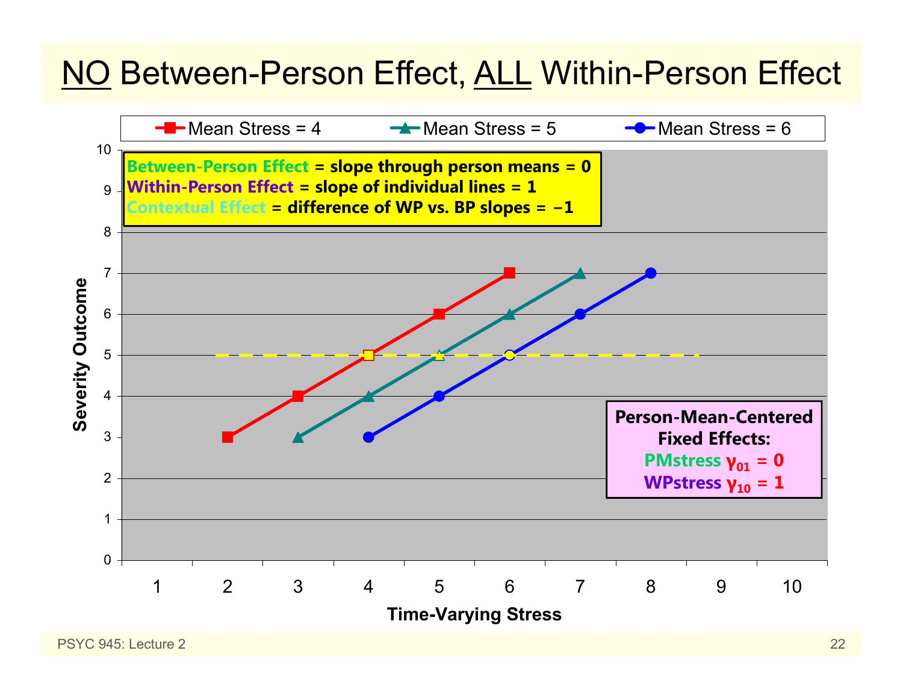# NO Between-Person Effect, ALL Within-Person Effect

**Between-Person Effect** = slope through person means = 0
**Within-Person Effect** = slope of individual lines = 1
**Contextual Effect** = difference of WP vs. BP slopes = −1

Legend: Mean Stress = 4; Mean Stress = 5; Mean Stress = 6

Y-axis: Severity Outcome (0–10)
X-axis: Time-Varying Stress (1–10)

**Person-Mean-Centered Fixed Effects:**
**PMstress $\gamma_{01}$ = 0**
**WPstress $\gamma_{10}$ = 1**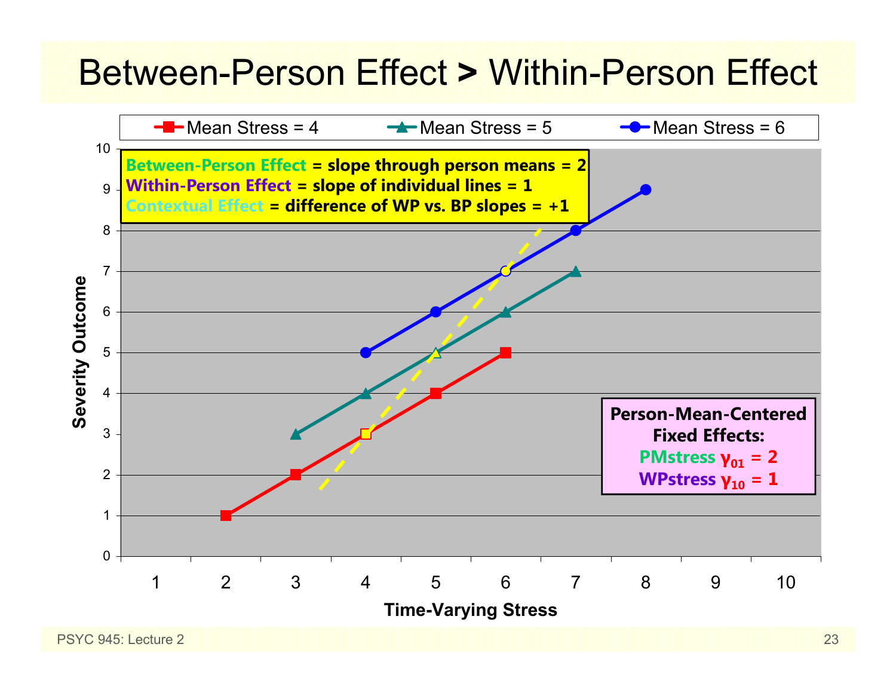# Between-Person Effect > Within-Person Effect

Mean Stress = 4 | Mean Stress = 5 | Mean Stress = 6

**Between-Person Effect = slope through person means = 2**
**Within-Person Effect = slope of individual lines = 1**
**Contextual Effect = difference of WP vs. BP slopes = +1**

**Person-Mean-Centered Fixed Effects:**
**PMstress $\gamma_{01}$ = 2**
**WPstress $\gamma_{10}$ = 1**

Severity Outcome

Time-Varying Stress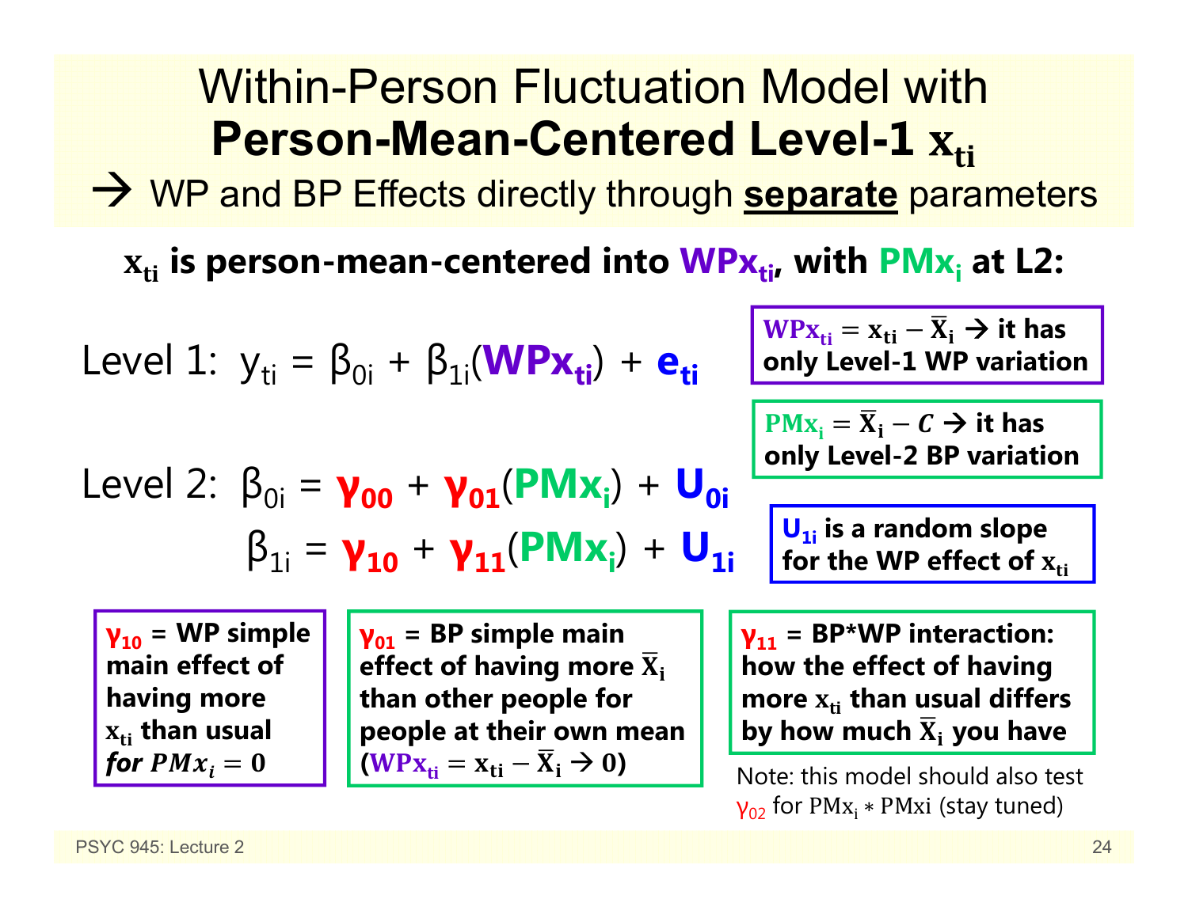# Within-Person Fluctuation Model with **Person-Mean-Centered Level-1 $x_{ti}$**

→ WP and BP Effects directly through **separate** parameters

**$x_{ti}$ is person-mean-centered into $WPx_{ti}$, with $PMx_i$ at L2:**

Level 1: $y_{ti} = \beta_{0i} + \beta_{1i}(WPx_{ti}) + e_{ti}$

Level 2: $\beta_{0i} = \gamma_{00} + \gamma_{01}(PMx_i) + U_{0i}$

$\beta_{1i} = \gamma_{10} + \gamma_{11}(PMx_i) + U_{1i}$

**$WPx_{ti} = x_{ti} - \bar{X}_i$ → it has only Level-1 WP variation**

**$PMx_i = \bar{X}_i - C$ → it has only Level-2 BP variation**

**$U_{1i}$ is a random slope for the WP effect of $x_{ti}$**

**$\gamma_{10}$ = WP simple main effect of having more $x_{ti}$ than usual *for $PMx_i = 0$***

**$\gamma_{01}$ = BP simple main effect of having more $\bar{X}_i$ than other people for people at their own mean ($WPx_{ti} = x_{ti} - \bar{X}_i$ → 0)**

**$\gamma_{11}$ = BP\*WP interaction: how the effect of having more $x_{ti}$ than usual differs by how much $\bar{X}_i$ you have**

Note: this model should also test $\gamma_{02}$ for $PMx_i * PMxi$ (stay tuned)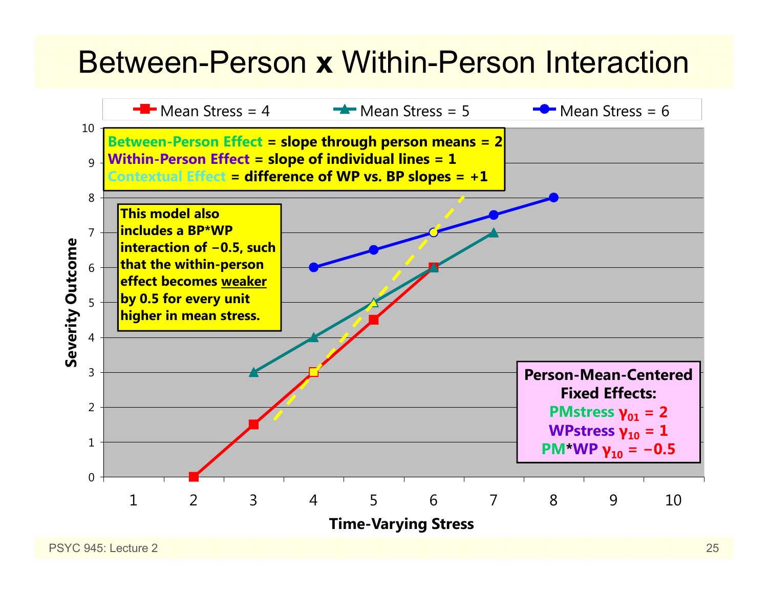# Between-Person x Within-Person Interaction

Mean Stress = 4 | Mean Stress = 5 | Mean Stress = 6

**Between-Person Effect = slope through person means = 2**
**Within-Person Effect = slope of individual lines = 1**
**Contextual Effect = difference of WP vs. BP slopes = +1**

**This model also includes a BP*WP interaction of −0.5, such that the within-person effect becomes weaker by 0.5 for every unit higher in mean stress.**

**Person-Mean-Centered Fixed Effects:**
**PMstress $\gamma_{01} = 2$**
**WPstress $\gamma_{10} = 1$**
**PM*WP $\gamma_{10} = -0.5$**

Severity Outcome

Time-Varying Stress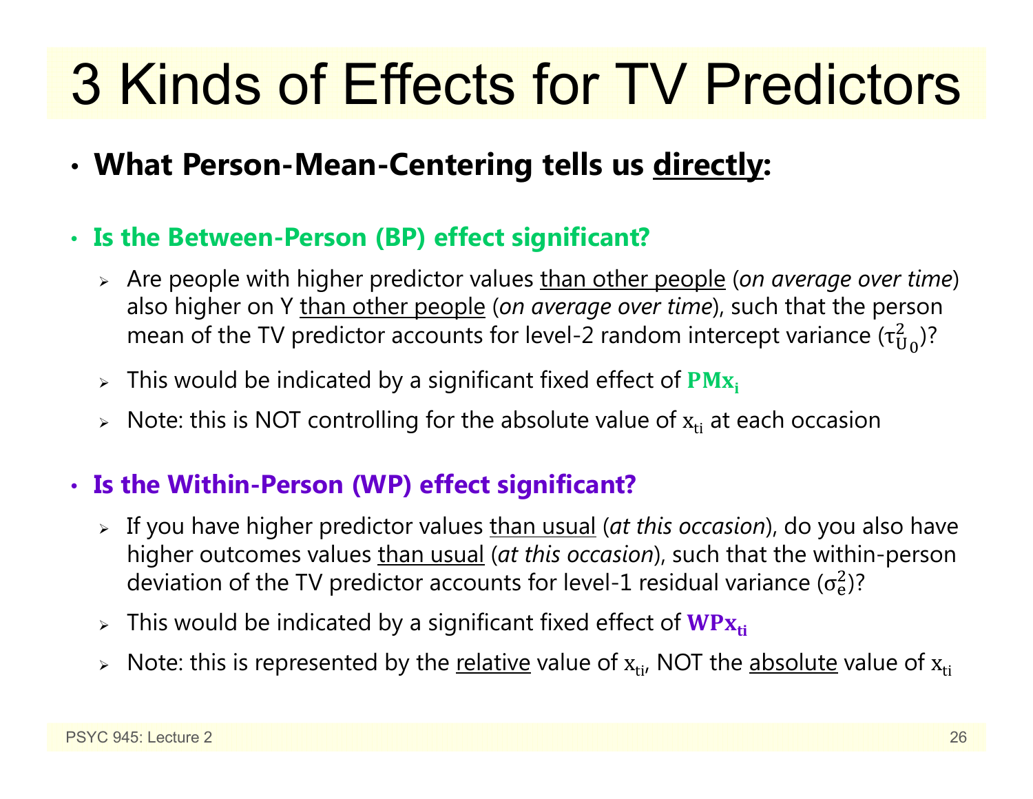# 3 Kinds of Effects for TV Predictors

- **What Person-Mean-Centering tells us <u>directly</u>:**

- **Is the Between-Person (BP) effect significant?**
  - Are people with higher predictor values <u>than other people</u> (*on average over time*) also higher on Y <u>than other people</u> (*on average over time*), such that the person mean of the TV predictor accounts for level-2 random intercept variance ($\tau^2_{U_0}$)?
  - This would be indicated by a significant fixed effect of $\mathbf{PMx_i}$
  - Note: this is NOT controlling for the absolute value of $x_{ti}$ at each occasion

- **Is the Within-Person (WP) effect significant?**
  - If you have higher predictor values <u>than usual</u> (*at this occasion*), do you also have higher outcomes values <u>than usual</u> (*at this occasion*), such that the within-person deviation of the TV predictor accounts for level-1 residual variance ($\sigma^2_e$)?
  - This would be indicated by a significant fixed effect of $\mathbf{WPx_{ti}}$
  - Note: this is represented by the <u>relative</u> value of $x_{ti}$, NOT the <u>absolute</u> value of $x_{ti}$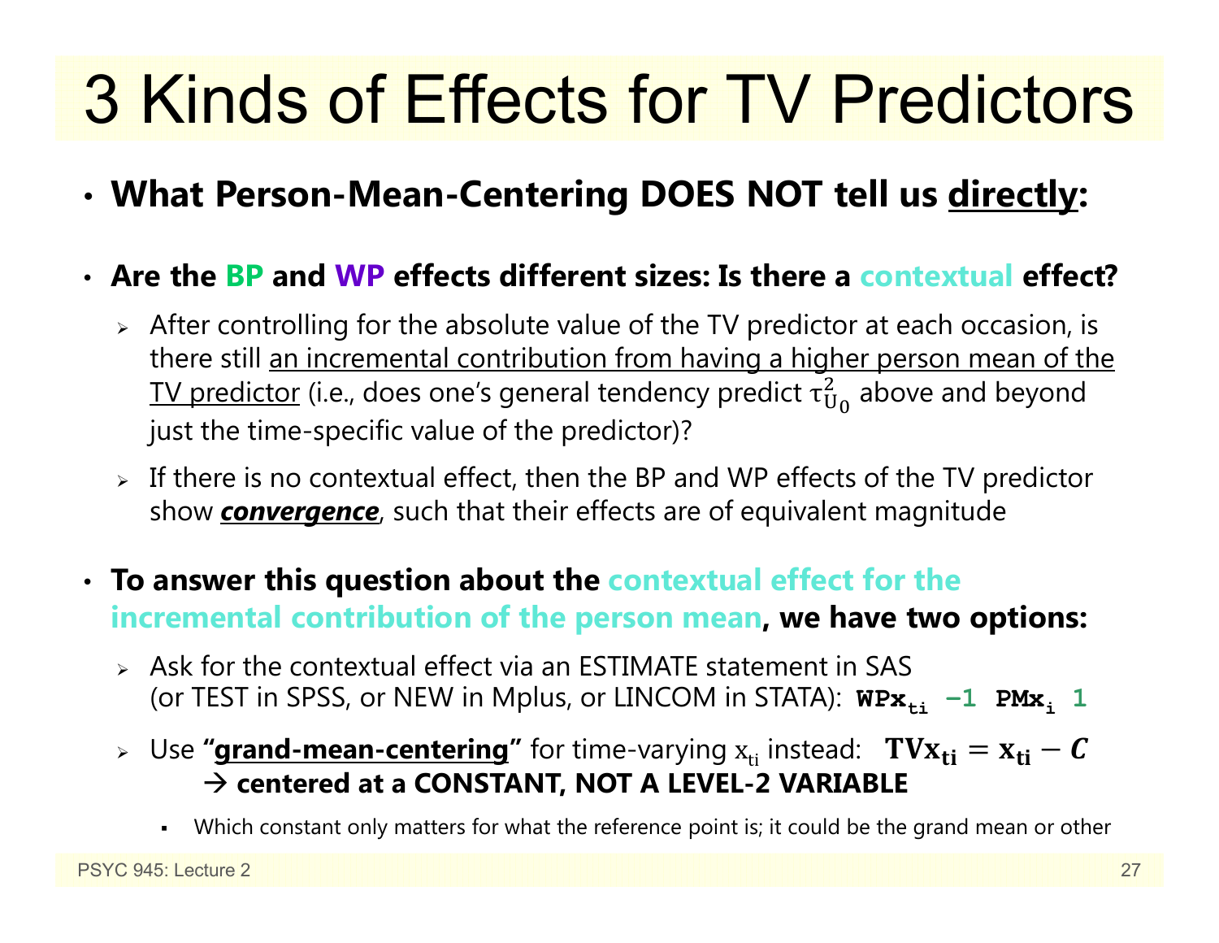# 3 Kinds of Effects for TV Predictors

- **What Person-Mean-Centering DOES NOT tell us directly:**

- **Are the BP and WP effects different sizes: Is there a contextual effect?**
  - After controlling for the absolute value of the TV predictor at each occasion, is there still an incremental contribution from having a higher person mean of the TV predictor (i.e., does one's general tendency predict $\tau^2_{U_0}$ above and beyond just the time-specific value of the predictor)?
  - If there is no contextual effect, then the BP and WP effects of the TV predictor show ***convergence***, such that their effects are of equivalent magnitude

- **To answer this question about the contextual effect for the incremental contribution of the person mean, we have two options:**
  - Ask for the contextual effect via an ESTIMATE statement in SAS (or TEST in SPSS, or NEW in Mplus, or LINCOM in STATA): $\mathbf{WPx_{ti}}$ **−1** $\mathbf{PMx_{i}}$ **1**
  - Use **"grand-mean-centering"** for time-varying $x_{ti}$ instead: $\mathbf{TVx_{ti} = x_{ti} - \mathit{C}}$
    → **centered at a CONSTANT, NOT A LEVEL-2 VARIABLE**
    - Which constant only matters for what the reference point is; it could be the grand mean or other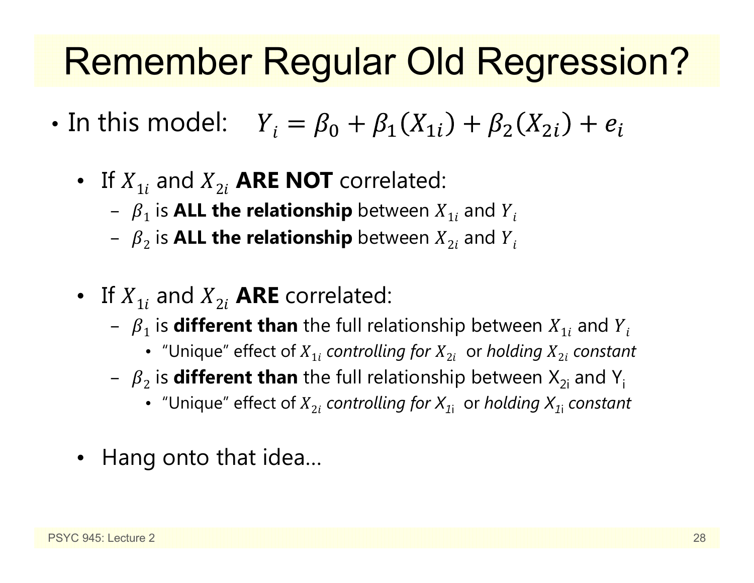# Remember Regular Old Regression?

- In this model: $Y_i = \beta_0 + \beta_1(X_{1i}) + \beta_2(X_{2i}) + e_i$
  - If $X_{1i}$ and $X_{2i}$ **ARE NOT** correlated:
    - $\beta_1$ is **ALL the relationship** between $X_{1i}$ and $Y_i$
    - $\beta_2$ is **ALL the relationship** between $X_{2i}$ and $Y_i$
  - If $X_{1i}$ and $X_{2i}$ **ARE** correlated:
    - $\beta_1$ is **different than** the full relationship between $X_{1i}$ and $Y_i$
      - "Unique" effect of $X_{1i}$ *controlling for* $X_{2i}$ or *holding* $X_{2i}$ *constant*
    - $\beta_2$ is **different than** the full relationship between $X_{2i}$ and $Y_i$
      - "Unique" effect of $X_{2i}$ *controlling for* $X_{1i}$ or *holding* $X_{1i}$ *constant*
  - Hang onto that idea…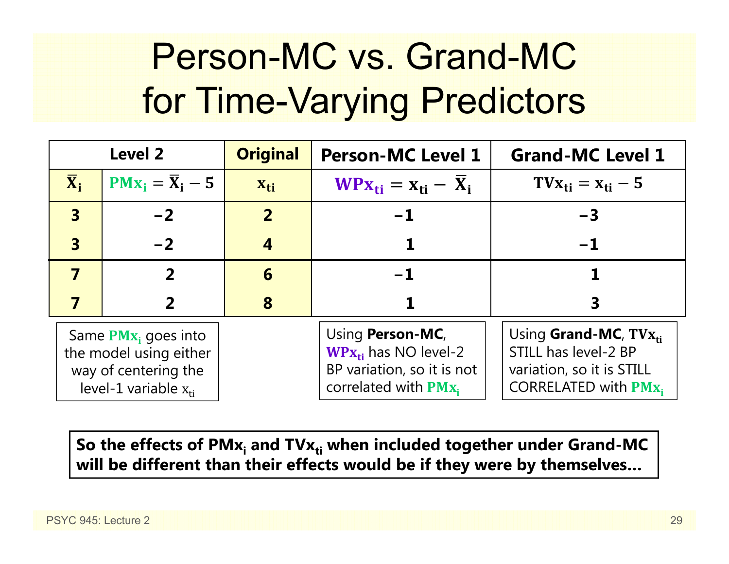# Person-MC vs. Grand-MC for Time-Varying Predictors

| Level 2 | | Original | Person-MC Level 1 | Grand-MC Level 1 |
|---|---|---|---|---|
| $\bar{X}_i$ | $PMx_i = \bar{X}_i - 5$ | $x_{ti}$ | $WPx_{ti} = x_{ti} - \bar{X}_i$ | $TVx_{ti} = x_{ti} - 5$ |
| 3 | −2 | 2 | −1 | −3 |
| 3 | −2 | 4 | 1 | −1 |
| 7 | 2 | 6 | −1 | 1 |
| 7 | 2 | 8 | 1 | 3 |

Same $PMx_i$ goes into the model using either way of centering the level-1 variable $x_{ti}$

Using **Person-MC**, $WPx_{ti}$ has NO level-2 BP variation, so it is not correlated with $PMx_i$

Using **Grand-MC**, $TVx_{ti}$ STILL has level-2 BP variation, so it is STILL CORRELATED with $PMx_i$

**So the effects of $PMx_i$ and $TVx_{ti}$ when included together under Grand-MC will be different than their effects would be if they were by themselves…**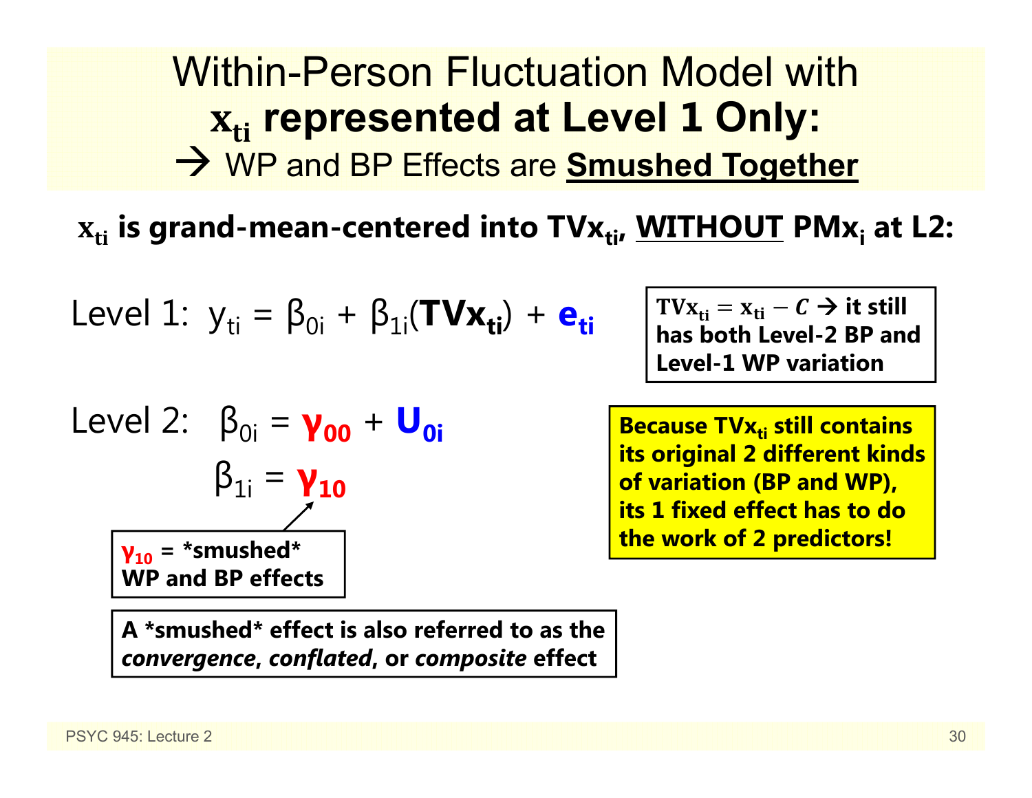# Within-Person Fluctuation Model with $\mathbf{x_{ti}}$ represented at Level 1 Only:

## → WP and BP Effects are <u>**Smushed Together**</u>

**$\mathbf{x_{ti}}$ is grand-mean-centered into $\mathbf{TVx_{ti}}$, <u>WITHOUT</u> $\mathbf{PMx_i}$ at L2:**

Level 1: $y_{ti} = \beta_{0i} + \beta_{1i}(\mathbf{TVx_{ti}}) + e_{ti}$

**$\mathbf{TVx_{ti}} = \mathbf{x_{ti}} - C$ → it still has both Level-2 BP and Level-1 WP variation**

Level 2: $\beta_{0i} = \gamma_{00} + U_{0i}$

$\beta_{1i} = \gamma_{10}$

**$\gamma_{10}$ = *smushed* WP and BP effects**

**Because $\mathbf{TVx_{ti}}$ still contains its original 2 different kinds of variation (BP and WP), its 1 fixed effect has to do the work of 2 predictors!**

**A *smushed* effect is also referred to as the *convergence*, *conflated*, or *composite* effect**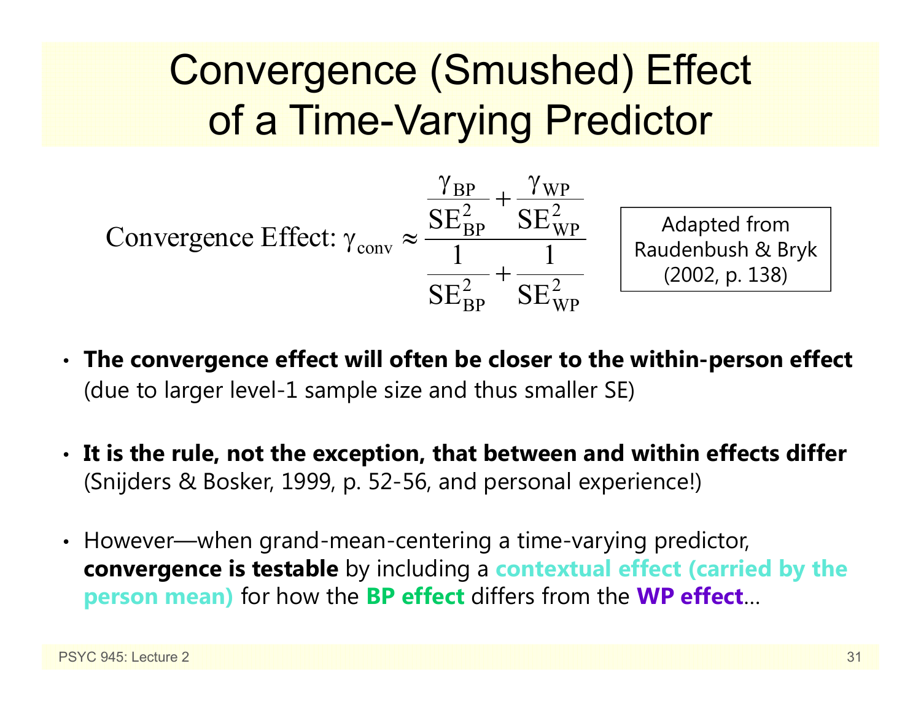# Convergence (Smushed) Effect of a Time-Varying Predictor

$$\text{Convergence Effect: } \gamma_{\text{conv}} \approx \frac{\dfrac{\gamma_{\text{BP}}}{\text{SE}_{\text{BP}}^2} + \dfrac{\gamma_{\text{WP}}}{\text{SE}_{\text{WP}}^2}}{\dfrac{1}{\text{SE}_{\text{BP}}^2} + \dfrac{1}{\text{SE}_{\text{WP}}^2}}$$

Adapted from Raudenbush & Bryk (2002, p. 138)

- **The convergence effect will often be closer to the within-person effect** (due to larger level-1 sample size and thus smaller SE)
- **It is the rule, not the exception, that between and within effects differ** (Snijders & Bosker, 1999, p. 52-56, and personal experience!)
- However—when grand-mean-centering a time-varying predictor, **convergence is testable** by including a **contextual effect (carried by the person mean)** for how the **BP effect** differs from the **WP effect**…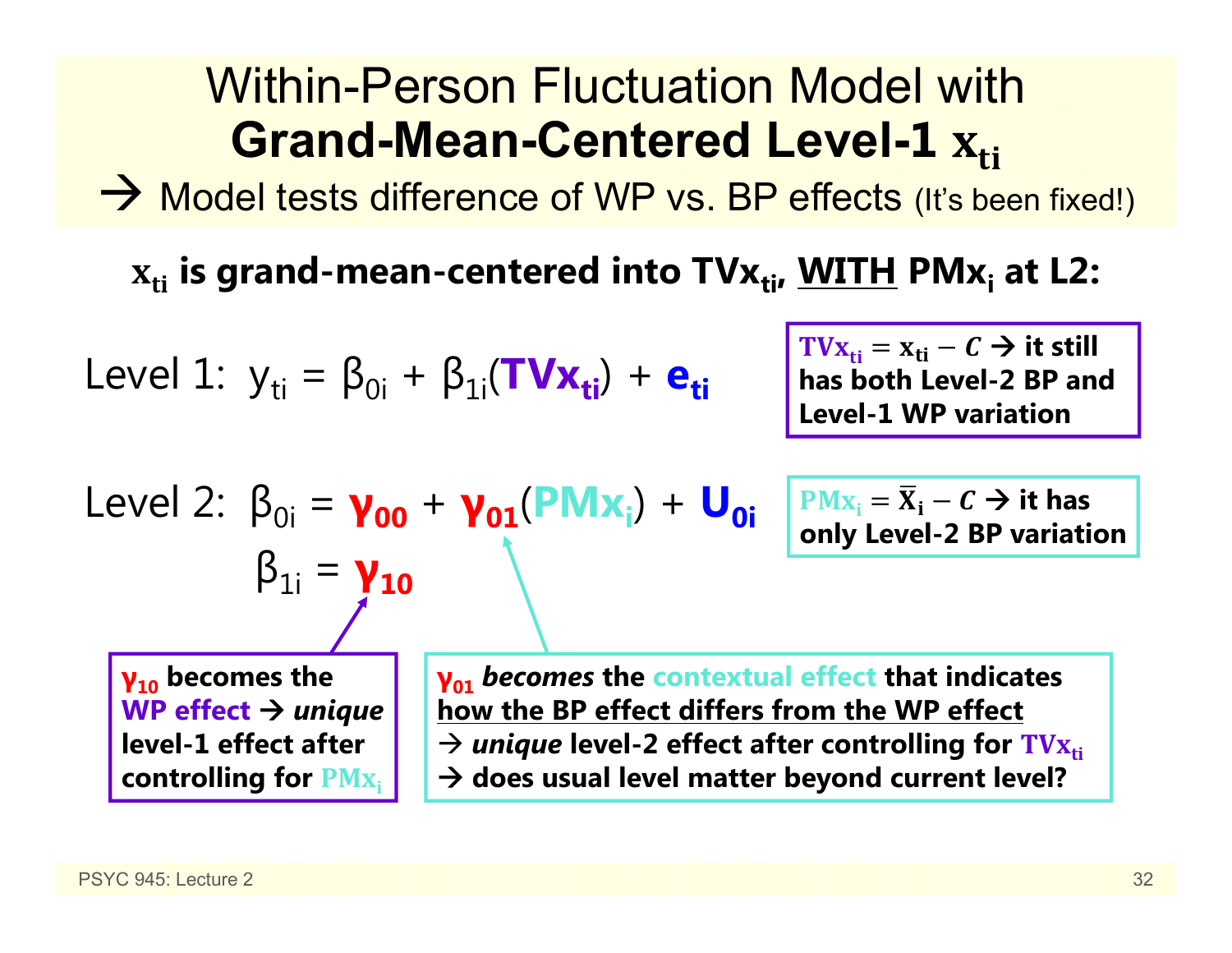# Within-Person Fluctuation Model with **Grand-Mean-Centered Level-1 $x_{ti}$**

→ Model tests difference of WP vs. BP effects (It's been fixed!)

**$x_{ti}$ is grand-mean-centered into $TVx_{ti}$, WITH $PMx_i$ at L2:**

Level 1: $y_{ti} = \beta_{0i} + \beta_{1i}(TVx_{ti}) + e_{ti}$

**$TVx_{ti} = x_{ti} - C$ → it still has both Level-2 BP and Level-1 WP variation**

Level 2: $\beta_{0i} = \gamma_{00} + \gamma_{01}(PMx_i) + U_{0i}$

$\beta_{1i} = \gamma_{10}$

**$PMx_i = \bar{X}_i - C$ → it has only Level-2 BP variation**

**$\gamma_{10}$ becomes the WP effect → *unique* level-1 effect after controlling for $PMx_i$**

**$\gamma_{01}$ *becomes* the contextual effect that indicates how the BP effect differs from the WP effect → *unique* level-2 effect after controlling for $TVx_{ti}$ → does usual level matter beyond current level?**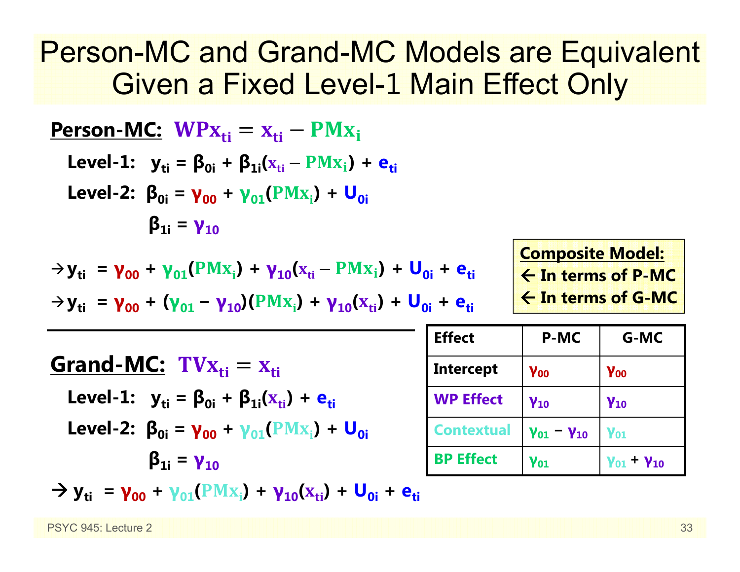# Person-MC and Grand-MC Models are Equivalent Given a Fixed Level-1 Main Effect Only

**Person-MC:** $\mathbf{WPx_{ti} = x_{ti} - PMx_i}$

**Level-1:** $y_{ti} = \beta_{0i} + \beta_{1i}(x_{ti} - PMx_i) + e_{ti}$

**Level-2:** $\beta_{0i} = \gamma_{00} + \gamma_{01}(PMx_i) + U_{0i}$

$\beta_{1i} = \gamma_{10}$

$\rightarrow y_{ti} = \gamma_{00} + \gamma_{01}(PMx_i) + \gamma_{10}(x_{ti} - PMx_i) + U_{0i} + e_{ti}$

$\rightarrow y_{ti} = \gamma_{00} + (\gamma_{01} - \gamma_{10})(PMx_i) + \gamma_{10}(x_{ti}) + U_{0i} + e_{ti}$

**Composite Model:**
**← In terms of P-MC**
**← In terms of G-MC**

---

**Grand-MC:** $\mathbf{TVx_{ti} = x_{ti}}$

**Level-1:** $y_{ti} = \beta_{0i} + \beta_{1i}(x_{ti}) + e_{ti}$

**Level-2:** $\beta_{0i} = \gamma_{00} + \gamma_{01}(PMx_i) + U_{0i}$

$\beta_{1i} = \gamma_{10}$

$\rightarrow y_{ti} = \gamma_{00} + \gamma_{01}(PMx_i) + \gamma_{10}(x_{ti}) + U_{0i} + e_{ti}$

| Effect | P-MC | G-MC |
|---|---|---|
| Intercept | $\gamma_{00}$ | $\gamma_{00}$ |
| WP Effect | $\gamma_{10}$ | $\gamma_{10}$ |
| Contextual | $\gamma_{01} - \gamma_{10}$ | $\gamma_{01}$ |
| BP Effect | $\gamma_{01}$ | $\gamma_{01} + \gamma_{10}$ |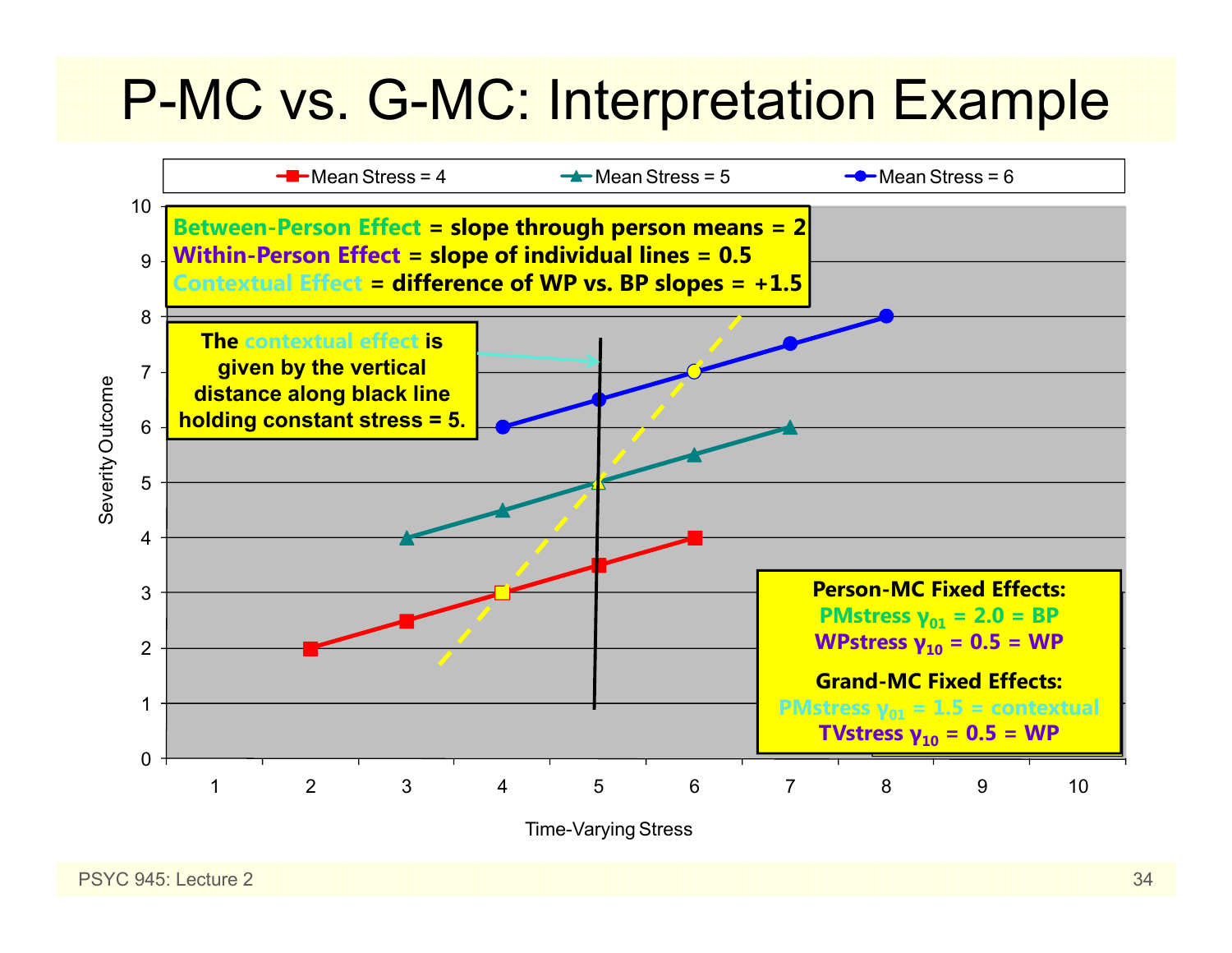# P-MC vs. G-MC: Interpretation Example

**Between-Person Effect** = slope through person means = 2
**Within-Person Effect** = slope of individual lines = 0.5
**Contextual Effect** = difference of WP vs. BP slopes = +1.5

**The contextual effect is given by the vertical distance along black line holding constant stress = 5.**

Legend: Mean Stress = 4; Mean Stress = 5; Mean Stress = 6

Y-axis: Severity Outcome (0–10)

X-axis: Time-Varying Stress (1–10)

**Person-MC Fixed Effects:**
PMstress $\gamma_{01}$ = 2.0 = BP
WPstress $\gamma_{10}$ = 0.5 = WP

**Grand-MC Fixed Effects:**
PMstress $\gamma_{01}$ = 1.5 = contextual
TVstress $\gamma_{10}$ = 0.5 = WP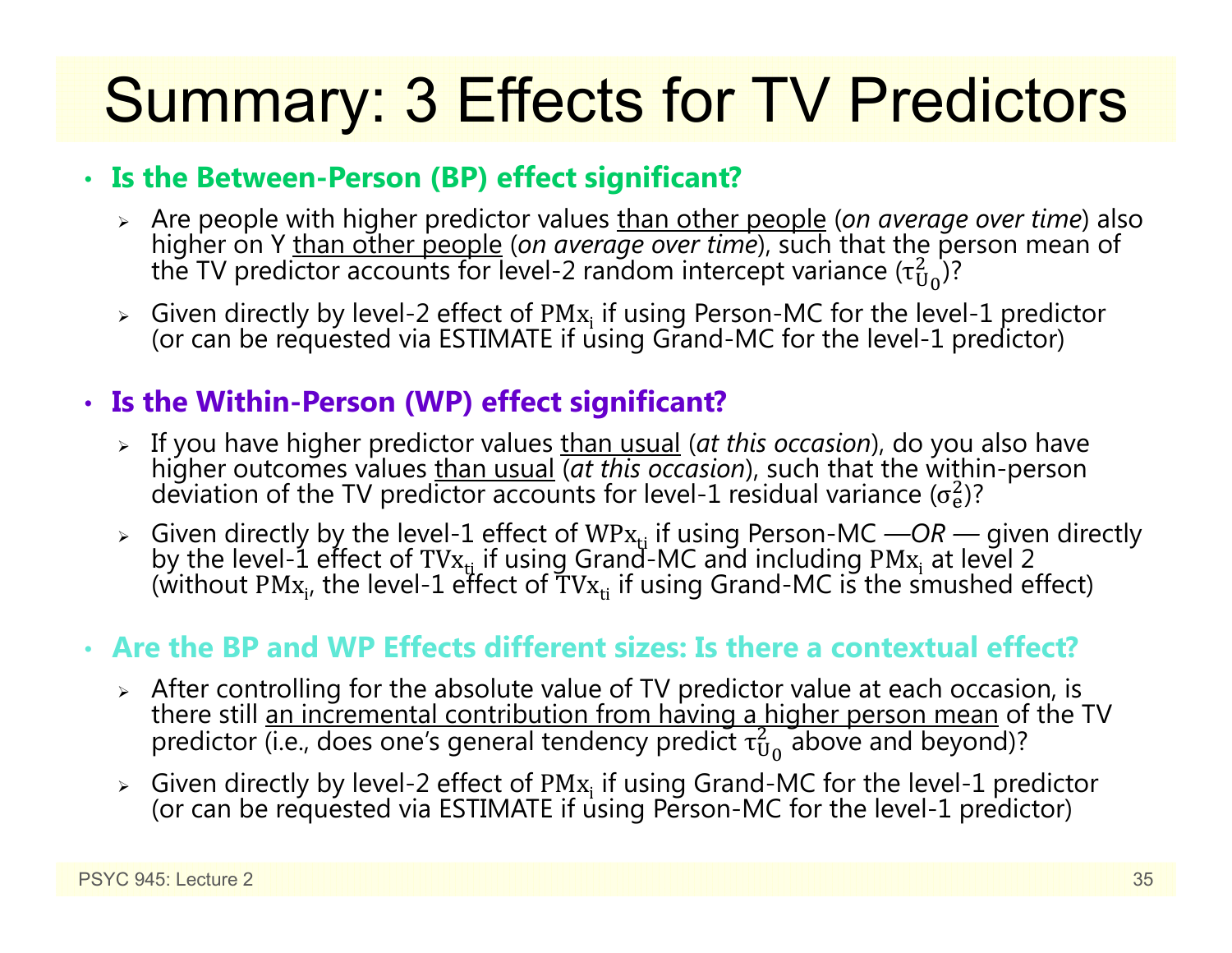# Summary: 3 Effects for TV Predictors

- **Is the Between-Person (BP) effect significant?**
  - Are people with higher predictor values than other people (*on average over time*) also higher on Y than other people (*on average over time*), such that the person mean of the TV predictor accounts for level-2 random intercept variance ($\tau^2_{U_0}$)?
  - Given directly by level-2 effect of $\text{PMx}_i$ if using Person-MC for the level-1 predictor (or can be requested via ESTIMATE if using Grand-MC for the level-1 predictor)

- **Is the Within-Person (WP) effect significant?**
  - If you have higher predictor values than usual (*at this occasion*), do you also have higher outcomes values than usual (*at this occasion*), such that the within-person deviation of the TV predictor accounts for level-1 residual variance ($\sigma^2_e$)?
  - Given directly by the level-1 effect of $\text{WPx}_{ti}$ if using Person-MC —*OR* — given directly by the level-1 effect of $\text{TVx}_{ti}$ if using Grand-MC and including $\text{PMx}_i$ at level 2 (without $\text{PMx}_i$, the level-1 effect of $\text{TVx}_{ti}$ if using Grand-MC is the smushed effect)

- **Are the BP and WP Effects different sizes: Is there a contextual effect?**
  - After controlling for the absolute value of TV predictor value at each occasion, is there still an incremental contribution from having a higher person mean of the TV predictor (i.e., does one's general tendency predict $\tau^2_{U_0}$ above and beyond)?
  - Given directly by level-2 effect of $\text{PMx}_i$ if using Grand-MC for the level-1 predictor (or can be requested via ESTIMATE if using Person-MC for the level-1 predictor)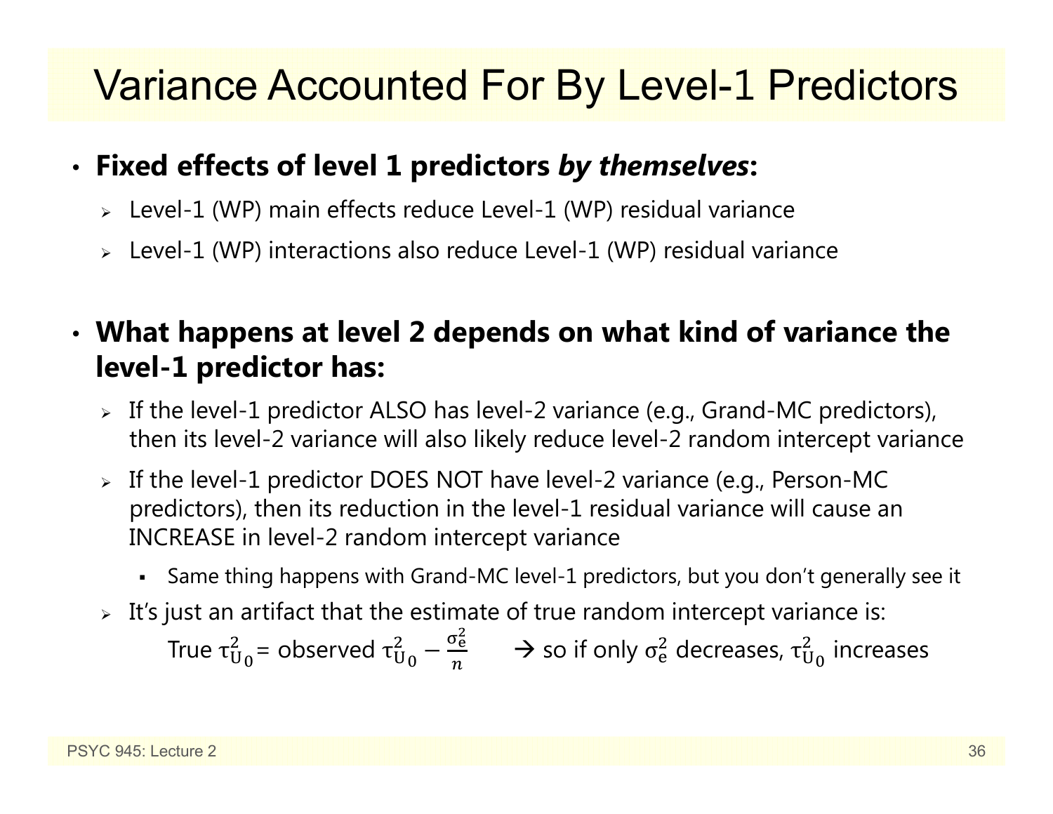# Variance Accounted For By Level-1 Predictors

- **Fixed effects of level 1 predictors *by themselves*:**
  - Level-1 (WP) main effects reduce Level-1 (WP) residual variance
  - Level-1 (WP) interactions also reduce Level-1 (WP) residual variance

- **What happens at level 2 depends on what kind of variance the level-1 predictor has:**
  - If the level-1 predictor ALSO has level-2 variance (e.g., Grand-MC predictors), then its level-2 variance will also likely reduce level-2 random intercept variance
  - If the level-1 predictor DOES NOT have level-2 variance (e.g., Person-MC predictors), then its reduction in the level-1 residual variance will cause an INCREASE in level-2 random intercept variance
    - Same thing happens with Grand-MC level-1 predictors, but you don't generally see it
  - It's just an artifact that the estimate of true random intercept variance is:

    True $\tau^2_{U_0}$ = observed $\tau^2_{U_0} - \frac{\sigma^2_e}{n}$ → so if only $\sigma^2_e$ decreases, $\tau^2_{U_0}$ increases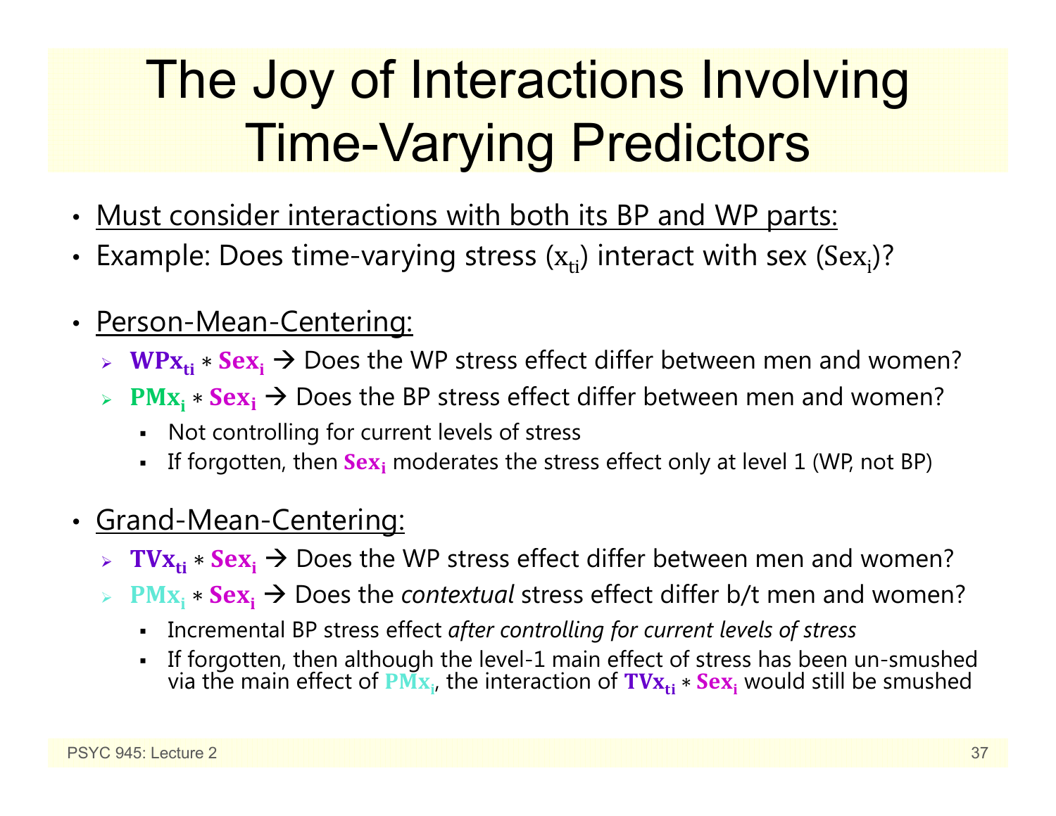# The Joy of Interactions Involving Time-Varying Predictors

- Must consider interactions with both its BP and WP parts:
- Example: Does time-varying stress ($x_{ti}$) interact with sex ($Sex_i$)?

- Person-Mean-Centering:
  - $\mathbf{WPx_{ti}} * \mathbf{Sex_i}$ → Does the WP stress effect differ between men and women?
  - $\mathbf{PMx_i} * \mathbf{Sex_i}$ → Does the BP stress effect differ between men and women?
    - Not controlling for current levels of stress
    - If forgotten, then $\mathbf{Sex_i}$ moderates the stress effect only at level 1 (WP, not BP)

- Grand-Mean-Centering:
  - $\mathbf{TVx_{ti}} * \mathbf{Sex_i}$ → Does the WP stress effect differ between men and women?
  - $\mathbf{PMx_i} * \mathbf{Sex_i}$ → Does the *contextual* stress effect differ b/t men and women?
    - Incremental BP stress effect *after controlling for current levels of stress*
    - If forgotten, then although the level-1 main effect of stress has been un-smushed via the main effect of $\mathbf{PMx_i}$, the interaction of $\mathbf{TVx_{ti}} * \mathbf{Sex_i}$ would still be smushed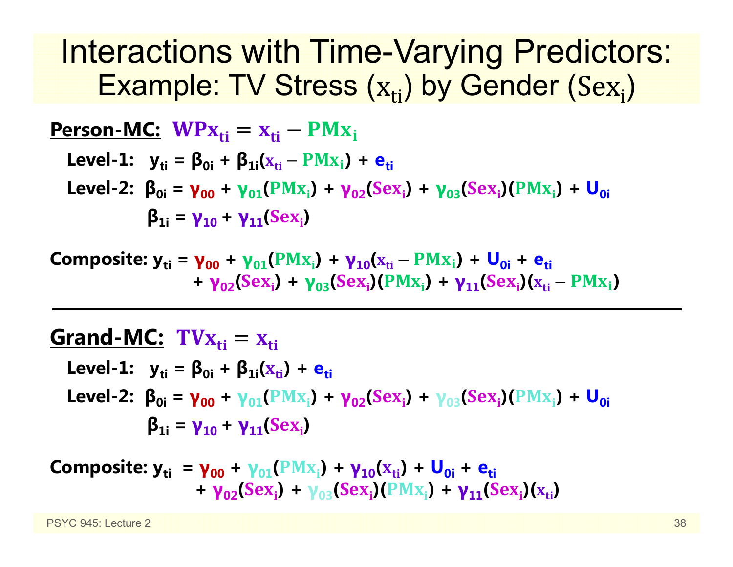# Interactions with Time-Varying Predictors:

## Example: TV Stress ($x_{ti}$) by Gender ($Sex_i$)

**Person-MC:** $WPx_{ti} = x_{ti} - PMx_i$

**Level-1:** $y_{ti} = \beta_{0i} + \beta_{1i}(x_{ti} - PMx_i) + e_{ti}$

**Level-2:** $\beta_{0i} = \gamma_{00} + \gamma_{01}(PMx_i) + \gamma_{02}(Sex_i) + \gamma_{03}(Sex_i)(PMx_i) + U_{0i}$

$\beta_{1i} = \gamma_{10} + \gamma_{11}(Sex_i)$

**Composite:** $y_{ti} = \gamma_{00} + \gamma_{01}(PMx_i) + \gamma_{10}(x_{ti} - PMx_i) + U_{0i} + e_{ti}$
$+ \gamma_{02}(Sex_i) + \gamma_{03}(Sex_i)(PMx_i) + \gamma_{11}(Sex_i)(x_{ti} - PMx_i)$

---

**Grand-MC:** $TVx_{ti} = x_{ti}$

**Level-1:** $y_{ti} = \beta_{0i} + \beta_{1i}(x_{ti}) + e_{ti}$

**Level-2:** $\beta_{0i} = \gamma_{00} + \gamma_{01}(PMx_i) + \gamma_{02}(Sex_i) + \gamma_{03}(Sex_i)(PMx_i) + U_{0i}$

$\beta_{1i} = \gamma_{10} + \gamma_{11}(Sex_i)$

**Composite:** $y_{ti} = \gamma_{00} + \gamma_{01}(PMx_i) + \gamma_{10}(x_{ti}) + U_{0i} + e_{ti}$
$+ \gamma_{02}(Sex_i) + \gamma_{03}(Sex_i)(PMx_i) + \gamma_{11}(Sex_i)(x_{ti})$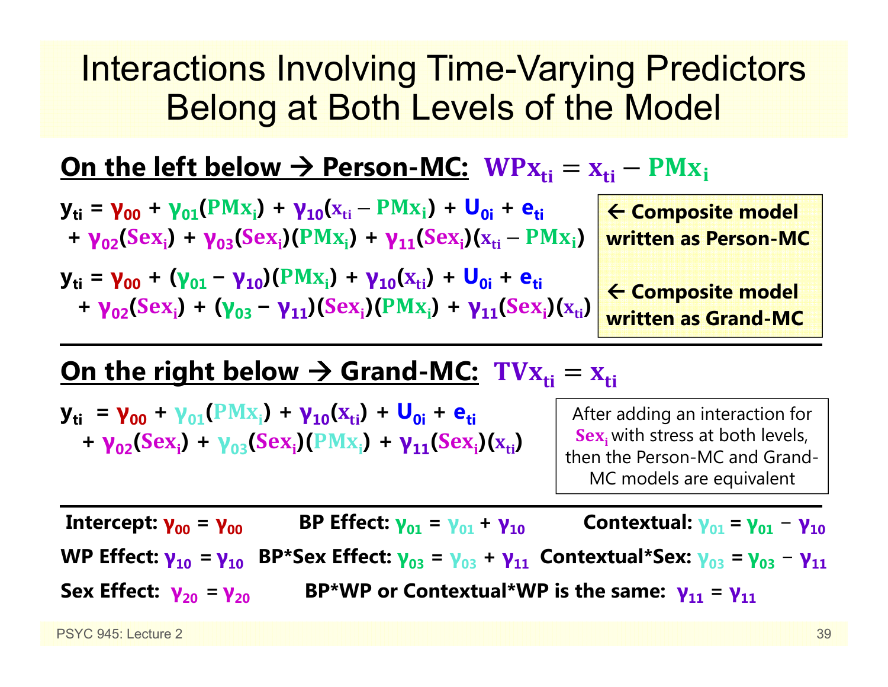# Interactions Involving Time-Varying Predictors Belong at Both Levels of the Model

**On the left below → Person-MC:** $WPx_{ti} = x_{ti} - PMx_i$

$$y_{ti} = \gamma_{00} + \gamma_{01}(PMx_i) + \gamma_{10}(x_{ti} - PMx_i) + U_{0i} + e_{ti} + \gamma_{02}(Sex_i) + \gamma_{03}(Sex_i)(PMx_i) + \gamma_{11}(Sex_i)(x_{ti} - PMx_i)$$

← **Composite model written as Person-MC**

$$y_{ti} = \gamma_{00} + (\gamma_{01} - \gamma_{10})(PMx_i) + \gamma_{10}(x_{ti}) + U_{0i} + e_{ti} + \gamma_{02}(Sex_i) + (\gamma_{03} - \gamma_{11})(Sex_i)(PMx_i) + \gamma_{11}(Sex_i)(x_{ti})$$

← **Composite model written as Grand-MC**

**On the right below → Grand-MC:** $TVx_{ti} = x_{ti}$

$$y_{ti} = \gamma_{00} + \gamma_{01}(PMx_i) + \gamma_{10}(x_{ti}) + U_{0i} + e_{ti} + \gamma_{02}(Sex_i) + \gamma_{03}(Sex_i)(PMx_i) + \gamma_{11}(Sex_i)(x_{ti})$$

After adding an interaction for $Sex_i$ with stress at both levels, then the Person-MC and Grand-MC models are equivalent

**Intercept:** $\gamma_{00} = \gamma_{00}$ **BP Effect:** $\gamma_{01} = \gamma_{01} + \gamma_{10}$ **Contextual:** $\gamma_{01} = \gamma_{01} - \gamma_{10}$

**WP Effect:** $\gamma_{10} = \gamma_{10}$ **BP*Sex Effect:** $\gamma_{03} = \gamma_{03} + \gamma_{11}$ **Contextual*Sex:** $\gamma_{03} = \gamma_{03} - \gamma_{11}$

**Sex Effect:** $\gamma_{20} = \gamma_{20}$ **BP*WP or Contextual*WP is the same:** $\gamma_{11} = \gamma_{11}$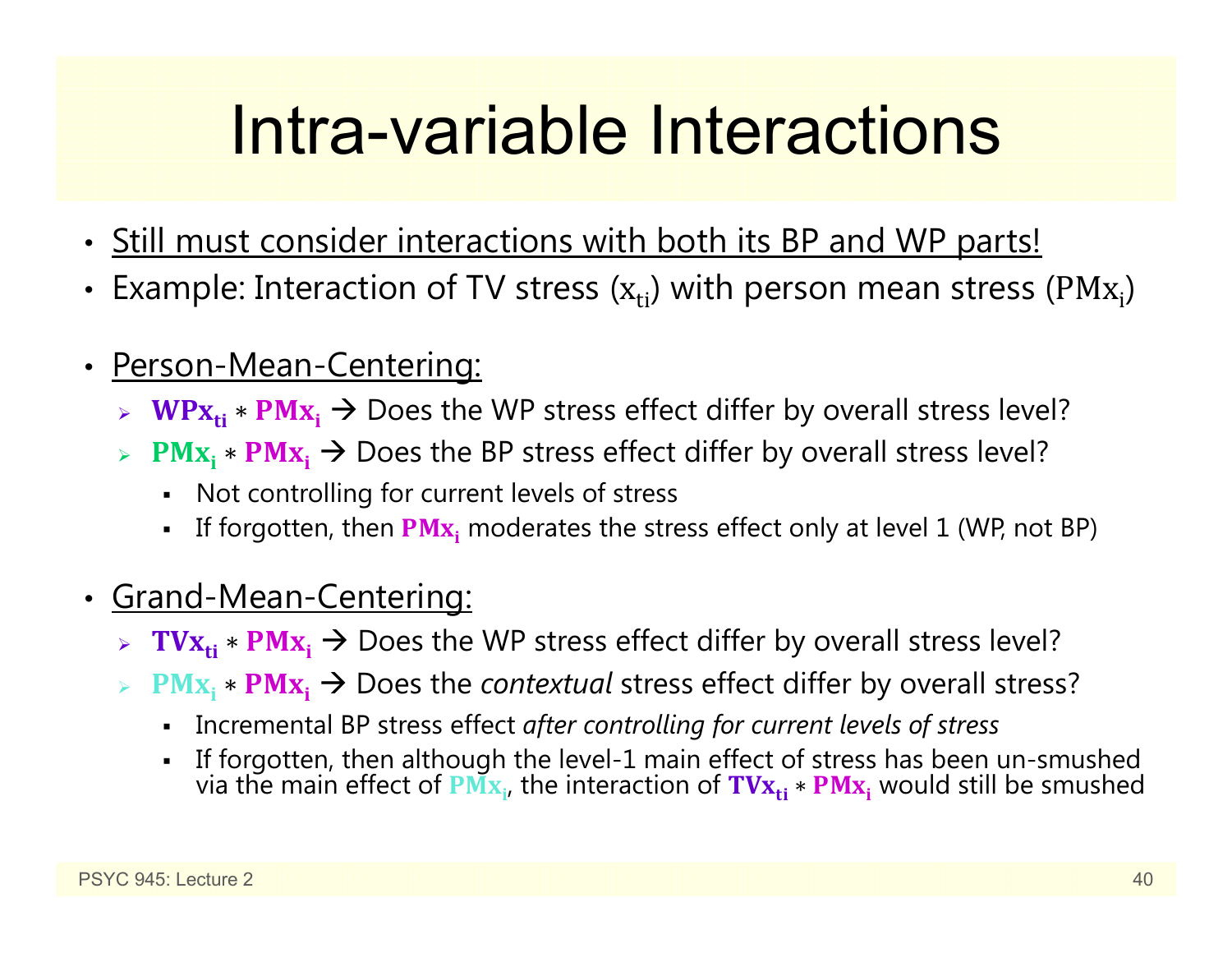# Intra-variable Interactions

- Still must consider interactions with both its BP and WP parts!
- Example: Interaction of TV stress ($x_{ti}$) with person mean stress ($PMx_i$)

- Person-Mean-Centering:
  - $\mathbf{WPx_{ti}} * \mathbf{PMx_i}$ → Does the WP stress effect differ by overall stress level?
  - $\mathbf{PMx_i} * \mathbf{PMx_i}$ → Does the BP stress effect differ by overall stress level?
    - Not controlling for current levels of stress
    - If forgotten, then $\mathbf{PMx_i}$ moderates the stress effect only at level 1 (WP, not BP)

- Grand-Mean-Centering:
  - $\mathbf{TVx_{ti}} * \mathbf{PMx_i}$ → Does the WP stress effect differ by overall stress level?
  - $\mathbf{PMx_i} * \mathbf{PMx_i}$ → Does the *contextual* stress effect differ by overall stress?
    - Incremental BP stress effect *after controlling for current levels of stress*
    - If forgotten, then although the level-1 main effect of stress has been un-smushed via the main effect of $\mathbf{PMx_i}$, the interaction of $\mathbf{TVx_{ti}} * \mathbf{PMx_i}$ would still be smushed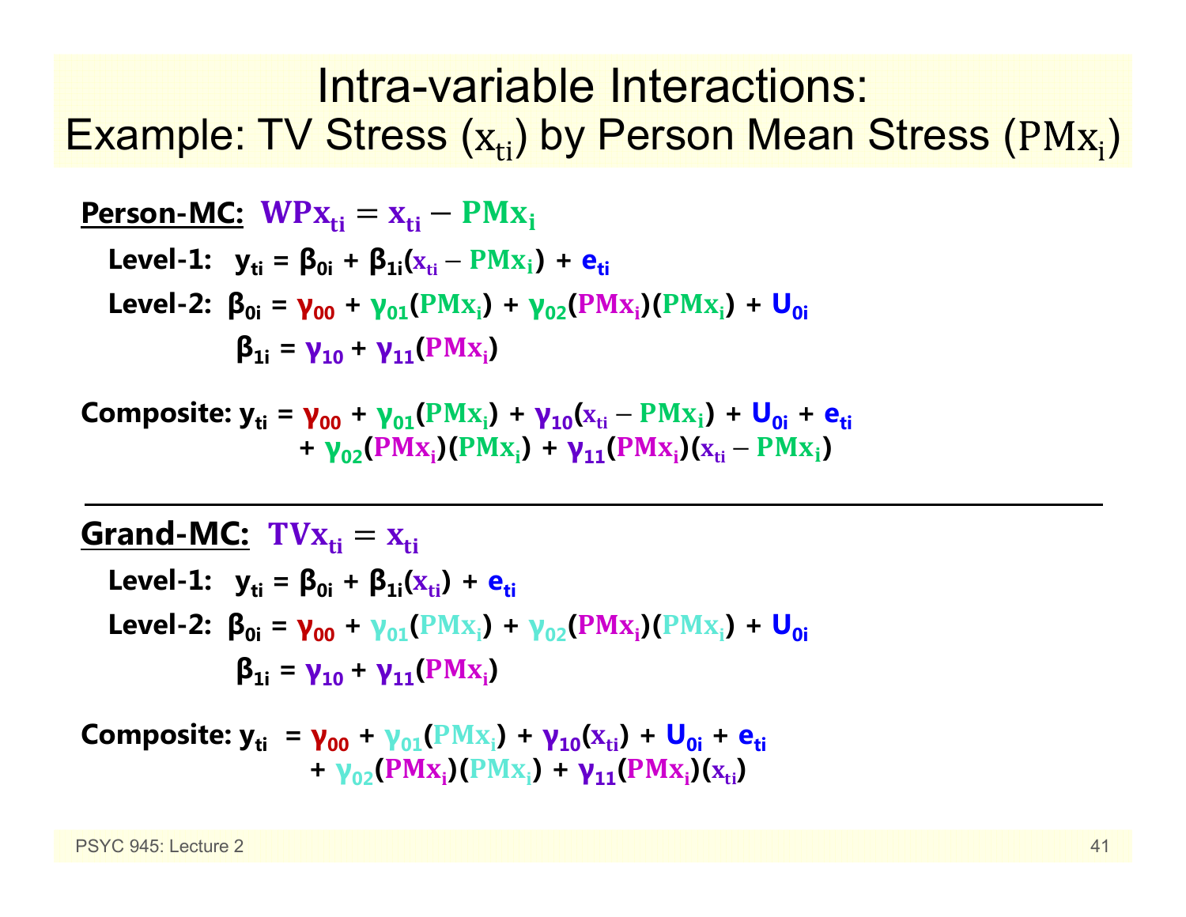# Intra-variable Interactions:
## Example: TV Stress ($x_{ti}$) by Person Mean Stress ($PMx_i$)

**Person-MC:** $WPx_{ti} = x_{ti} - PMx_i$

**Level-1:** $y_{ti} = \beta_{0i} + \beta_{1i}(x_{ti} - PMx_i) + e_{ti}$

**Level-2:** $\beta_{0i} = \gamma_{00} + \gamma_{01}(PMx_i) + \gamma_{02}(PMx_i)(PMx_i) + U_{0i}$

$\beta_{1i} = \gamma_{10} + \gamma_{11}(PMx_i)$

**Composite:**

$$y_{ti} = \gamma_{00} + \gamma_{01}(PMx_i) + \gamma_{10}(x_{ti} - PMx_i) + U_{0i} + e_{ti} + \gamma_{02}(PMx_i)(PMx_i) + \gamma_{11}(PMx_i)(x_{ti} - PMx_i)$$

---

**Grand-MC:** $TVx_{ti} = x_{ti}$

**Level-1:** $y_{ti} = \beta_{0i} + \beta_{1i}(x_{ti}) + e_{ti}$

**Level-2:** $\beta_{0i} = \gamma_{00} + \gamma_{01}(PMx_i) + \gamma_{02}(PMx_i)(PMx_i) + U_{0i}$

$\beta_{1i} = \gamma_{10} + \gamma_{11}(PMx_i)$

**Composite:**

$$y_{ti} = \gamma_{00} + \gamma_{01}(PMx_i) + \gamma_{10}(x_{ti}) + U_{0i} + e_{ti} + \gamma_{02}(PMx_i)(PMx_i) + \gamma_{11}(PMx_i)(x_{ti})$$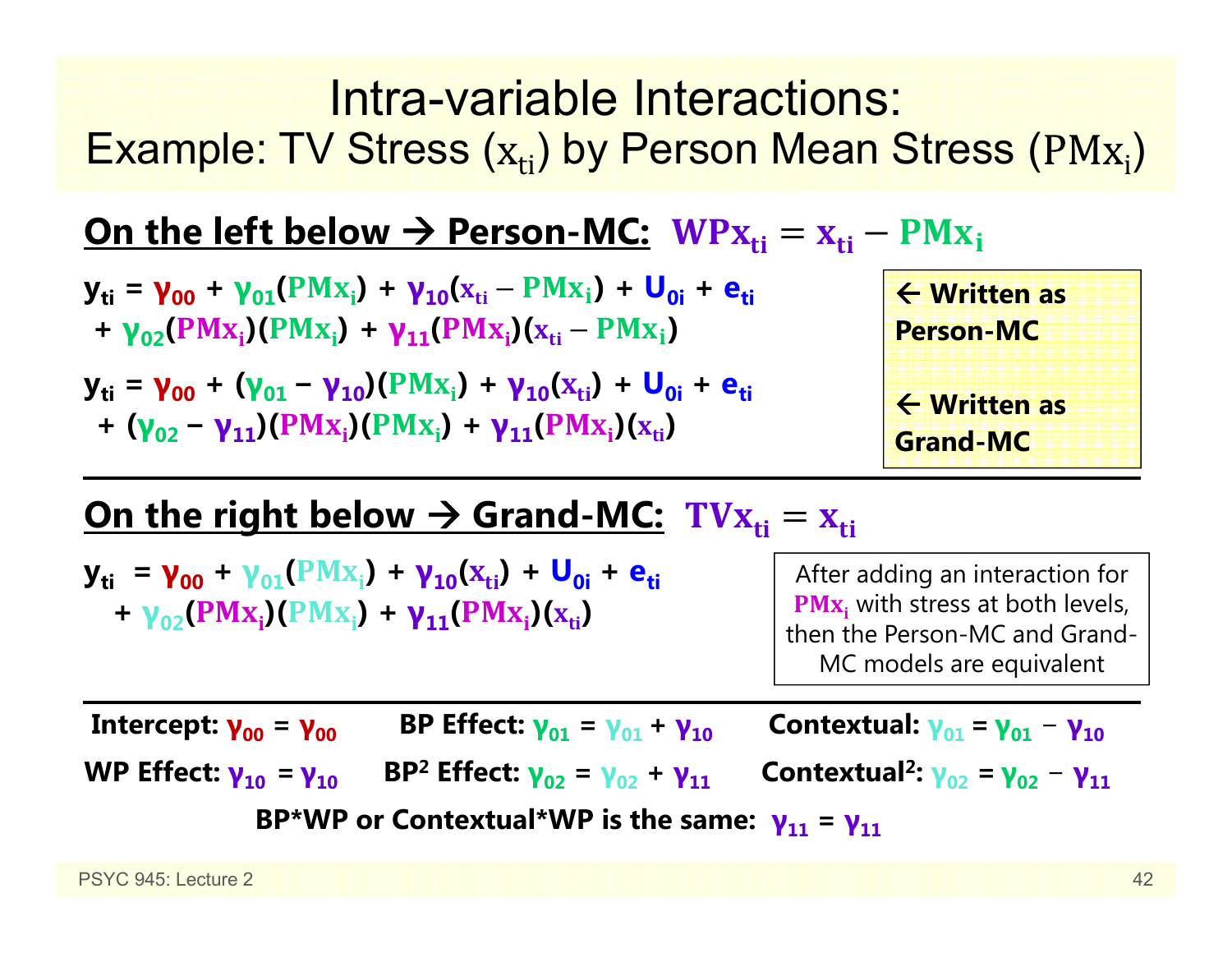# Intra-variable Interactions:
## Example: TV Stress ($x_{ti}$) by Person Mean Stress ($PMx_i$)

**On the left below → Person-MC:** $WPx_{ti} = x_{ti} - PMx_i$

$y_{ti} = \gamma_{00} + \gamma_{01}(PMx_i) + \gamma_{10}(x_{ti} - PMx_i) + U_{0i} + e_{ti}$
$+ \gamma_{02}(PMx_i)(PMx_i) + \gamma_{11}(PMx_i)(x_{ti} - PMx_i)$

← Written as Person-MC

$y_{ti} = \gamma_{00} + (\gamma_{01} - \gamma_{10})(PMx_i) + \gamma_{10}(x_{ti}) + U_{0i} + e_{ti}$
$+ (\gamma_{02} - \gamma_{11})(PMx_i)(PMx_i) + \gamma_{11}(PMx_i)(x_{ti})$

← Written as Grand-MC

**On the right below → Grand-MC:** $TVx_{ti} = x_{ti}$

$y_{ti} = \gamma_{00} + \gamma_{01}(PMx_i) + \gamma_{10}(x_{ti}) + U_{0i} + e_{ti}$
$+ \gamma_{02}(PMx_i)(PMx_i) + \gamma_{11}(PMx_i)(x_{ti})$

After adding an interaction for $PMx_i$ with stress at both levels, then the Person-MC and Grand-MC models are equivalent

**Intercept:** $\gamma_{00} = \gamma_{00}$ **BP Effect:** $\gamma_{01} = \gamma_{01} + \gamma_{10}$ **Contextual:** $\gamma_{01} = \gamma_{01} - \gamma_{10}$

**WP Effect:** $\gamma_{10} = \gamma_{10}$ **BP² Effect:** $\gamma_{02} = \gamma_{02} + \gamma_{11}$ **Contextual²:** $\gamma_{02} = \gamma_{02} - \gamma_{11}$

**BP*WP or Contextual*WP is the same:** $\gamma_{11} = \gamma_{11}$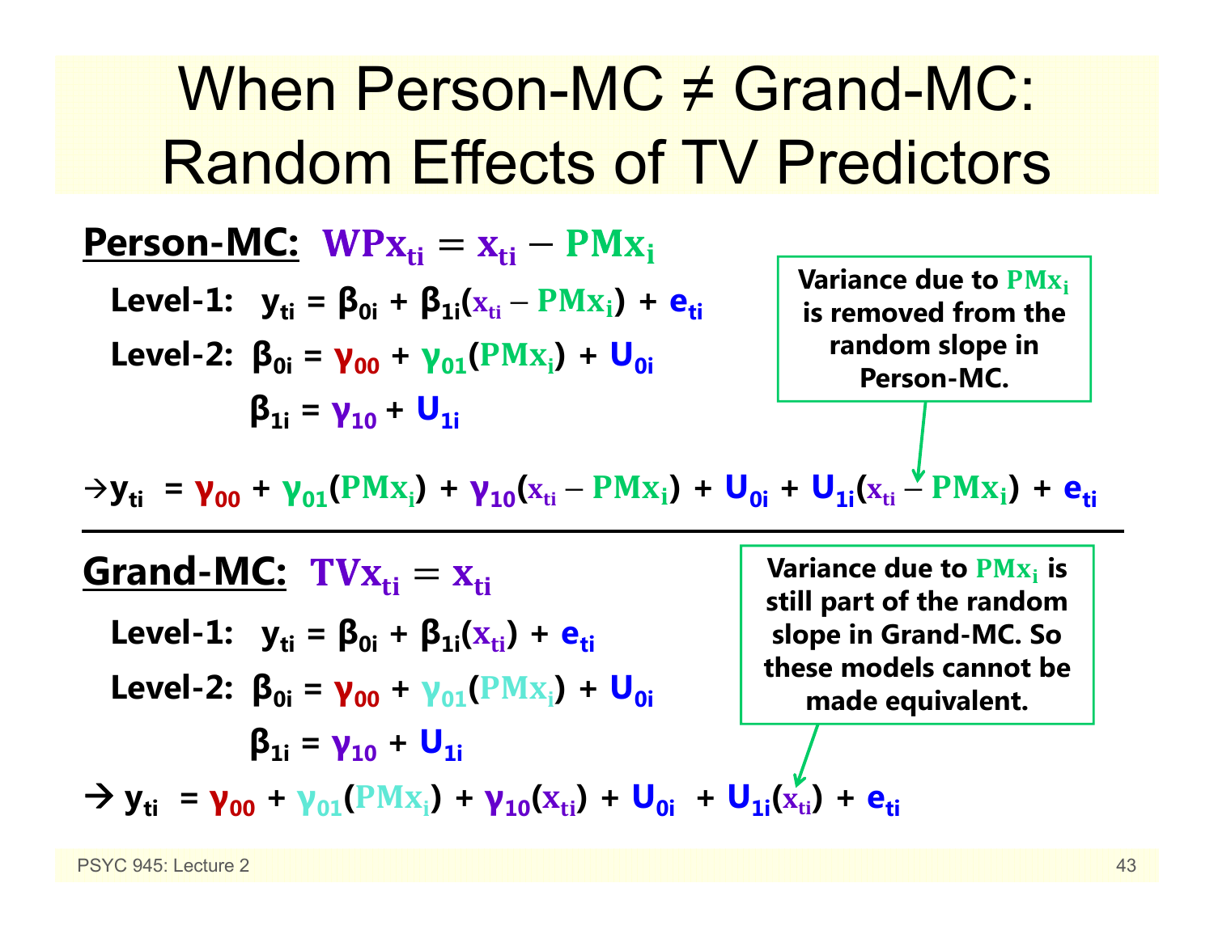# When Person-MC ≠ Grand-MC: Random Effects of TV Predictors

**Person-MC:** $\mathbf{WPx_{ti} = x_{ti} - PMx_i}$

Level-1: $y_{ti} = \beta_{0i} + \beta_{1i}(x_{ti} - PMx_i) + e_{ti}$

Level-2: $\beta_{0i} = \gamma_{00} + \gamma_{01}(PMx_i) + U_{0i}$

$\beta_{1i} = \gamma_{10} + U_{1i}$

$$\rightarrow y_{ti} = \gamma_{00} + \gamma_{01}(PMx_i) + \gamma_{10}(x_{ti} - PMx_i) + U_{0i} + U_{1i}(x_{ti} - PMx_i) + e_{ti}$$

**Variance due to $PMx_i$ is removed from the random slope in Person-MC.**

---

**Grand-MC:** $\mathbf{TVx_{ti} = x_{ti}}$

Level-1: $y_{ti} = \beta_{0i} + \beta_{1i}(x_{ti}) + e_{ti}$

Level-2: $\beta_{0i} = \gamma_{00} + \gamma_{01}(PMx_i) + U_{0i}$

$\beta_{1i} = \gamma_{10} + U_{1i}$

$$\rightarrow y_{ti} = \gamma_{00} + \gamma_{01}(PMx_i) + \gamma_{10}(x_{ti}) + U_{0i} + U_{1i}(x_{ti}) + e_{ti}$$

**Variance due to $PMx_i$ is still part of the random slope in Grand-MC. So these models cannot be made equivalent.**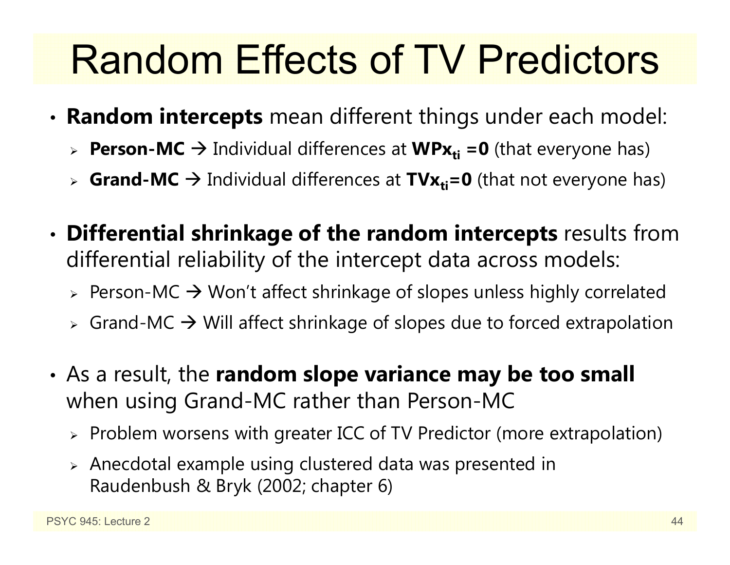# Random Effects of TV Predictors

- **Random intercepts** mean different things under each model:
  - **Person-MC** → Individual differences at $\mathbf{WPx_{ti} = 0}$ (that everyone has)
  - **Grand-MC** → Individual differences at $\mathbf{TVx_{ti} = 0}$ (that not everyone has)

- **Differential shrinkage of the random intercepts** results from differential reliability of the intercept data across models:
  - Person-MC → Won't affect shrinkage of slopes unless highly correlated
  - Grand-MC → Will affect shrinkage of slopes due to forced extrapolation

- As a result, the **random slope variance may be too small** when using Grand-MC rather than Person-MC
  - Problem worsens with greater ICC of TV Predictor (more extrapolation)
  - Anecdotal example using clustered data was presented in Raudenbush & Bryk (2002; chapter 6)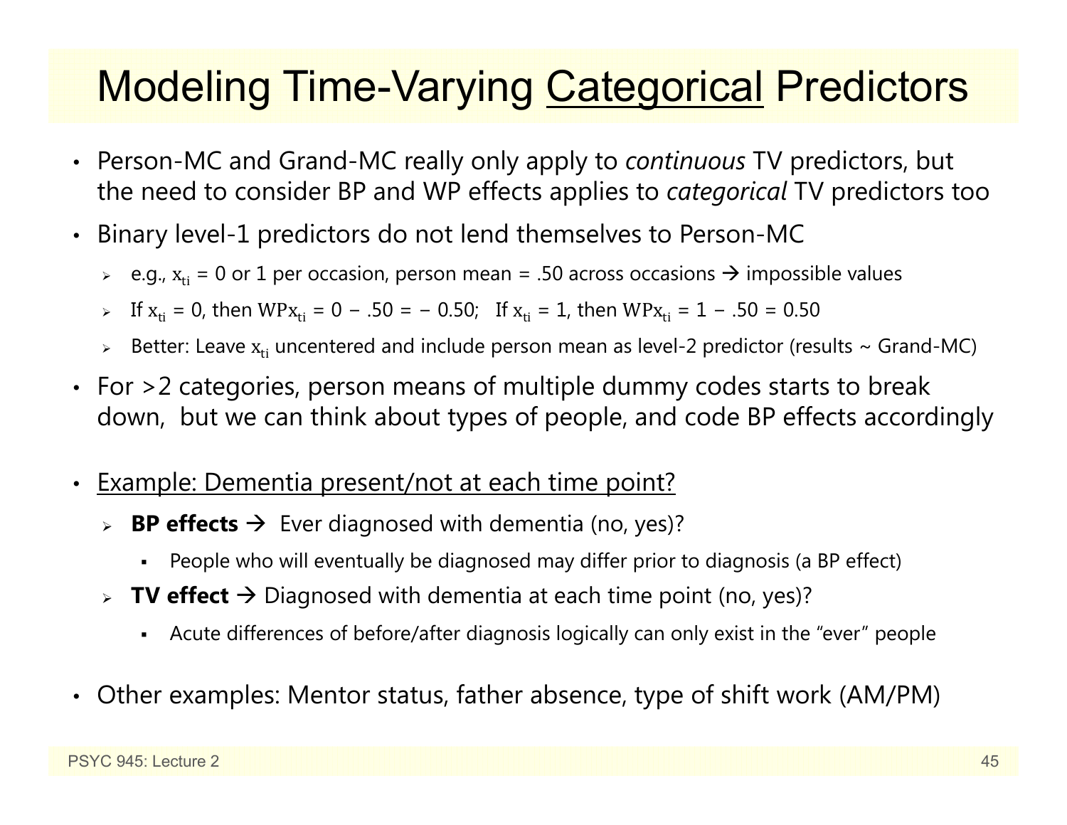# Modeling Time-Varying <u>Categorical</u> Predictors

- Person-MC and Grand-MC really only apply to *continuous* TV predictors, but the need to consider BP and WP effects applies to *categorical* TV predictors too
- Binary level-1 predictors do not lend themselves to Person-MC
  - e.g., $x_{ti}$ = 0 or 1 per occasion, person mean = .50 across occasions → impossible values
  - If $x_{ti} = 0$, then $WPx_{ti} = 0 - .50 = -0.50$; If $x_{ti} = 1$, then $WPx_{ti} = 1 - .50 = 0.50$
  - Better: Leave $x_{ti}$ uncentered and include person mean as level-2 predictor (results ~ Grand-MC)
- For >2 categories, person means of multiple dummy codes starts to break down, but we can think about types of people, and code BP effects accordingly
- <u>Example: Dementia present/not at each time point?</u>
  - **BP effects** → Ever diagnosed with dementia (no, yes)?
    - People who will eventually be diagnosed may differ prior to diagnosis (a BP effect)
  - **TV effect** → Diagnosed with dementia at each time point (no, yes)?
    - Acute differences of before/after diagnosis logically can only exist in the "ever" people
- Other examples: Mentor status, father absence, type of shift work (AM/PM)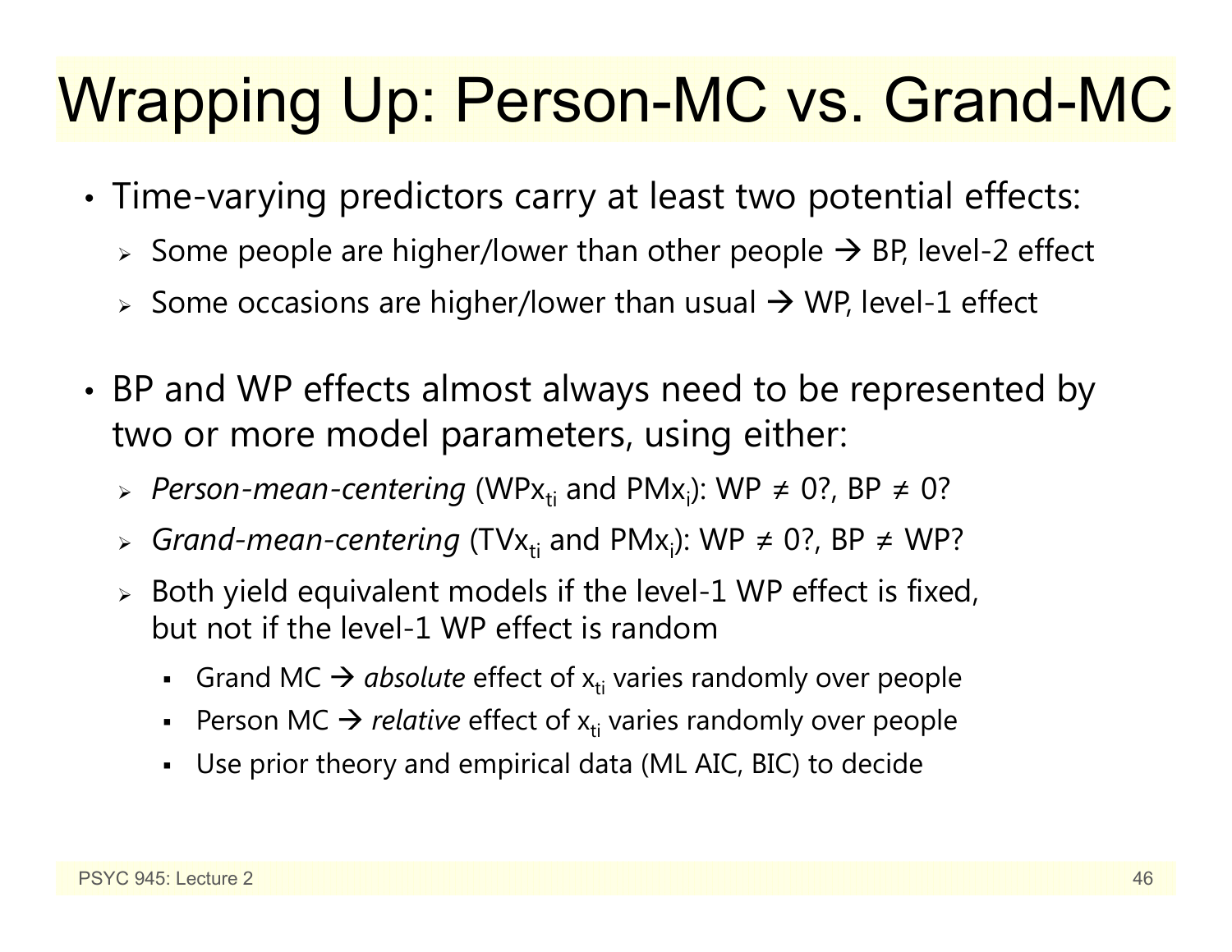# Wrapping Up: Person-MC vs. Grand-MC

- Time-varying predictors carry at least two potential effects:
  - Some people are higher/lower than other people → BP, level-2 effect
  - Some occasions are higher/lower than usual → WP, level-1 effect
- BP and WP effects almost always need to be represented by two or more model parameters, using either:
  - *Person-mean-centering* ($WPx_{ti}$ and $PMx_i$): WP ≠ 0?, BP ≠ 0?
  - *Grand-mean-centering* ($TVx_{ti}$ and $PMx_i$): WP ≠ 0?, BP ≠ WP?
  - Both yield equivalent models if the level-1 WP effect is fixed, but not if the level-1 WP effect is random
    - Grand MC → *absolute* effect of $x_{ti}$ varies randomly over people
    - Person MC → *relative* effect of $x_{ti}$ varies randomly over people
    - Use prior theory and empirical data (ML AIC, BIC) to decide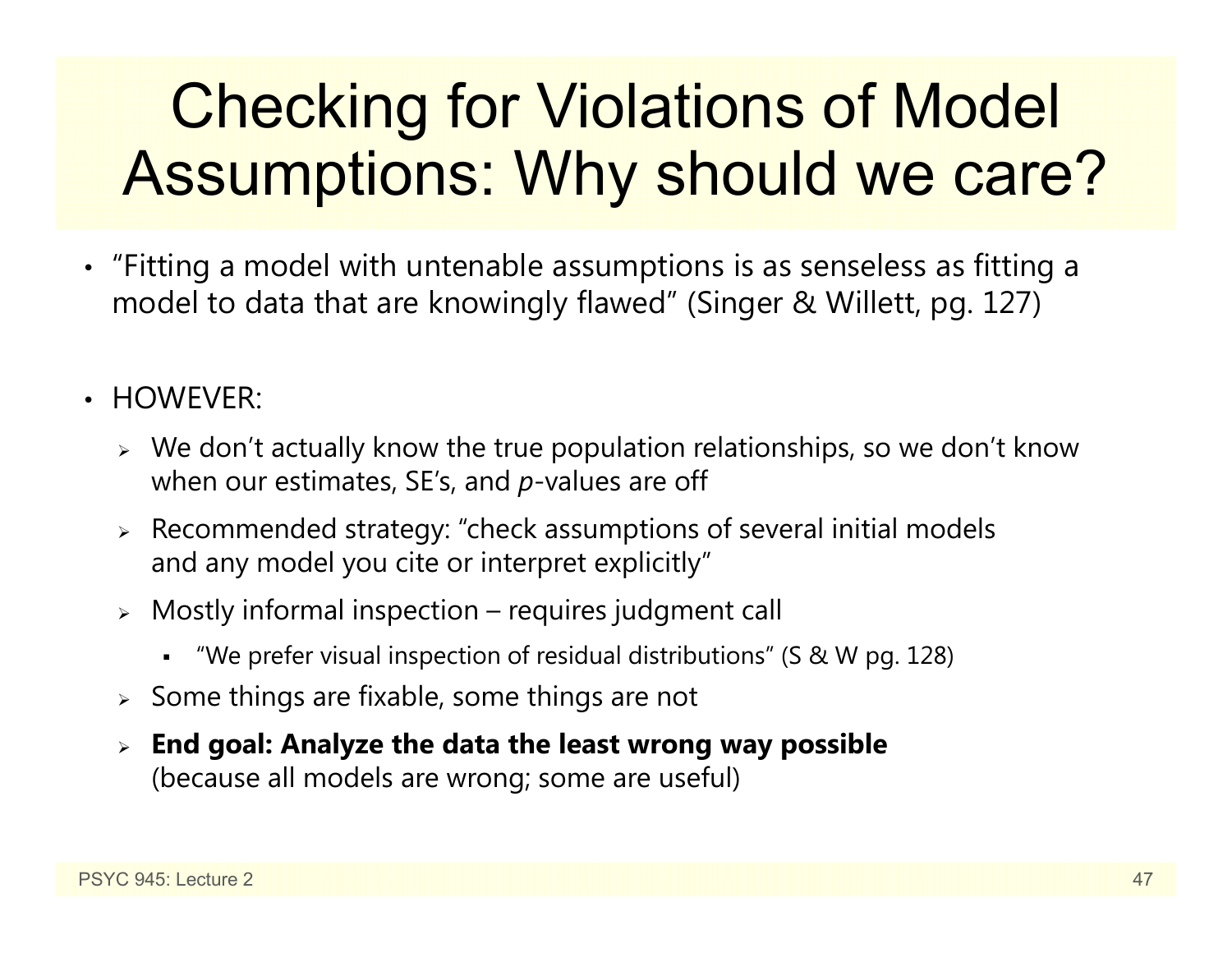# Checking for Violations of Model Assumptions: Why should we care?

- "Fitting a model with untenable assumptions is as senseless as fitting a model to data that are knowingly flawed" (Singer & Willett, pg. 127)

- HOWEVER:
  - We don't actually know the true population relationships, so we don't know when our estimates, SE's, and *p*-values are off
  - Recommended strategy: "check assumptions of several initial models and any model you cite or interpret explicitly"
  - Mostly informal inspection – requires judgment call
    - "We prefer visual inspection of residual distributions" (S & W pg. 128)
  - Some things are fixable, some things are not
  - **End goal: Analyze the data the least wrong way possible** (because all models are wrong; some are useful)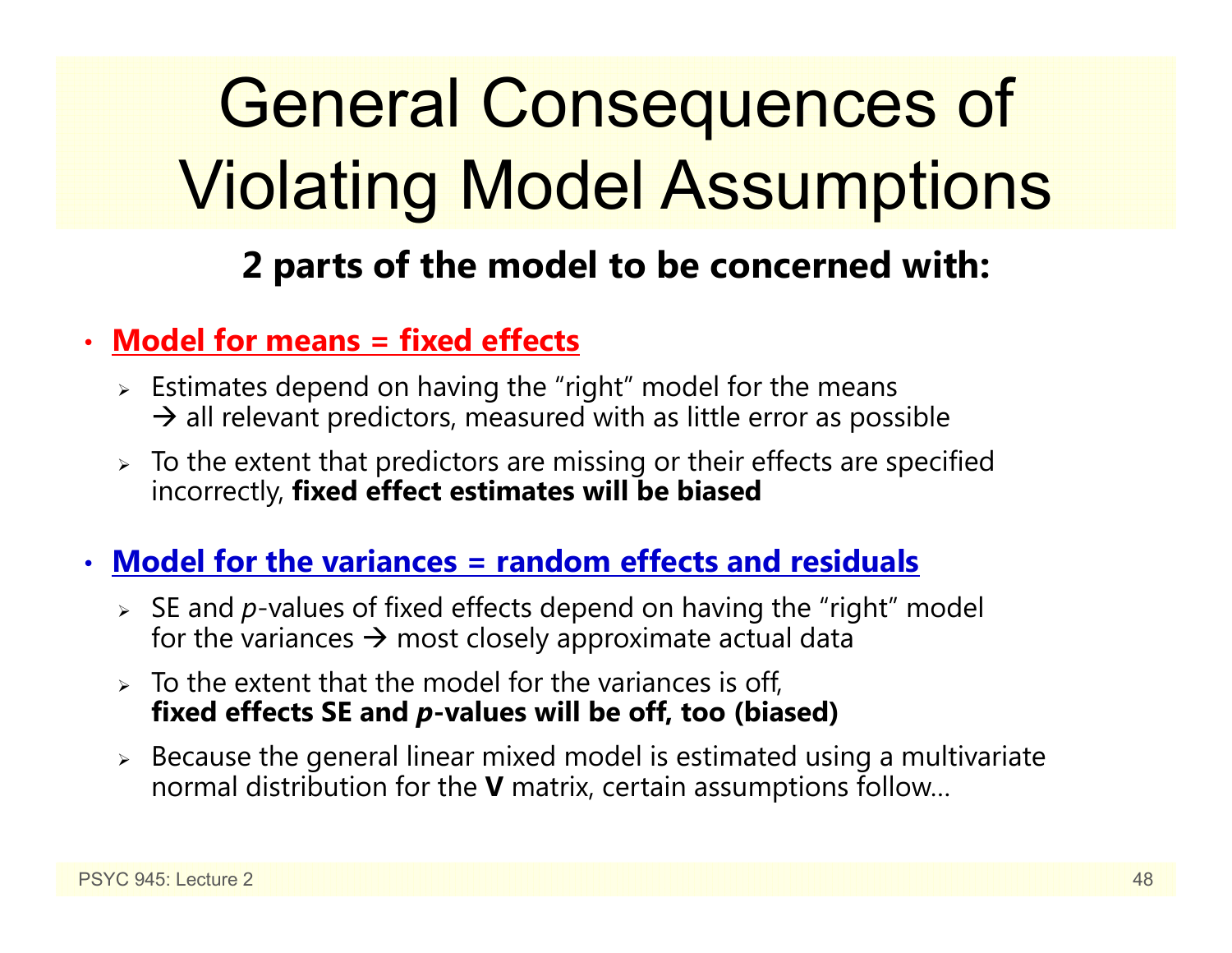# General Consequences of Violating Model Assumptions

**2 parts of the model to be concerned with:**

- **Model for means = fixed effects**
  - Estimates depend on having the "right" model for the means → all relevant predictors, measured with as little error as possible
  - To the extent that predictors are missing or their effects are specified incorrectly, **fixed effect estimates will be biased**
- **Model for the variances = random effects and residuals**
  - SE and *p*-values of fixed effects depend on having the "right" model for the variances → most closely approximate actual data
  - To the extent that the model for the variances is off, **fixed effects SE and *p*-values will be off, too (biased)**
  - Because the general linear mixed model is estimated using a multivariate normal distribution for the **V** matrix, certain assumptions follow…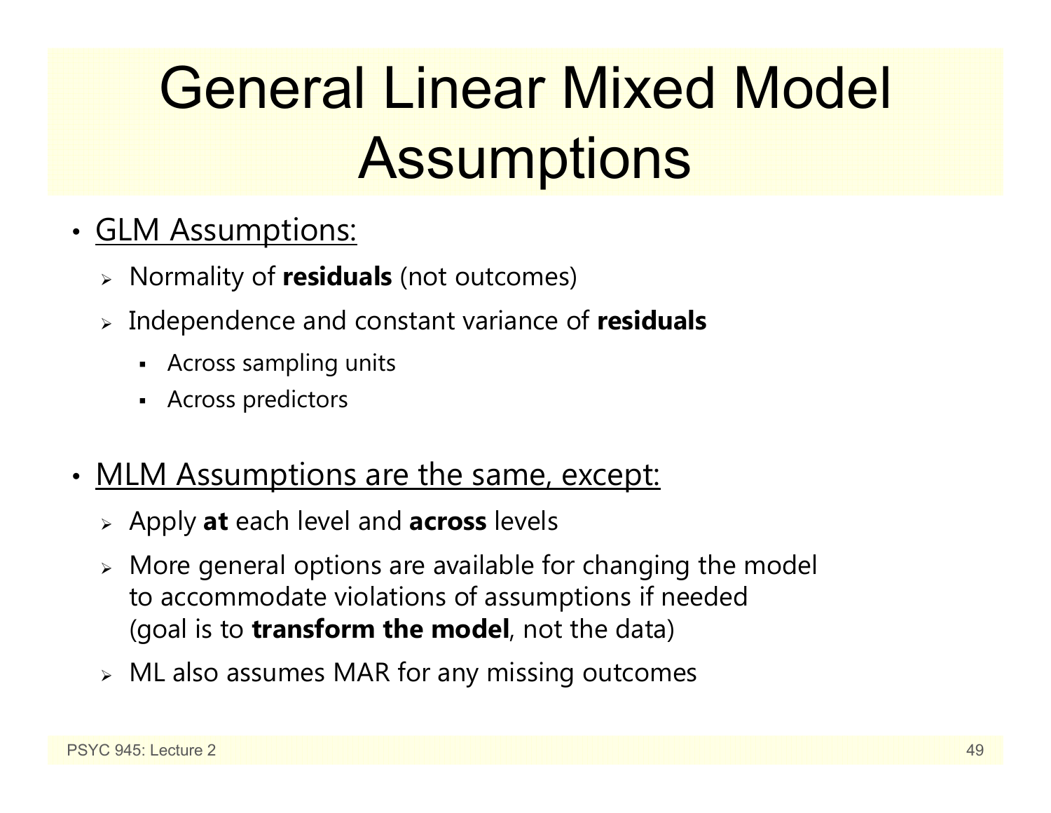# General Linear Mixed Model Assumptions

- GLM Assumptions:
  - Normality of **residuals** (not outcomes)
  - Independence and constant variance of **residuals**
    - Across sampling units
    - Across predictors

- MLM Assumptions are the same, except:
  - Apply **at** each level and **across** levels
  - More general options are available for changing the model to accommodate violations of assumptions if needed (goal is to **transform the model**, not the data)
  - ML also assumes MAR for any missing outcomes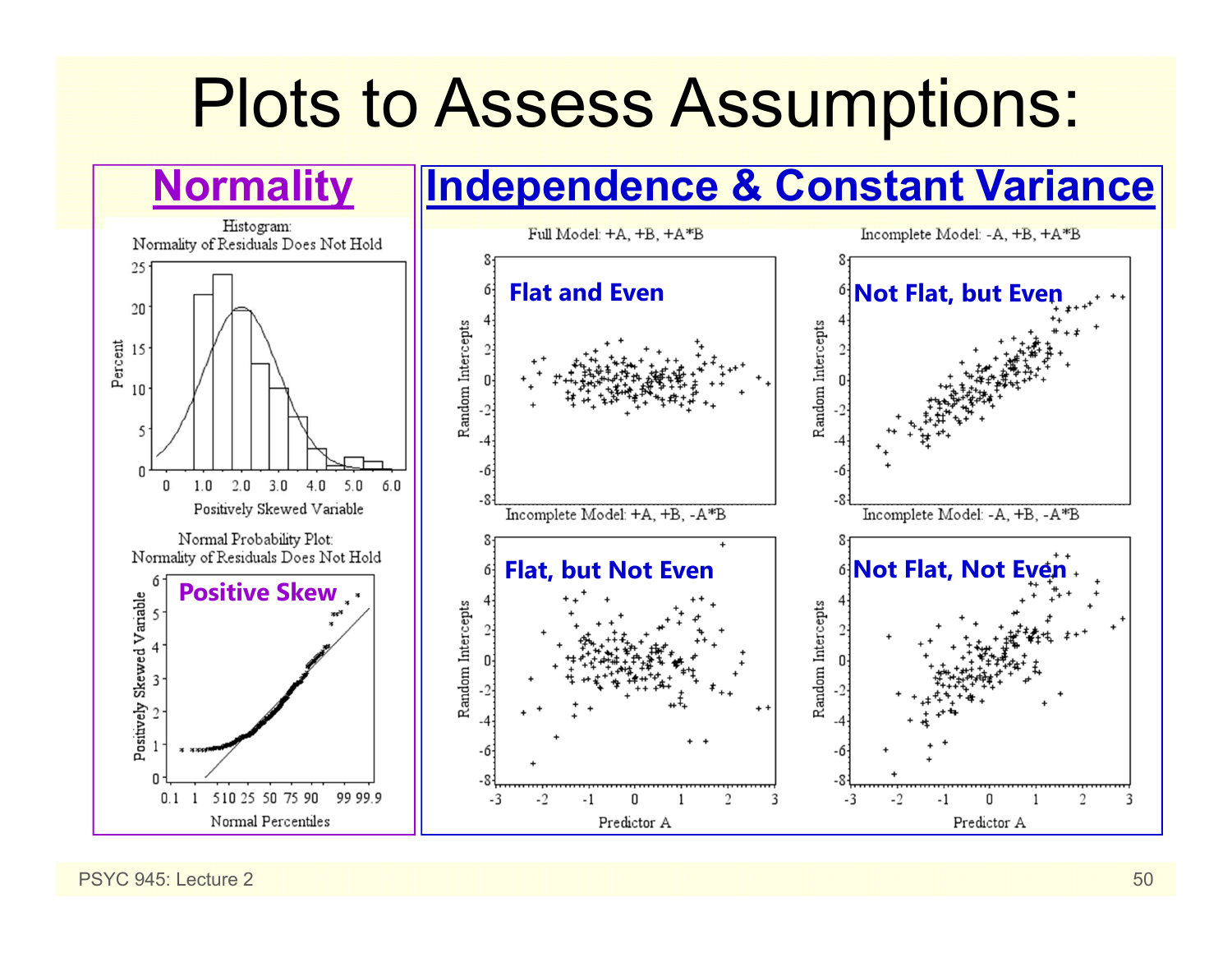# Plots to Assess Assumptions:

## Normality

Histogram: Normality of Residuals Does Not Hold

Percent

Positively Skewed Variable

Normal Probability Plot: Normality of Residuals Does Not Hold

**Positive Skew**

Positively Skewed Variable

Normal Percentiles

## Independence & Constant Variance

Full Model: +A, +B, +A*B — **Flat and Even**

Incomplete Model: -A, +B, +A*B — **Not Flat, but Even**

Incomplete Model: +A, +B, -A*B — **Flat, but Not Even**

Incomplete Model: -A, +B, -A*B — **Not Flat, Not Even**

Random Intercepts

Predictor A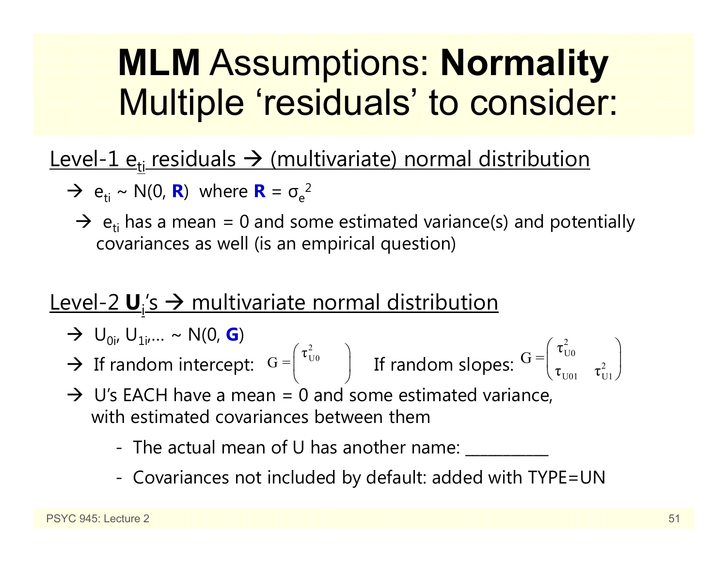# **MLM** Assumptions: **Normality** Multiple 'residuals' to consider:

Level-1 $e_{ti}$ residuals → (multivariate) normal distribution

- → $e_{ti} \sim N(0, \mathbf{R})$ where $\mathbf{R} = \sigma_e^2$
  - → $e_{ti}$ has a mean = 0 and some estimated variance(s) and potentially covariances as well (is an empirical question)

Level-2 $\mathbf{U}_i$'s → multivariate normal distribution

- → $U_{0i}, U_{1i}, \ldots \sim N(0, \mathbf{G})$
- → If random intercept: $G = \begin{pmatrix} \tau^2_{U0} \end{pmatrix}$ If random slopes: $G = \begin{pmatrix} \tau^2_{U0} & \\ \tau_{U01} & \tau^2_{U1} \end{pmatrix}$
- → U's EACH have a mean = 0 and some estimated variance, with estimated covariances between them
  - The actual mean of U has another name: __________
  - Covariances not included by default: added with TYPE=UN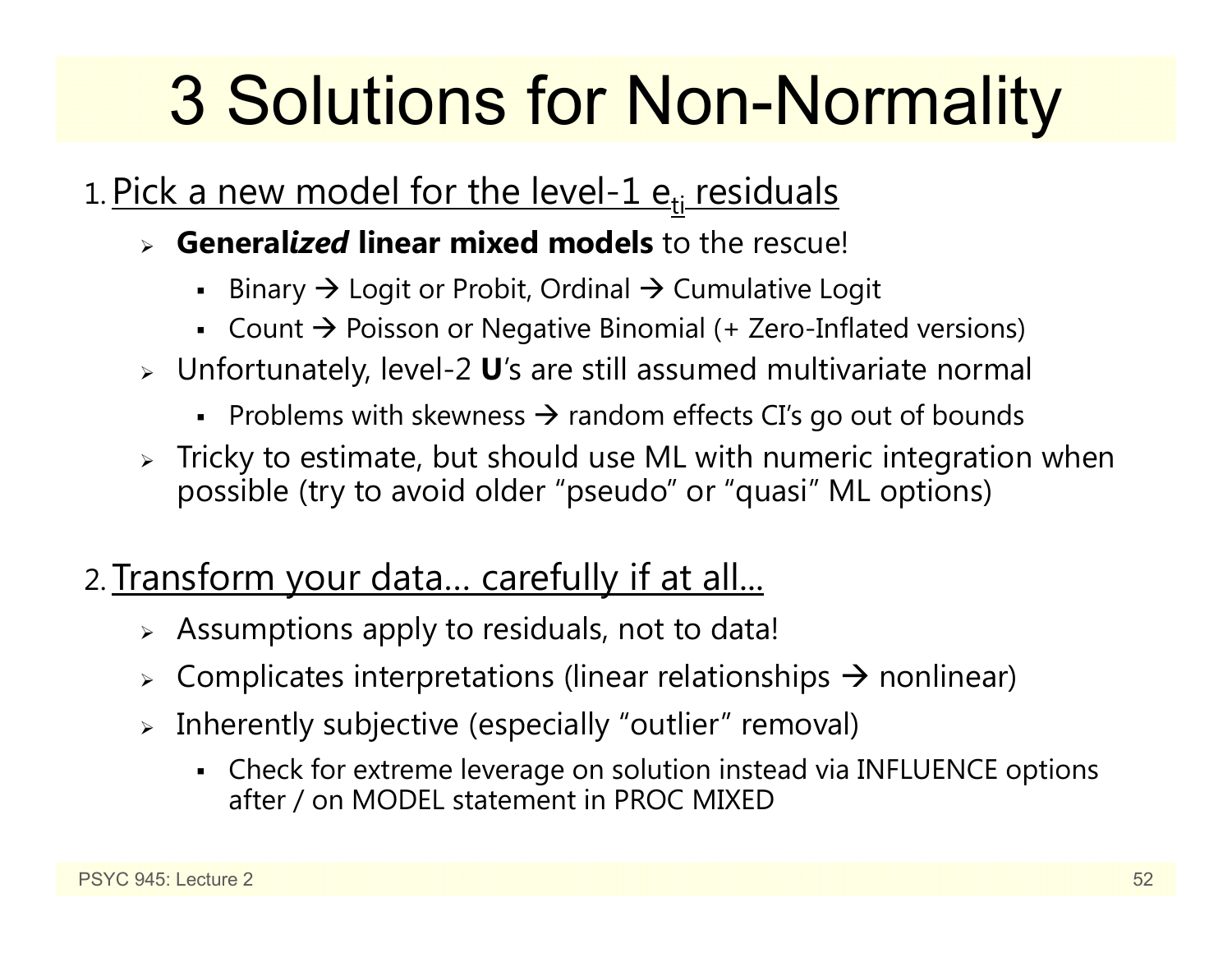# 3 Solutions for Non-Normality

1. Pick a new model for the level-1 $e_{ti}$ residuals
   - **General*ized* linear mixed models** to the rescue!
     - Binary → Logit or Probit, Ordinal → Cumulative Logit
     - Count → Poisson or Negative Binomial (+ Zero-Inflated versions)
   - Unfortunately, level-2 **U**'s are still assumed multivariate normal
     - Problems with skewness → random effects CI's go out of bounds
   - Tricky to estimate, but should use ML with numeric integration when possible (try to avoid older "pseudo" or "quasi" ML options)

2. Transform your data… carefully if at all…
   - Assumptions apply to residuals, not to data!
   - Complicates interpretations (linear relationships → nonlinear)
   - Inherently subjective (especially "outlier" removal)
     - Check for extreme leverage on solution instead via INFLUENCE options after / on MODEL statement in PROC MIXED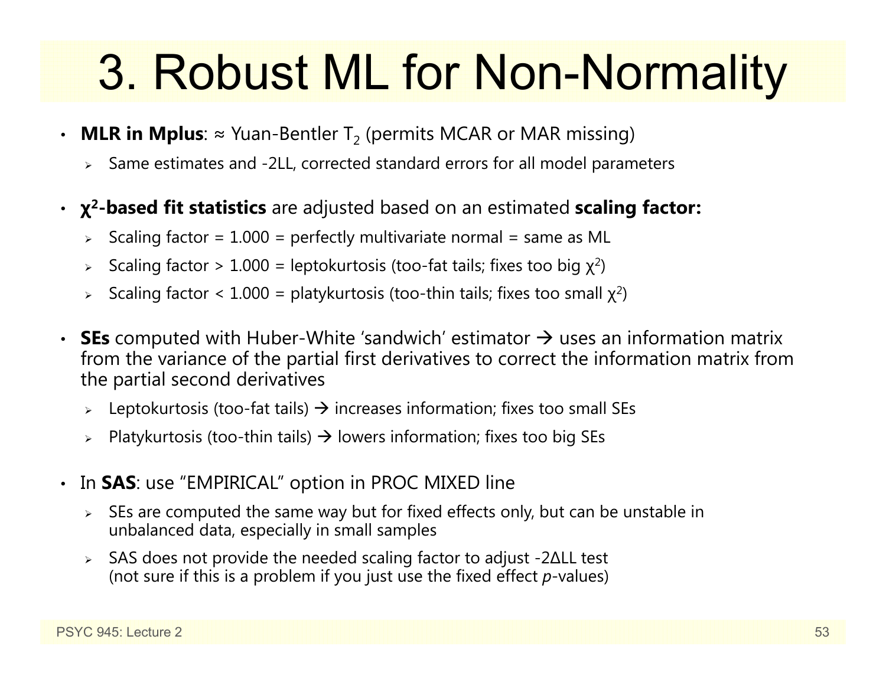# 3. Robust ML for Non-Normality

- **MLR in Mplus**: ≈ Yuan-Bentler $T_2$ (permits MCAR or MAR missing)
  - Same estimates and -2LL, corrected standard errors for all model parameters
- **$\chi^2$-based fit statistics** are adjusted based on an estimated **scaling factor:**
  - Scaling factor = 1.000 = perfectly multivariate normal = same as ML
  - Scaling factor > 1.000 = leptokurtosis (too-fat tails; fixes too big $\chi^2$)
  - Scaling factor < 1.000 = platykurtosis (too-thin tails; fixes too small $\chi^2$)
- **SEs** computed with Huber-White 'sandwich' estimator → uses an information matrix from the variance of the partial first derivatives to correct the information matrix from the partial second derivatives
  - Leptokurtosis (too-fat tails) → increases information; fixes too small SEs
  - Platykurtosis (too-thin tails) → lowers information; fixes too big SEs
- In **SAS**: use "EMPIRICAL" option in PROC MIXED line
  - SEs are computed the same way but for fixed effects only, but can be unstable in unbalanced data, especially in small samples
  - SAS does not provide the needed scaling factor to adjust -2ΔLL test (not sure if this is a problem if you just use the fixed effect *p*-values)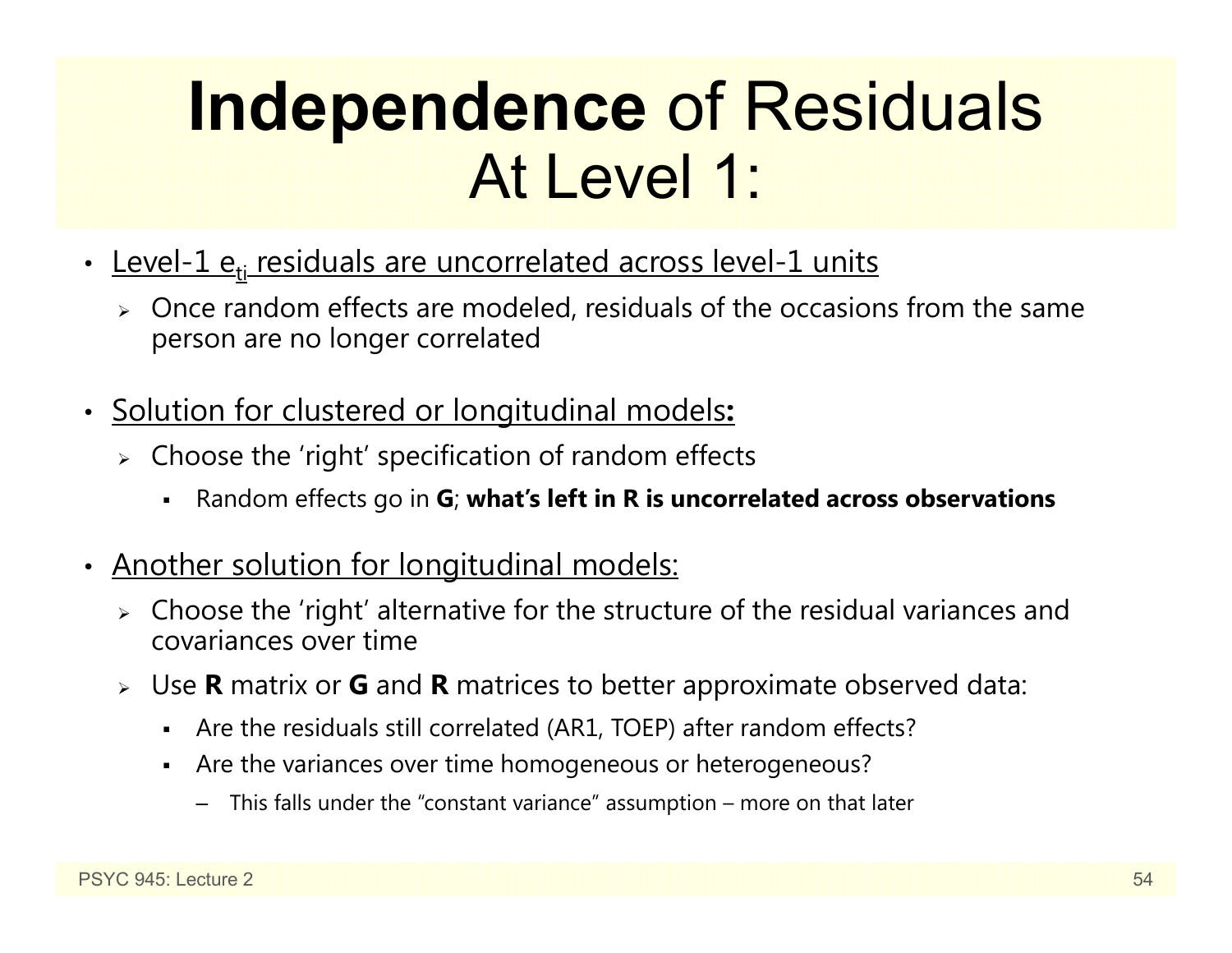# **Independence** of Residuals At Level 1:

- Level-1 $e_{ti}$ residuals are uncorrelated across level-1 units
  - Once random effects are modeled, residuals of the occasions from the same person are no longer correlated
- Solution for clustered or longitudinal models**:**
  - Choose the 'right' specification of random effects
    - Random effects go in **G**; **what's left in R is uncorrelated across observations**
- Another solution for longitudinal models:
  - Choose the 'right' alternative for the structure of the residual variances and covariances over time
  - Use **R** matrix or **G** and **R** matrices to better approximate observed data:
    - Are the residuals still correlated (AR1, TOEP) after random effects?
    - Are the variances over time homogeneous or heterogeneous?
      - This falls under the "constant variance" assumption – more on that later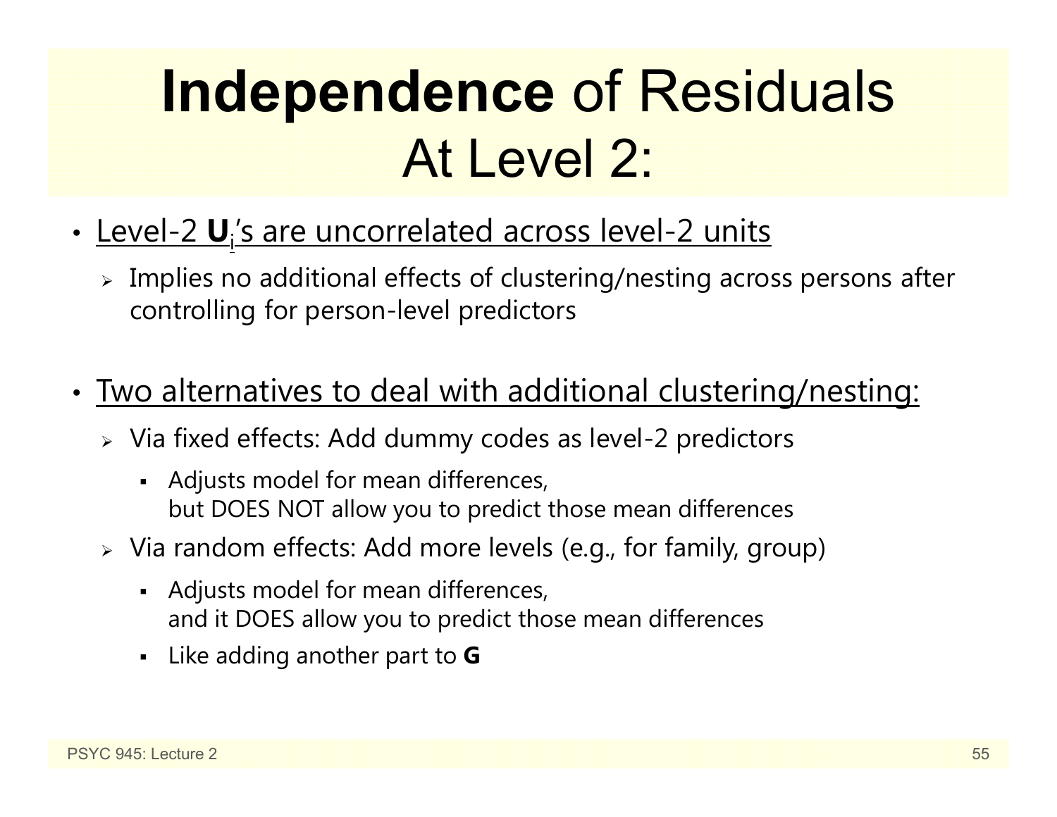# **Independence** of Residuals At Level 2:

- Level-2 $\mathbf{U}_i$'s are uncorrelated across level-2 units
  - Implies no additional effects of clustering/nesting across persons after controlling for person-level predictors

- Two alternatives to deal with additional clustering/nesting:
  - Via fixed effects: Add dummy codes as level-2 predictors
    - Adjusts model for mean differences, but DOES NOT allow you to predict those mean differences
  - Via random effects: Add more levels (e.g., for family, group)
    - Adjusts model for mean differences, and it DOES allow you to predict those mean differences
    - Like adding another part to **G**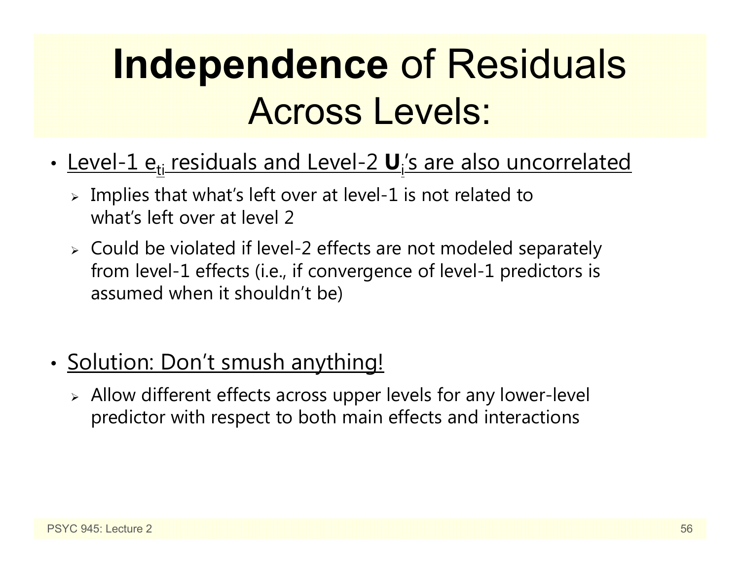# **Independence** of Residuals Across Levels:

- Level-1 $e_{ti}$ residuals and Level-2 $\mathbf{U}_i$'s are also uncorrelated
  - Implies that what's left over at level-1 is not related to what's left over at level 2
  - Could be violated if level-2 effects are not modeled separately from level-1 effects (i.e., if convergence of level-1 predictors is assumed when it shouldn't be)

- Solution: Don't smush anything!
  - Allow different effects across upper levels for any lower-level predictor with respect to both main effects and interactions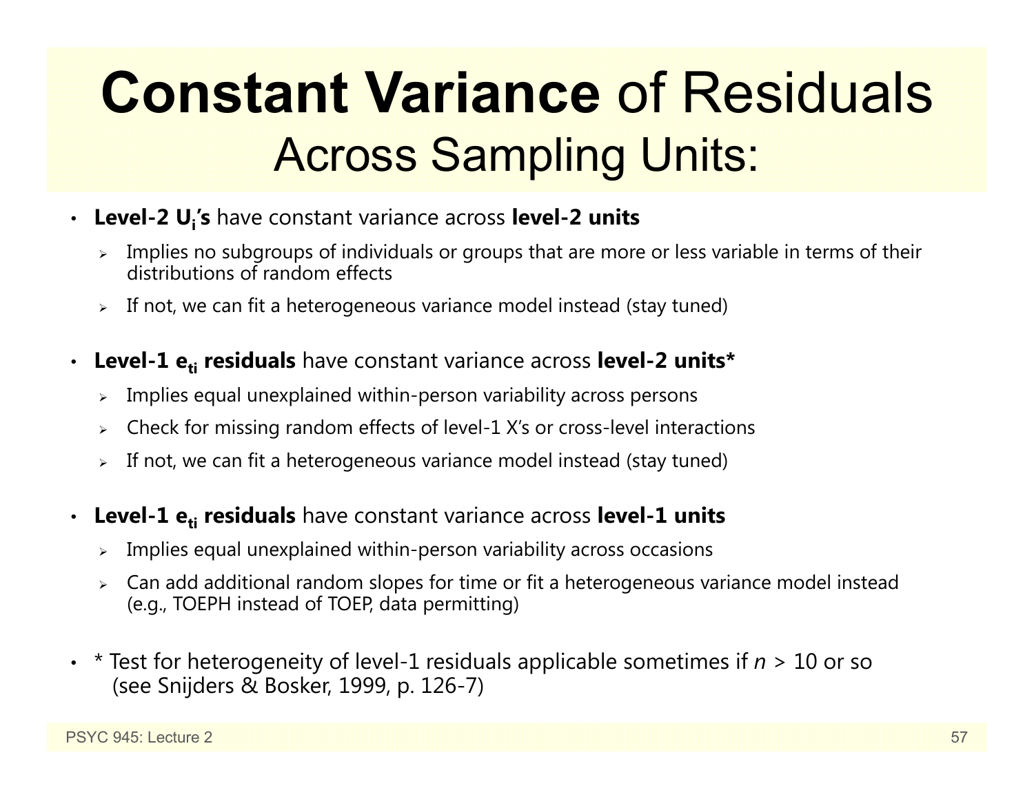# **Constant Variance** of Residuals Across Sampling Units:

- **Level-2 $U_i$'s** have constant variance across **level-2 units**
  - Implies no subgroups of individuals or groups that are more or less variable in terms of their distributions of random effects
  - If not, we can fit a heterogeneous variance model instead (stay tuned)

- **Level-1 $e_{ti}$ residuals** have constant variance across **level-2 units***
  - Implies equal unexplained within-person variability across persons
  - Check for missing random effects of level-1 X's or cross-level interactions
  - If not, we can fit a heterogeneous variance model instead (stay tuned)

- **Level-1 $e_{ti}$ residuals** have constant variance across **level-1 units**
  - Implies equal unexplained within-person variability across occasions
  - Can add additional random slopes for time or fit a heterogeneous variance model instead (e.g., TOEPH instead of TOEP, data permitting)

- * Test for heterogeneity of level-1 residuals applicable sometimes if $n$ > 10 or so (see Snijders & Bosker, 1999, p. 126-7)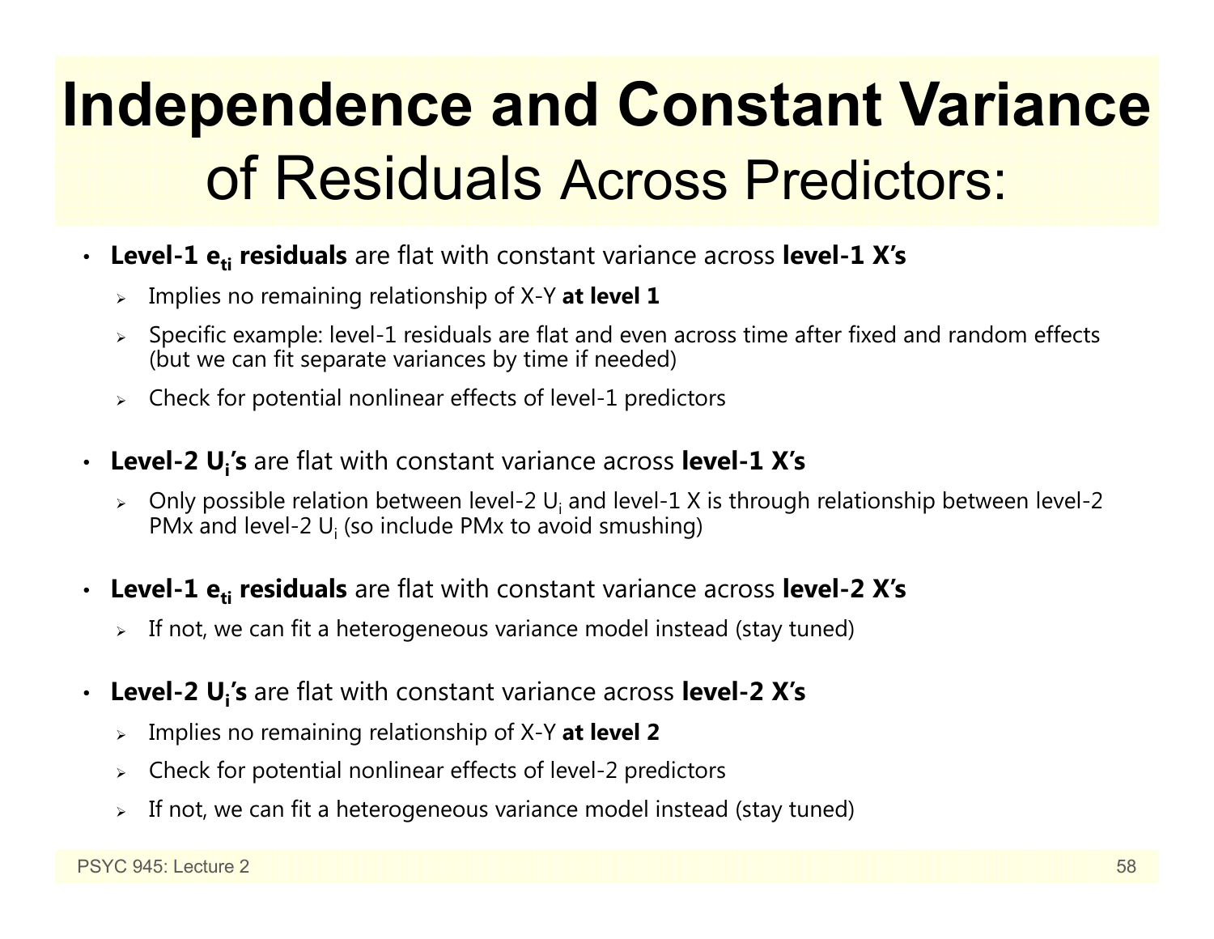# Independence and Constant Variance of Residuals Across Predictors:

- **Level-1 $e_{ti}$ residuals** are flat with constant variance across **level-1 X's**
  - Implies no remaining relationship of X-Y **at level 1**
  - Specific example: level-1 residuals are flat and even across time after fixed and random effects (but we can fit separate variances by time if needed)
  - Check for potential nonlinear effects of level-1 predictors
- **Level-2 $U_i$'s** are flat with constant variance across **level-1 X's**
  - Only possible relation between level-2 $U_i$ and level-1 X is through relationship between level-2 PMx and level-2 $U_i$ (so include PMx to avoid smushing)
- **Level-1 $e_{ti}$ residuals** are flat with constant variance across **level-2 X's**
  - If not, we can fit a heterogeneous variance model instead (stay tuned)
- **Level-2 $U_i$'s** are flat with constant variance across **level-2 X's**
  - Implies no remaining relationship of X-Y **at level 2**
  - Check for potential nonlinear effects of level-2 predictors
  - If not, we can fit a heterogeneous variance model instead (stay tuned)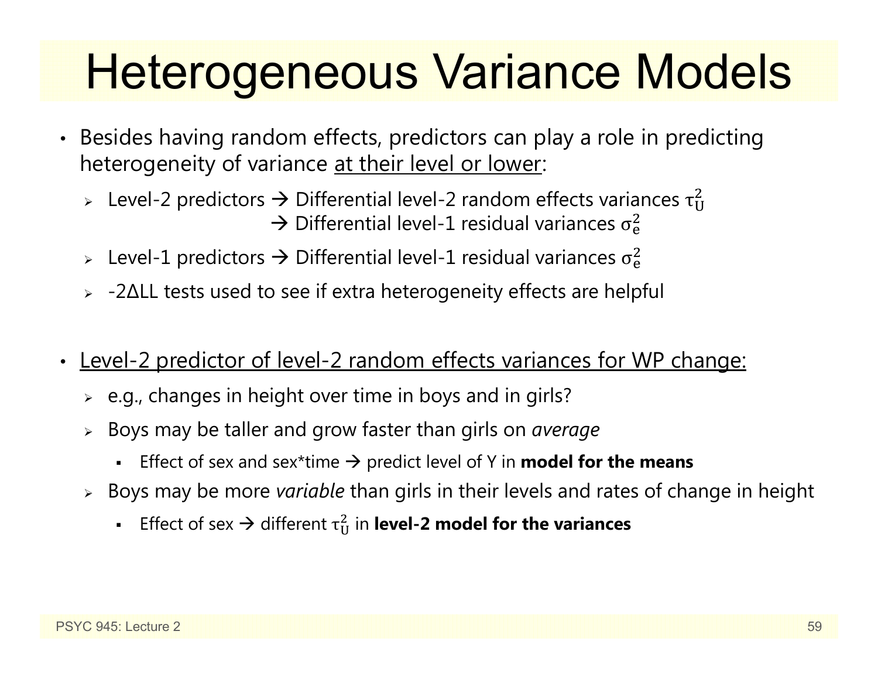# Heterogeneous Variance Models

- Besides having random effects, predictors can play a role in predicting heterogeneity of variance <u>at their level or lower</u>:
  - Level-2 predictors → Differential level-2 random effects variances $\tau^2_U$
    → Differential level-1 residual variances $\sigma^2_e$
  - Level-1 predictors → Differential level-1 residual variances $\sigma^2_e$
  - -2ΔLL tests used to see if extra heterogeneity effects are helpful

- <u>Level-2 predictor of level-2 random effects variances for WP change:</u>
  - e.g., changes in height over time in boys and in girls?
  - Boys may be taller and grow faster than girls on *average*
    - Effect of sex and sex*time → predict level of Y in **model for the means**
  - Boys may be more *variable* than girls in their levels and rates of change in height
    - Effect of sex → different $\tau^2_U$ in **level-2 model for the variances**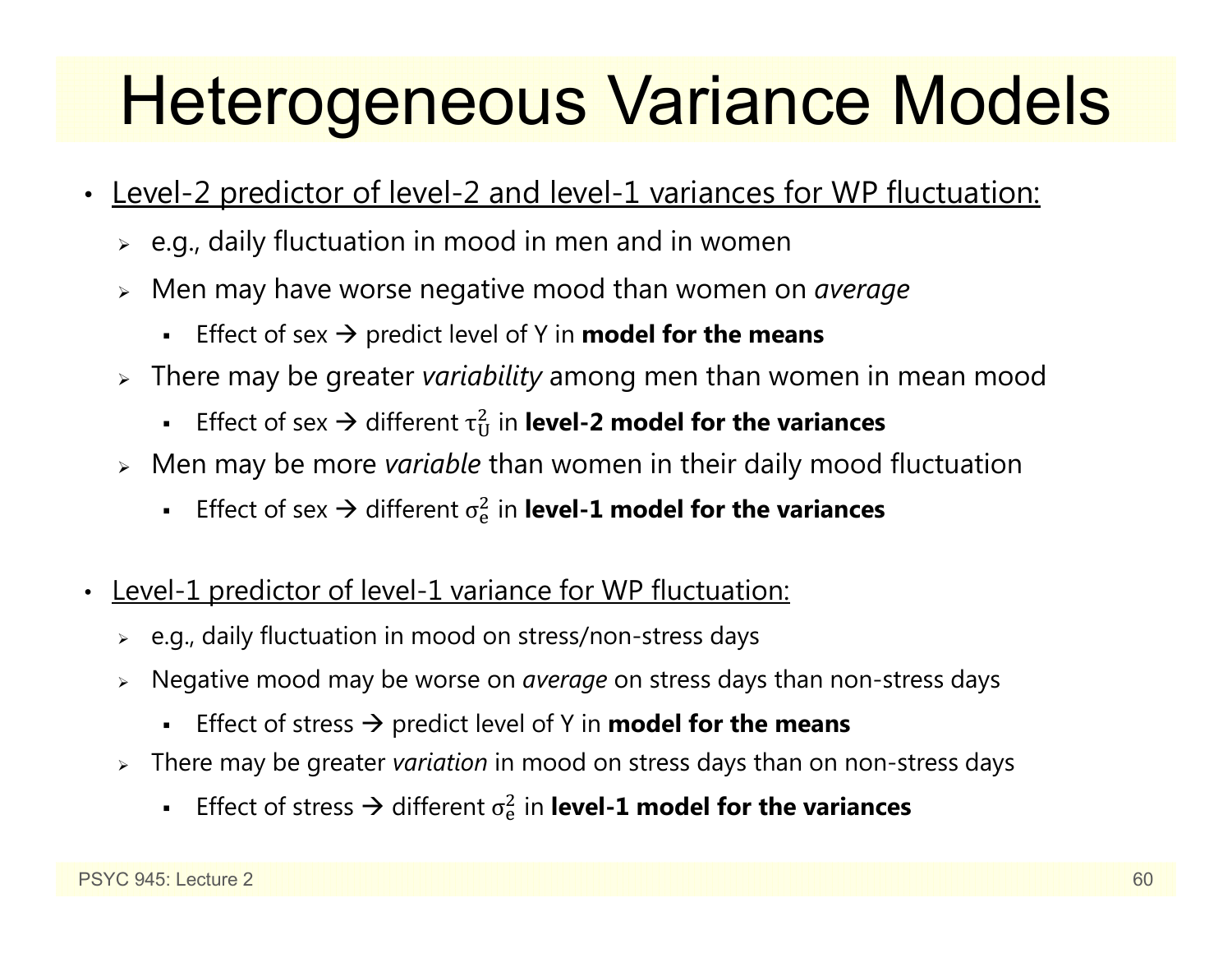# Heterogeneous Variance Models

- <u>Level-2 predictor of level-2 and level-1 variances for WP fluctuation:</u>
  - e.g., daily fluctuation in mood in men and in women
  - Men may have worse negative mood than women on *average*
    - Effect of sex → predict level of Y in **model for the means**
  - There may be greater *variability* among men than women in mean mood
    - Effect of sex → different $\tau_U^2$ in **level-2 model for the variances**
  - Men may be more *variable* than women in their daily mood fluctuation
    - Effect of sex → different $\sigma_e^2$ in **level-1 model for the variances**

- <u>Level-1 predictor of level-1 variance for WP fluctuation:</u>
  - e.g., daily fluctuation in mood on stress/non-stress days
  - Negative mood may be worse on *average* on stress days than non-stress days
    - Effect of stress → predict level of Y in **model for the means**
  - There may be greater *variation* in mood on stress days than on non-stress days
    - Effect of stress → different $\sigma_e^2$ in **level-1 model for the variances**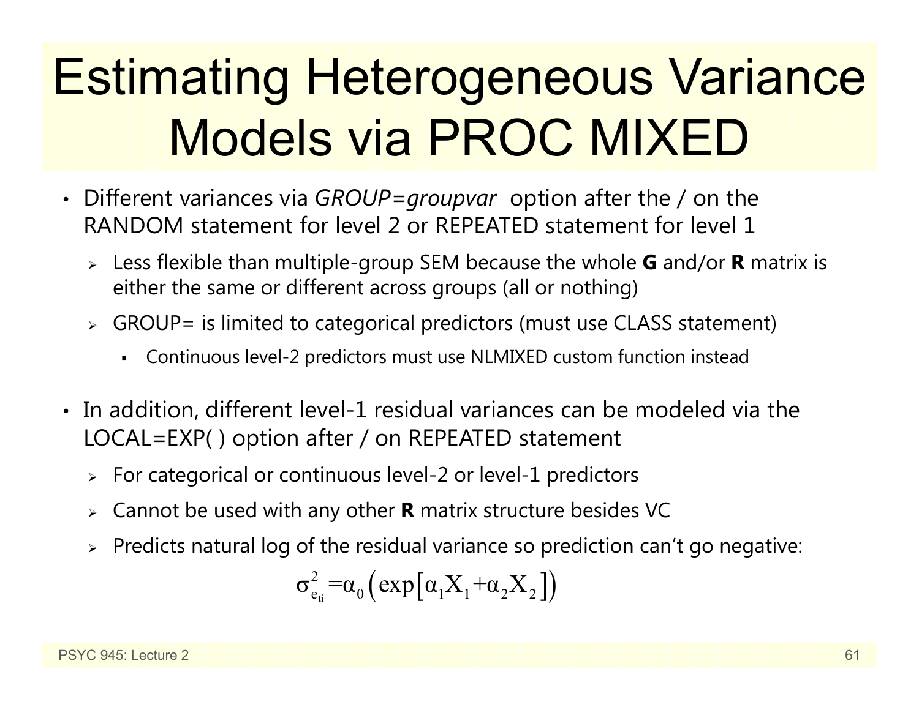# Estimating Heterogeneous Variance Models via PROC MIXED

- Different variances via *GROUP=groupvar* option after the / on the RANDOM statement for level 2 or REPEATED statement for level 1
  - Less flexible than multiple-group SEM because the whole **G** and/or **R** matrix is either the same or different across groups (all or nothing)
  - GROUP= is limited to categorical predictors (must use CLASS statement)
    - Continuous level-2 predictors must use NLMIXED custom function instead
- In addition, different level-1 residual variances can be modeled via the LOCAL=EXP( ) option after / on REPEATED statement
  - For categorical or continuous level-2 or level-1 predictors
  - Cannot be used with any other **R** matrix structure besides VC
  - Predicts natural log of the residual variance so prediction can't go negative:

$$\sigma^2_{e_{ti}} = \alpha_0 \left( \exp\left[ \alpha_1 X_1 + \alpha_2 X_2 \right] \right)$$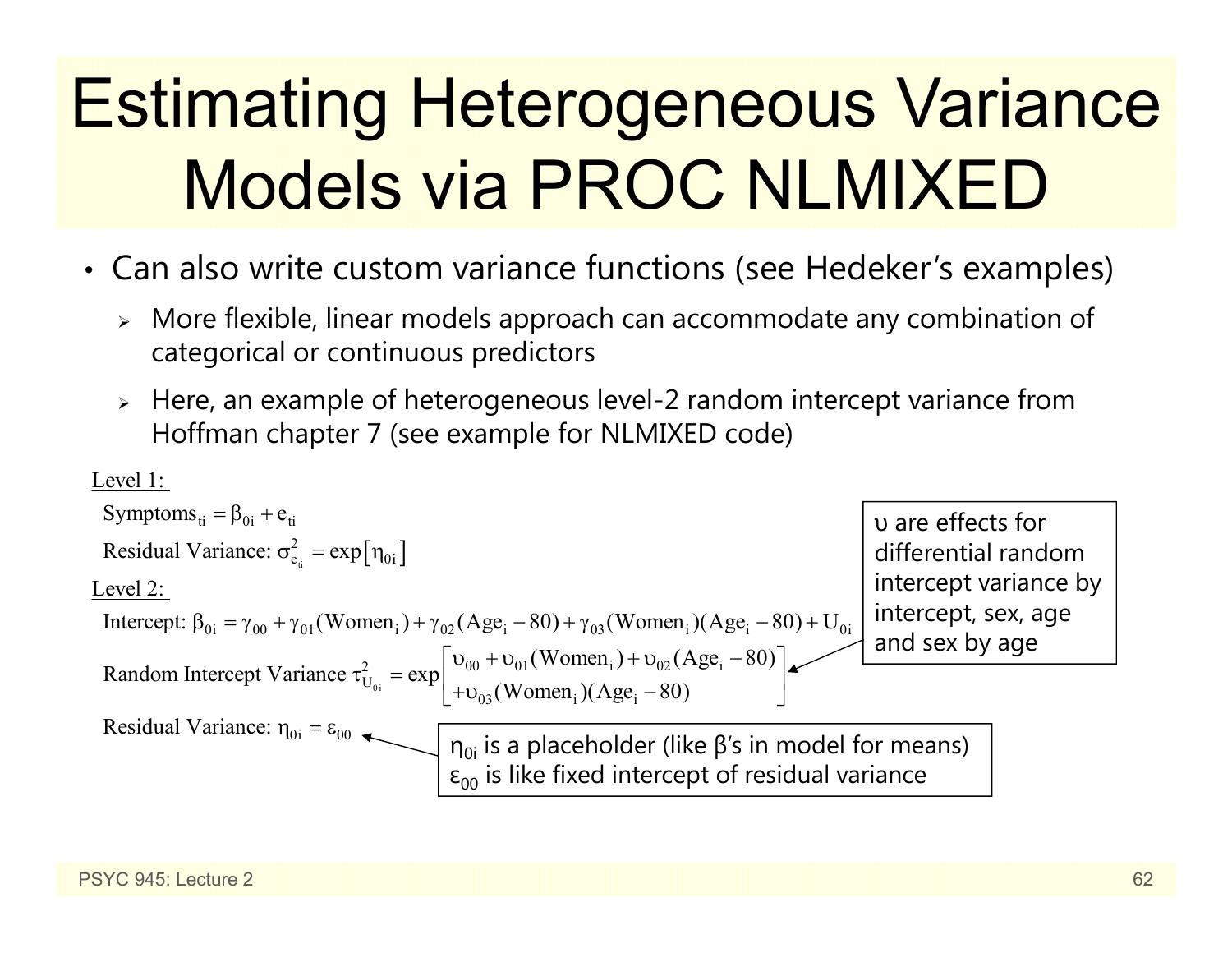# Estimating Heterogeneous Variance Models via PROC NLMIXED

- Can also write custom variance functions (see Hedeker's examples)
  - More flexible, linear models approach can accommodate any combination of categorical or continuous predictors
  - Here, an example of heterogeneous level-2 random intercept variance from Hoffman chapter 7 (see example for NLMIXED code)

Level 1:

$$\text{Symptoms}_{ti} = \beta_{0i} + e_{ti}$$

$$\text{Residual Variance: } \sigma^2_{e_{ti}} = \exp\left[\eta_{0i}\right]$$

Level 2:

$$\text{Intercept: } \beta_{0i} = \gamma_{00} + \gamma_{01}(\text{Women}_i) + \gamma_{02}(\text{Age}_i - 80) + \gamma_{03}(\text{Women}_i)(\text{Age}_i - 80) + U_{0i}$$

$$\text{Random Intercept Variance } \tau^2_{U_{0i}} = \exp\begin{bmatrix} \upsilon_{00} + \upsilon_{01}(\text{Women}_i) + \upsilon_{02}(\text{Age}_i - 80) \\ + \upsilon_{03}(\text{Women}_i)(\text{Age}_i - 80) \end{bmatrix}$$

$$\text{Residual Variance: } \eta_{0i} = \varepsilon_{00}$$

$\upsilon$ are effects for differential random intercept variance by intercept, sex, age and sex by age

$\eta_{0i}$ is a placeholder (like β's in model for means)
$\varepsilon_{00}$ is like fixed intercept of residual variance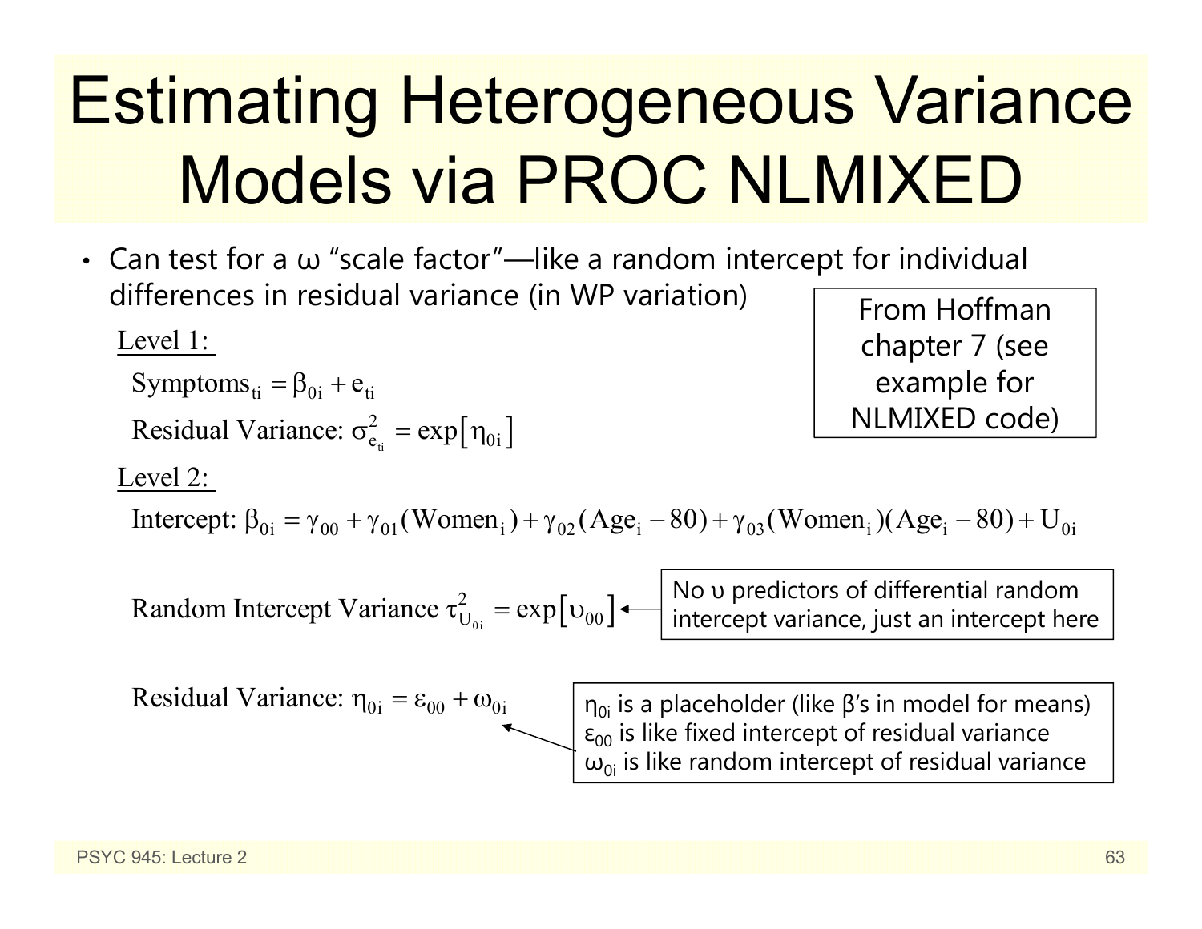# Estimating Heterogeneous Variance Models via PROC NLMIXED

- Can test for a ω "scale factor"—like a random intercept for individual differences in residual variance (in WP variation)

From Hoffman chapter 7 (see example for NLMIXED code)

Level 1:

$$\text{Symptoms}_{ti} = \beta_{0i} + e_{ti}$$

$$\text{Residual Variance: } \sigma^2_{e_{ti}} = \exp\left[\eta_{0i}\right]$$

Level 2:

$$\text{Intercept: } \beta_{0i} = \gamma_{00} + \gamma_{01}(\text{Women}_i) + \gamma_{02}(\text{Age}_i - 80) + \gamma_{03}(\text{Women}_i)(\text{Age}_i - 80) + U_{0i}$$

$$\text{Random Intercept Variance } \tau^2_{U_{0i}} = \exp\left[\upsilon_{00}\right]$$

No υ predictors of differential random intercept variance, just an intercept here

$$\text{Residual Variance: } \eta_{0i} = \varepsilon_{00} + \omega_{0i}$$

$\eta_{0i}$ is a placeholder (like β's in model for means)
$\varepsilon_{00}$ is like fixed intercept of residual variance
$\omega_{0i}$ is like random intercept of residual variance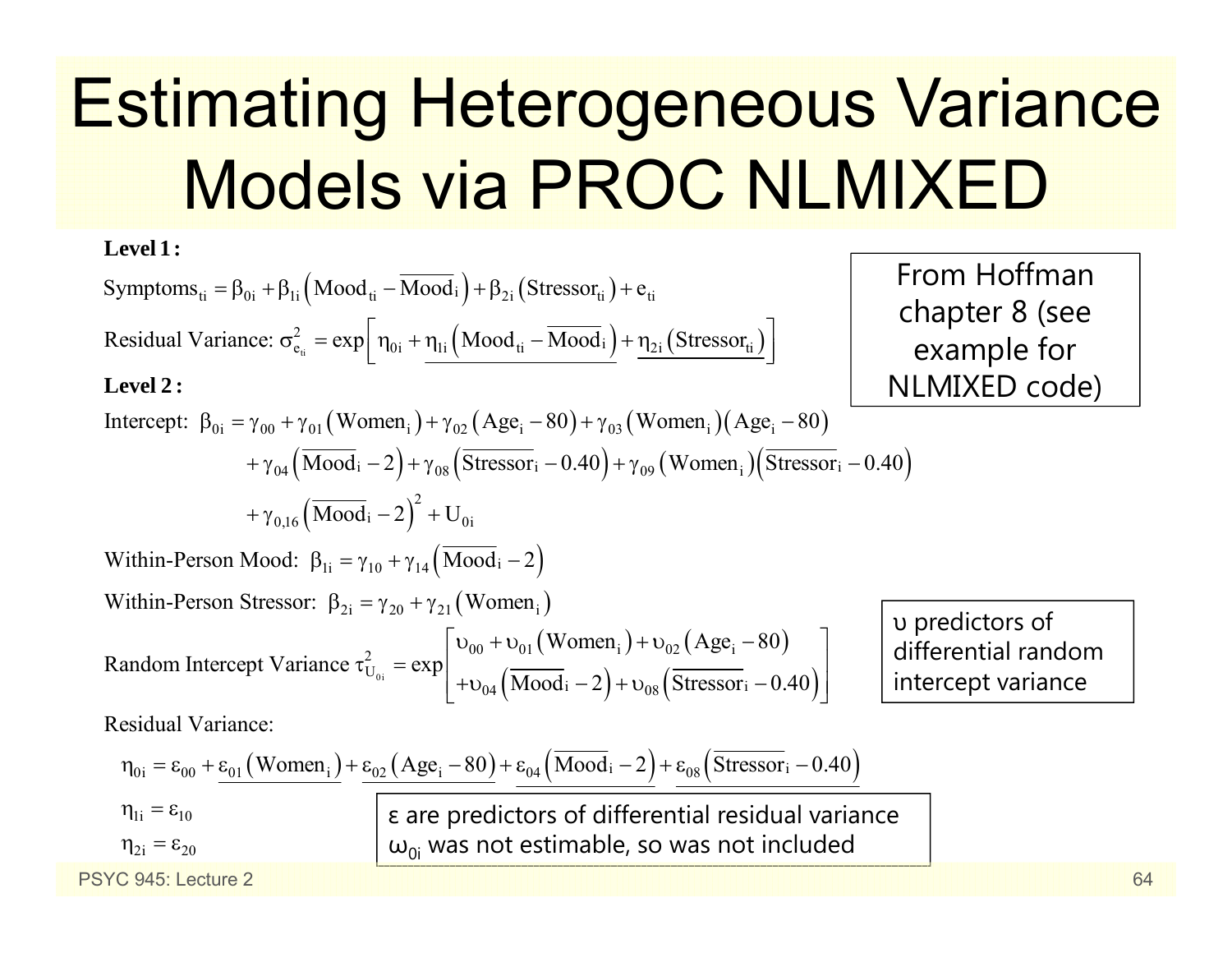# Estimating Heterogeneous Variance Models via PROC NLMIXED

**Level 1:**

$$\text{Symptoms}_{ti} = \beta_{0i} + \beta_{1i}\left(\text{Mood}_{ti} - \overline{\text{Mood}}_i\right) + \beta_{2i}\left(\text{Stressor}_{ti}\right) + e_{ti}$$

$$\text{Residual Variance: } \sigma^2_{e_{ti}} = \exp\left[\eta_{0i} + \underline{\eta_{1i}\left(\text{Mood}_{ti} - \overline{\text{Mood}}_i\right)} + \underline{\eta_{2i}\left(\text{Stressor}_{ti}\right)}\right]$$

**Level 2:**

$$\text{Intercept: } \beta_{0i} = \gamma_{00} + \gamma_{01}\left(\text{Women}_i\right) + \gamma_{02}\left(\text{Age}_i - 80\right) + \gamma_{03}\left(\text{Women}_i\right)\left(\text{Age}_i - 80\right)$$
$$+ \gamma_{04}\left(\overline{\text{Mood}}_i - 2\right) + \gamma_{08}\left(\overline{\text{Stressor}}_i - 0.40\right) + \gamma_{09}\left(\text{Women}_i\right)\left(\overline{\text{Stressor}}_i - 0.40\right)$$
$$+ \gamma_{0,16}\left(\overline{\text{Mood}}_i - 2\right)^2 + U_{0i}$$

$$\text{Within-Person Mood: } \beta_{1i} = \gamma_{10} + \gamma_{14}\left(\overline{\text{Mood}}_i - 2\right)$$

$$\text{Within-Person Stressor: } \beta_{2i} = \gamma_{20} + \gamma_{21}\left(\text{Women}_i\right)$$

$$\text{Random Intercept Variance } \tau^2_{U_{0i}} = \exp\begin{bmatrix}\upsilon_{00} + \upsilon_{01}\left(\text{Women}_i\right) + \upsilon_{02}\left(\text{Age}_i - 80\right) \\ +\upsilon_{04}\left(\overline{\text{Mood}}_i - 2\right) + \upsilon_{08}\left(\overline{\text{Stressor}}_i - 0.40\right)\end{bmatrix}$$

Residual Variance:

$$\eta_{0i} = \varepsilon_{00} + \underline{\varepsilon_{01}\left(\text{Women}_i\right)} + \underline{\varepsilon_{02}\left(\text{Age}_i - 80\right)} + \underline{\varepsilon_{04}\left(\overline{\text{Mood}}_i - 2\right)} + \underline{\varepsilon_{08}\left(\overline{\text{Stressor}}_i - 0.40\right)}$$

$$\eta_{1i} = \varepsilon_{10}$$

$$\eta_{2i} = \varepsilon_{20}$$

From Hoffman chapter 8 (see example for NLMIXED code)

υ predictors of differential random intercept variance

ε are predictors of differential residual variance
$\omega_{0i}$ was not estimable, so was not included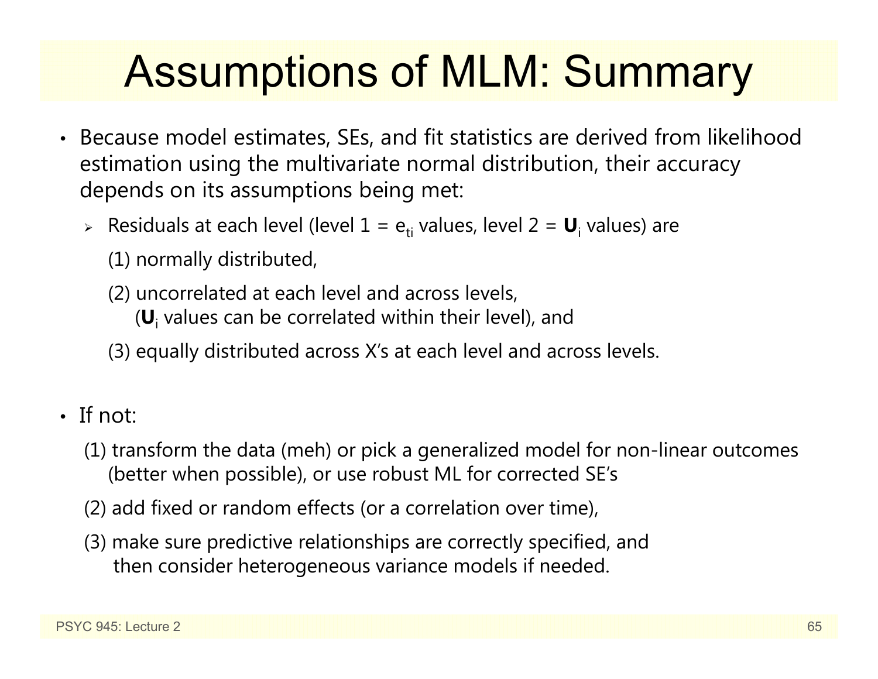# Assumptions of MLM: Summary

- Because model estimates, SEs, and fit statistics are derived from likelihood estimation using the multivariate normal distribution, their accuracy depends on its assumptions being met:
  - Residuals at each level (level 1 = $e_{ti}$ values, level 2 = $\mathbf{U}_i$ values) are

    (1) normally distributed,

    (2) uncorrelated at each level and across levels, ($\mathbf{U}_i$ values can be correlated within their level), and

    (3) equally distributed across X's at each level and across levels.

- If not:

  (1) transform the data (meh) or pick a generalized model for non-linear outcomes (better when possible), or use robust ML for corrected SE's

  (2) add fixed or random effects (or a correlation over time),

  (3) make sure predictive relationships are correctly specified, and then consider heterogeneous variance models if needed.